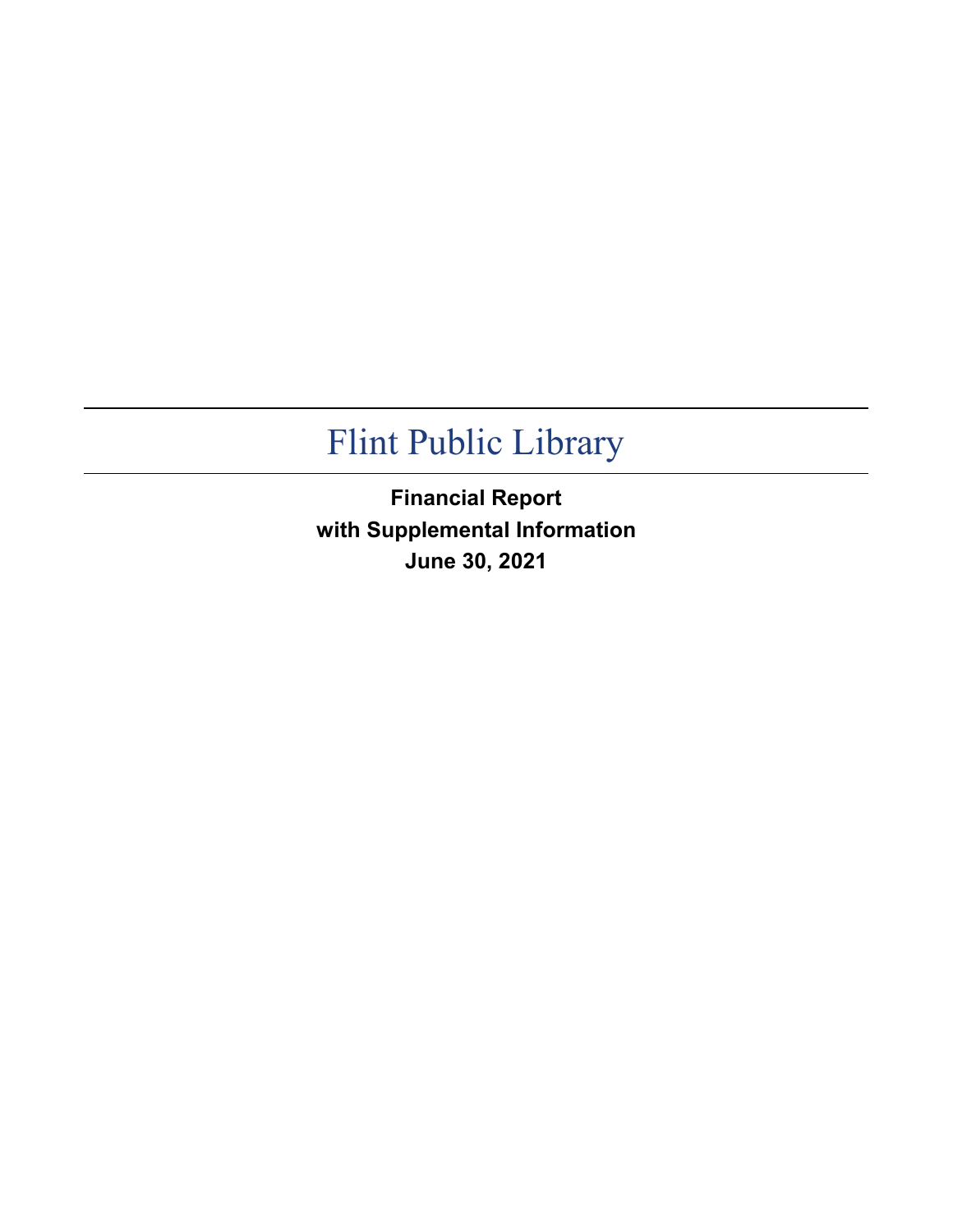# Flint Public Library

**Financial Report**
**with Supplemental Information**
**June 30, 2021**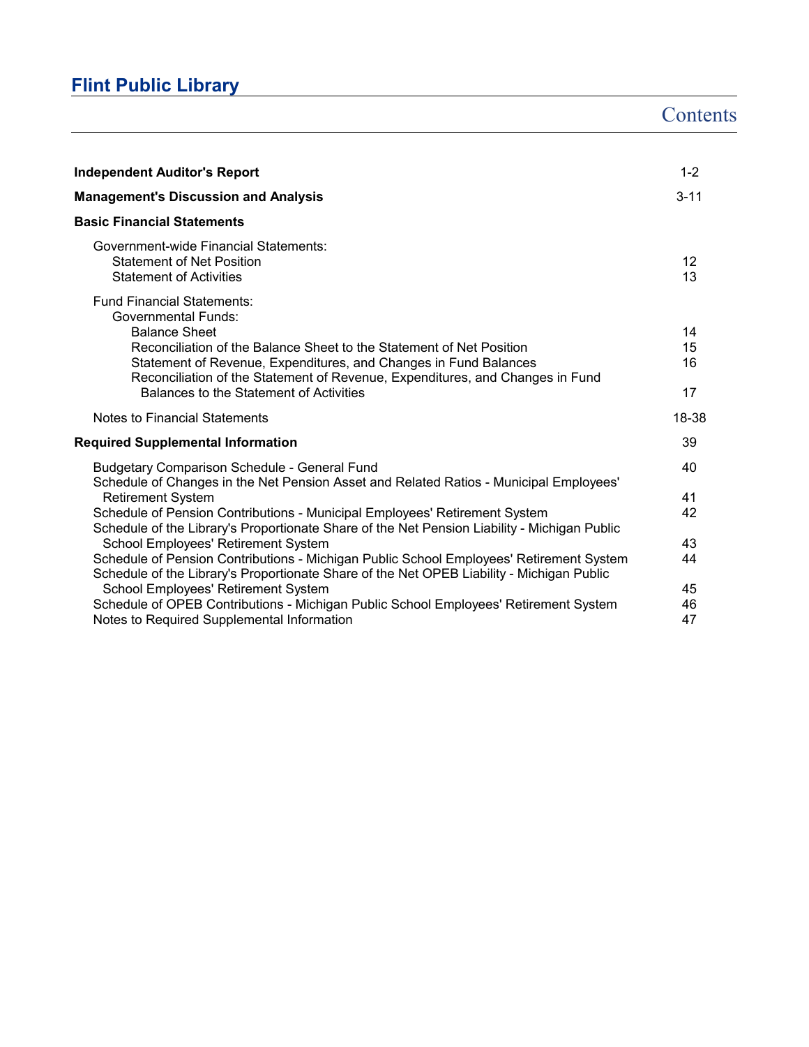# Flint Public Library

## Contents

| | |
|---|---|
| **Independent Auditor's Report** | 1-2 |
| **Management's Discussion and Analysis** | 3-11 |
| **Basic Financial Statements** | |
| Government-wide Financial Statements: | |
| Statement of Net Position | 12 |
| Statement of Activities | 13 |
| Fund Financial Statements: | |
| Governmental Funds: | |
| Balance Sheet | 14 |
| Reconciliation of the Balance Sheet to the Statement of Net Position | 15 |
| Statement of Revenue, Expenditures, and Changes in Fund Balances | 16 |
| Reconciliation of the Statement of Revenue, Expenditures, and Changes in Fund Balances to the Statement of Activities | 17 |
| Notes to Financial Statements | 18-38 |
| **Required Supplemental Information** | 39 |
| Budgetary Comparison Schedule - General Fund | 40 |
| Schedule of Changes in the Net Pension Asset and Related Ratios - Municipal Employees' Retirement System | 41 |
| Schedule of Pension Contributions - Municipal Employees' Retirement System | 42 |
| Schedule of the Library's Proportionate Share of the Net Pension Liability - Michigan Public School Employees' Retirement System | 43 |
| Schedule of Pension Contributions - Michigan Public School Employees' Retirement System | 44 |
| Schedule of the Library's Proportionate Share of the Net OPEB Liability - Michigan Public School Employees' Retirement System | 45 |
| Schedule of OPEB Contributions - Michigan Public School Employees' Retirement System | 46 |
| Notes to Required Supplemental Information | 47 |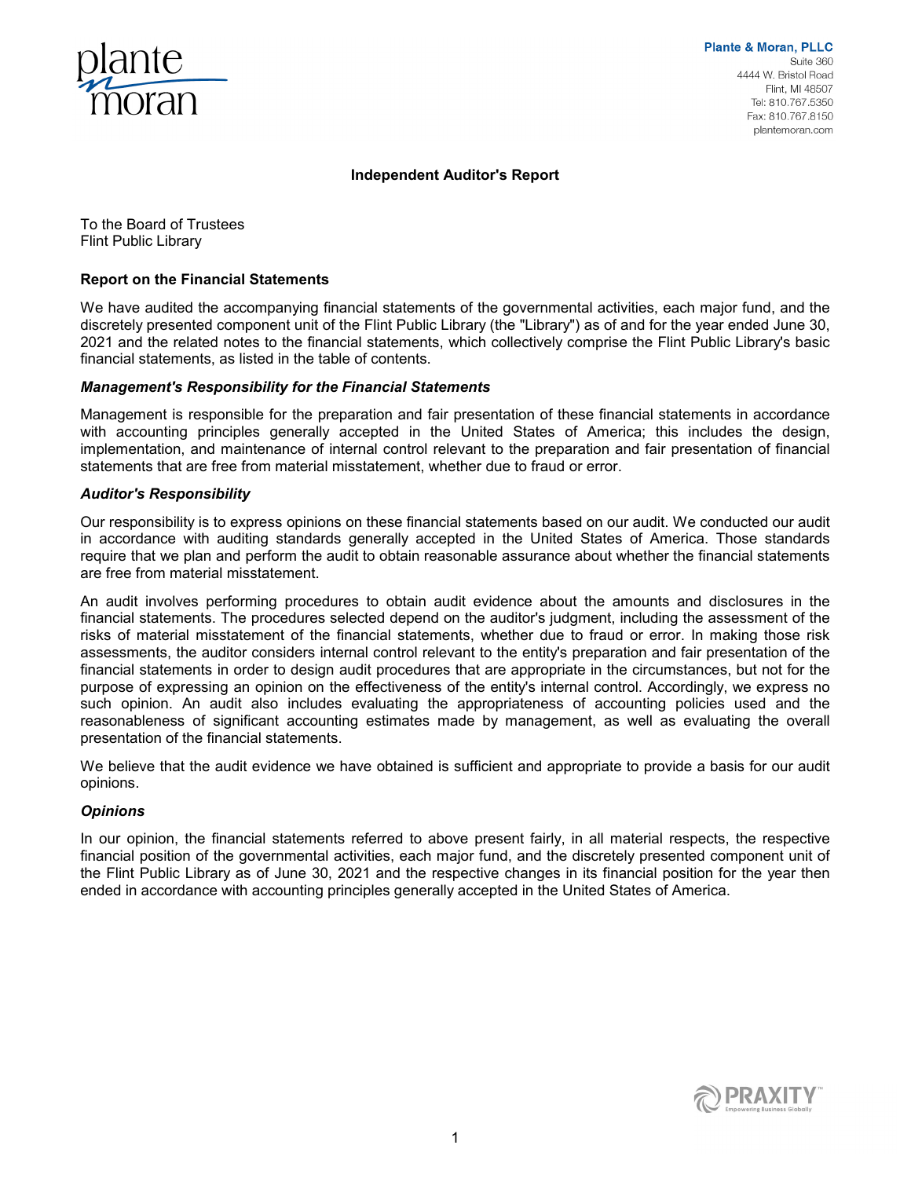Plante & Moran, PLLC
Suite 360
4444 W. Bristol Road
Flint, MI 48507
Tel: 810.767.5350
Fax: 810.767.8150
plantemoran.com

## Independent Auditor's Report

To the Board of Trustees
Flint Public Library

### Report on the Financial Statements

We have audited the accompanying financial statements of the governmental activities, each major fund, and the discretely presented component unit of the Flint Public Library (the "Library") as of and for the year ended June 30, 2021 and the related notes to the financial statements, which collectively comprise the Flint Public Library's basic financial statements, as listed in the table of contents.

#### *Management's Responsibility for the Financial Statements*

Management is responsible for the preparation and fair presentation of these financial statements in accordance with accounting principles generally accepted in the United States of America; this includes the design, implementation, and maintenance of internal control relevant to the preparation and fair presentation of financial statements that are free from material misstatement, whether due to fraud or error.

#### *Auditor's Responsibility*

Our responsibility is to express opinions on these financial statements based on our audit. We conducted our audit in accordance with auditing standards generally accepted in the United States of America. Those standards require that we plan and perform the audit to obtain reasonable assurance about whether the financial statements are free from material misstatement.

An audit involves performing procedures to obtain audit evidence about the amounts and disclosures in the financial statements. The procedures selected depend on the auditor's judgment, including the assessment of the risks of material misstatement of the financial statements, whether due to fraud or error. In making those risk assessments, the auditor considers internal control relevant to the entity's preparation and fair presentation of the financial statements in order to design audit procedures that are appropriate in the circumstances, but not for the purpose of expressing an opinion on the effectiveness of the entity's internal control. Accordingly, we express no such opinion. An audit also includes evaluating the appropriateness of accounting policies used and the reasonableness of significant accounting estimates made by management, as well as evaluating the overall presentation of the financial statements.

We believe that the audit evidence we have obtained is sufficient and appropriate to provide a basis for our audit opinions.

#### *Opinions*

In our opinion, the financial statements referred to above present fairly, in all material respects, the respective financial position of the governmental activities, each major fund, and the discretely presented component unit of the Flint Public Library as of June 30, 2021 and the respective changes in its financial position for the year then ended in accordance with accounting principles generally accepted in the United States of America.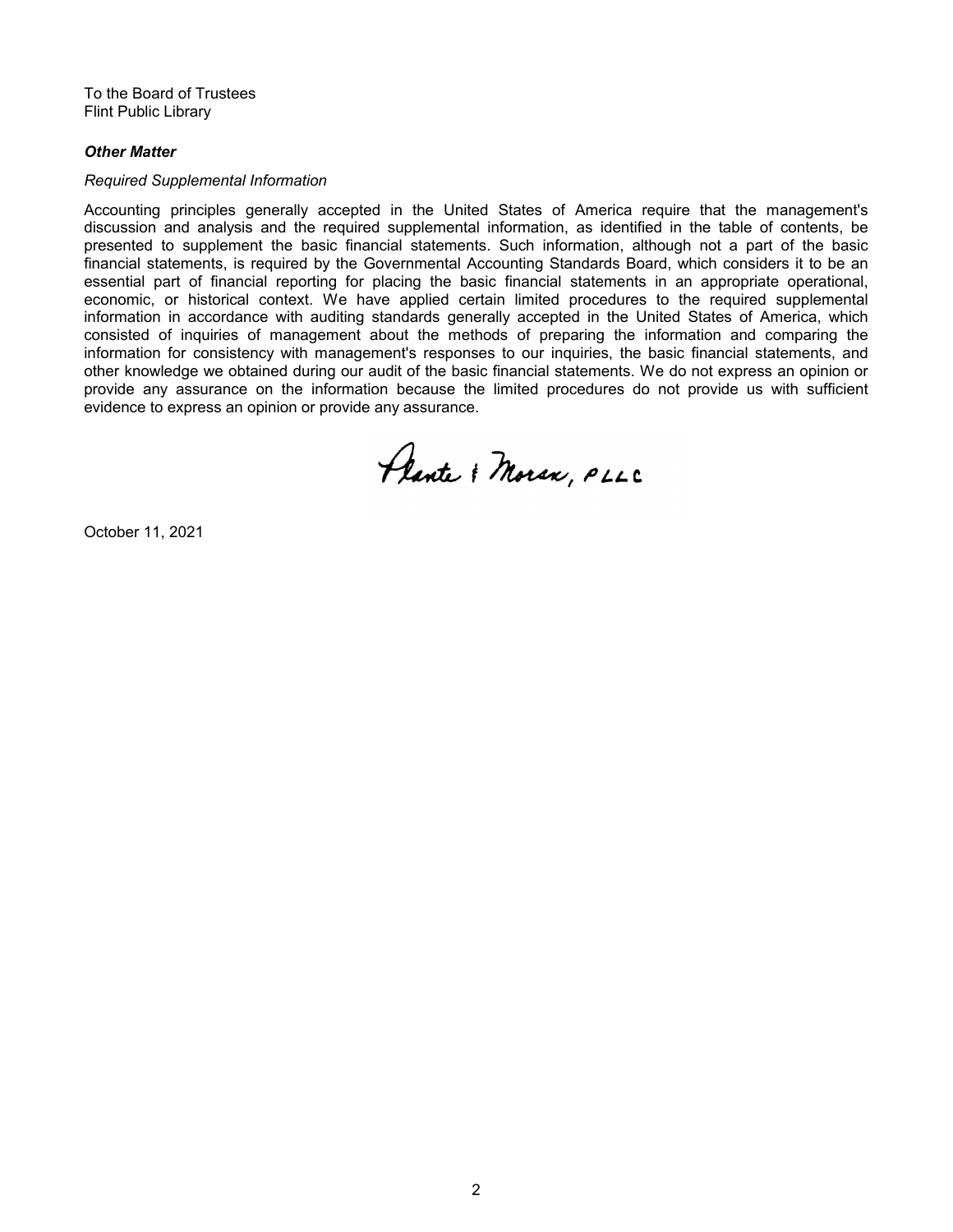To the Board of Trustees
Flint Public Library

***Other Matter***

*Required Supplemental Information*

Accounting principles generally accepted in the United States of America require that the management's discussion and analysis and the required supplemental information, as identified in the table of contents, be presented to supplement the basic financial statements. Such information, although not a part of the basic financial statements, is required by the Governmental Accounting Standards Board, which considers it to be an essential part of financial reporting for placing the basic financial statements in an appropriate operational, economic, or historical context. We have applied certain limited procedures to the required supplemental information in accordance with auditing standards generally accepted in the United States of America, which consisted of inquiries of management about the methods of preparing the information and comparing the information for consistency with management's responses to our inquiries, the basic financial statements, and other knowledge we obtained during our audit of the basic financial statements. We do not express an opinion or provide any assurance on the information because the limited procedures do not provide us with sufficient evidence to express an opinion or provide any assurance.

Plante & Moran, PLLC

October 11, 2021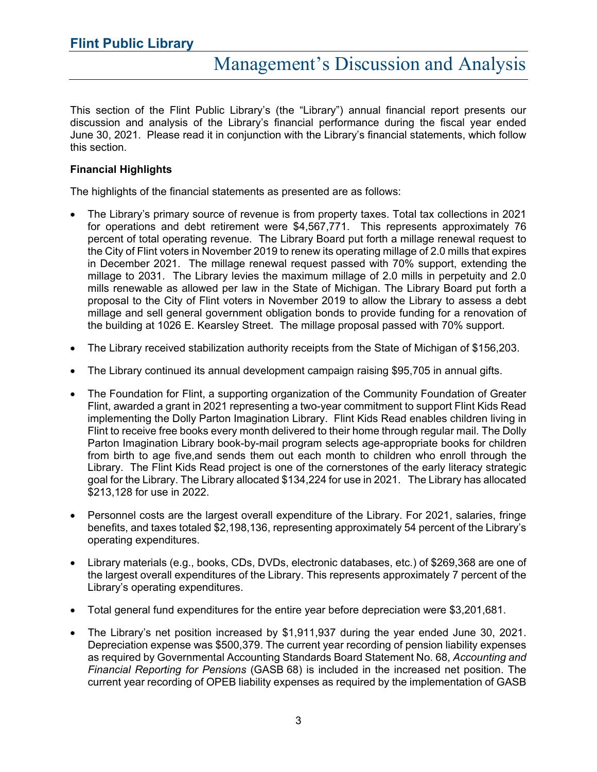# Flint Public Library

## Management's Discussion and Analysis

This section of the Flint Public Library's (the "Library") annual financial report presents our discussion and analysis of the Library's financial performance during the fiscal year ended June 30, 2021. Please read it in conjunction with the Library's financial statements, which follow this section.

**Financial Highlights**

The highlights of the financial statements as presented are as follows:

- The Library's primary source of revenue is from property taxes. Total tax collections in 2021 for operations and debt retirement were $4,567,771. This represents approximately 76 percent of total operating revenue. The Library Board put forth a millage renewal request to the City of Flint voters in November 2019 to renew its operating millage of 2.0 mills that expires in December 2021. The millage renewal request passed with 70% support, extending the millage to 2031. The Library levies the maximum millage of 2.0 mills in perpetuity and 2.0 mills renewable as allowed per law in the State of Michigan. The Library Board put forth a proposal to the City of Flint voters in November 2019 to allow the Library to assess a debt millage and sell general government obligation bonds to provide funding for a renovation of the building at 1026 E. Kearsley Street. The millage proposal passed with 70% support.

- The Library received stabilization authority receipts from the State of Michigan of $156,203.

- The Library continued its annual development campaign raising $95,705 in annual gifts.

- The Foundation for Flint, a supporting organization of the Community Foundation of Greater Flint, awarded a grant in 2021 representing a two-year commitment to support Flint Kids Read implementing the Dolly Parton Imagination Library. Flint Kids Read enables children living in Flint to receive free books every month delivered to their home through regular mail. The Dolly Parton Imagination Library book-by-mail program selects age-appropriate books for children from birth to age five,and sends them out each month to children who enroll through the Library. The Flint Kids Read project is one of the cornerstones of the early literacy strategic goal for the Library. The Library allocated $134,224 for use in 2021. The Library has allocated $213,128 for use in 2022.

- Personnel costs are the largest overall expenditure of the Library. For 2021, salaries, fringe benefits, and taxes totaled $2,198,136, representing approximately 54 percent of the Library's operating expenditures.

- Library materials (e.g., books, CDs, DVDs, electronic databases, etc.) of $269,368 are one of the largest overall expenditures of the Library. This represents approximately 7 percent of the Library's operating expenditures.

- Total general fund expenditures for the entire year before depreciation were $3,201,681.

- The Library's net position increased by $1,911,937 during the year ended June 30, 2021. Depreciation expense was $500,379. The current year recording of pension liability expenses as required by Governmental Accounting Standards Board Statement No. 68, *Accounting and Financial Reporting for Pensions* (GASB 68) is included in the increased net position. The current year recording of OPEB liability expenses as required by the implementation of GASB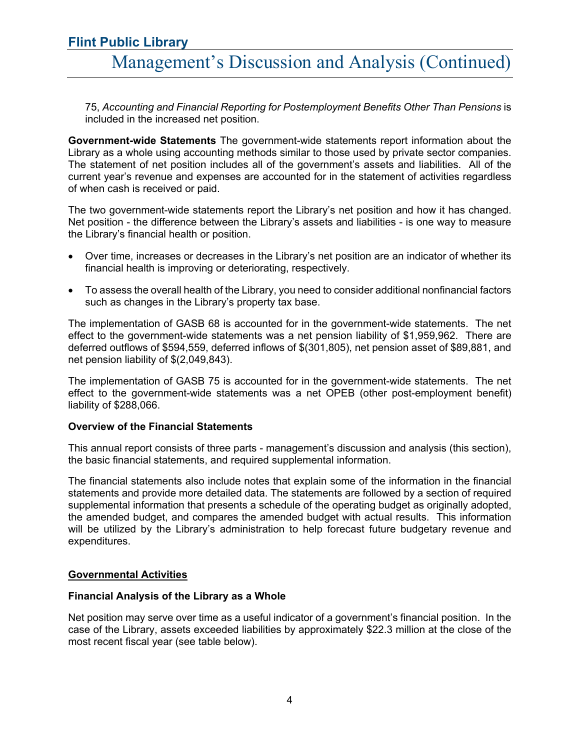75, *Accounting and Financial Reporting for Postemployment Benefits Other Than Pensions* is included in the increased net position.

**Government-wide Statements** The government-wide statements report information about the Library as a whole using accounting methods similar to those used by private sector companies. The statement of net position includes all of the government's assets and liabilities. All of the current year's revenue and expenses are accounted for in the statement of activities regardless of when cash is received or paid.

The two government-wide statements report the Library's net position and how it has changed. Net position - the difference between the Library's assets and liabilities - is one way to measure the Library's financial health or position.

- Over time, increases or decreases in the Library's net position are an indicator of whether its financial health is improving or deteriorating, respectively.
- To assess the overall health of the Library, you need to consider additional nonfinancial factors such as changes in the Library's property tax base.

The implementation of GASB 68 is accounted for in the government-wide statements. The net effect to the government-wide statements was a net pension liability of $1,959,962. There are deferred outflows of $594,559, deferred inflows of $(301,805), net pension asset of $89,881, and net pension liability of $(2,049,843).

The implementation of GASB 75 is accounted for in the government-wide statements. The net effect to the government-wide statements was a net OPEB (other post-employment benefit) liability of $288,066.

**Overview of the Financial Statements**

This annual report consists of three parts - management's discussion and analysis (this section), the basic financial statements, and required supplemental information.

The financial statements also include notes that explain some of the information in the financial statements and provide more detailed data. The statements are followed by a section of required supplemental information that presents a schedule of the operating budget as originally adopted, the amended budget, and compares the amended budget with actual results. This information will be utilized by the Library's administration to help forecast future budgetary revenue and expenditures.

**<u>Governmental Activities</u>**

**Financial Analysis of the Library as a Whole**

Net position may serve over time as a useful indicator of a government's financial position. In the case of the Library, assets exceeded liabilities by approximately $22.3 million at the close of the most recent fiscal year (see table below).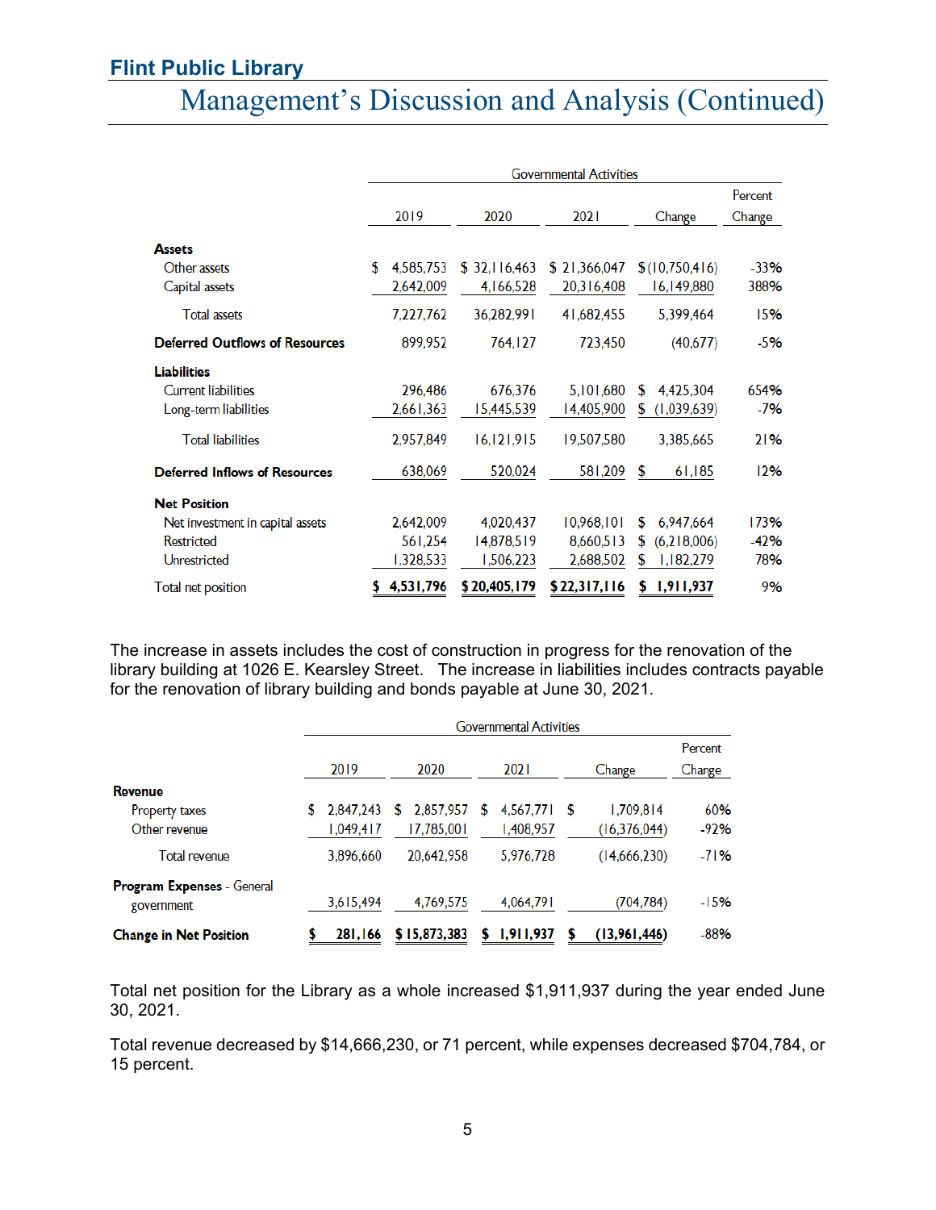# Flint Public Library

## Management's Discussion and Analysis (Continued)

| | Governmental Activities | | | | |
|---|---|---|---|---|---|
| | 2019 | 2020 | 2021 | Change | Percent Change |
| **Assets** | | | | | |
| Other assets | $ 4,585,753 | $ 32,116,463 | $ 21,366,047 | $ (10,750,416) | -33% |
| Capital assets | 2,642,009 | 4,166,528 | 20,316,408 | 16,149,880 | 388% |
| Total assets | 7,227,762 | 36,282,991 | 41,682,455 | 5,399,464 | 15% |
| **Deferred Outflows of Resources** | 899,952 | 764,127 | 723,450 | (40,677) | -5% |
| **Liabilities** | | | | | |
| Current liabilities | 296,486 | 676,376 | 5,101,680 | $ 4,425,304 | 654% |
| Long-term liabilities | 2,661,363 | 15,445,539 | 14,405,900 | $ (1,039,639) | -7% |
| Total liabilities | 2,957,849 | 16,121,915 | 19,507,580 | 3,385,665 | 21% |
| **Deferred Inflows of Resources** | 638,069 | 520,024 | 581,209 | $ 61,185 | 12% |
| **Net Position** | | | | | |
| Net investment in capital assets | 2,642,009 | 4,020,437 | 10,968,101 | $ 6,947,664 | 173% |
| Restricted | 561,254 | 14,878,519 | 8,660,513 | $ (6,218,006) | -42% |
| Unrestricted | 1,328,533 | 1,506,223 | 2,688,502 | $ 1,182,279 | 78% |
| Total net position | **$ 4,531,796** | **$ 20,405,179** | **$ 22,317,116** | **$ 1,911,937** | 9% |

The increase in assets includes the cost of construction in progress for the renovation of the library building at 1026 E. Kearsley Street. The increase in liabilities includes contracts payable for the renovation of library building and bonds payable at June 30, 2021.

| | Governmental Activities | | | | |
|---|---|---|---|---|---|
| | 2019 | 2020 | 2021 | Change | Percent Change |
| **Revenue** | | | | | |
| Property taxes | $ 2,847,243 | $ 2,857,957 | $ 4,567,771 | $ 1,709,814 | 60% |
| Other revenue | 1,049,417 | 17,785,001 | 1,408,957 | (16,376,044) | -92% |
| Total revenue | 3,896,660 | 20,642,958 | 5,976,728 | (14,666,230) | -71% |
| **Program Expenses** - General government | 3,615,494 | 4,769,575 | 4,064,791 | (704,784) | -15% |
| **Change in Net Position** | **$ 281,166** | **$ 15,873,383** | **$ 1,911,937** | **$ (13,961,446)** | -88% |

Total net position for the Library as a whole increased $1,911,937 during the year ended June 30, 2021.

Total revenue decreased by $14,666,230, or 71 percent, while expenses decreased $704,784, or 15 percent.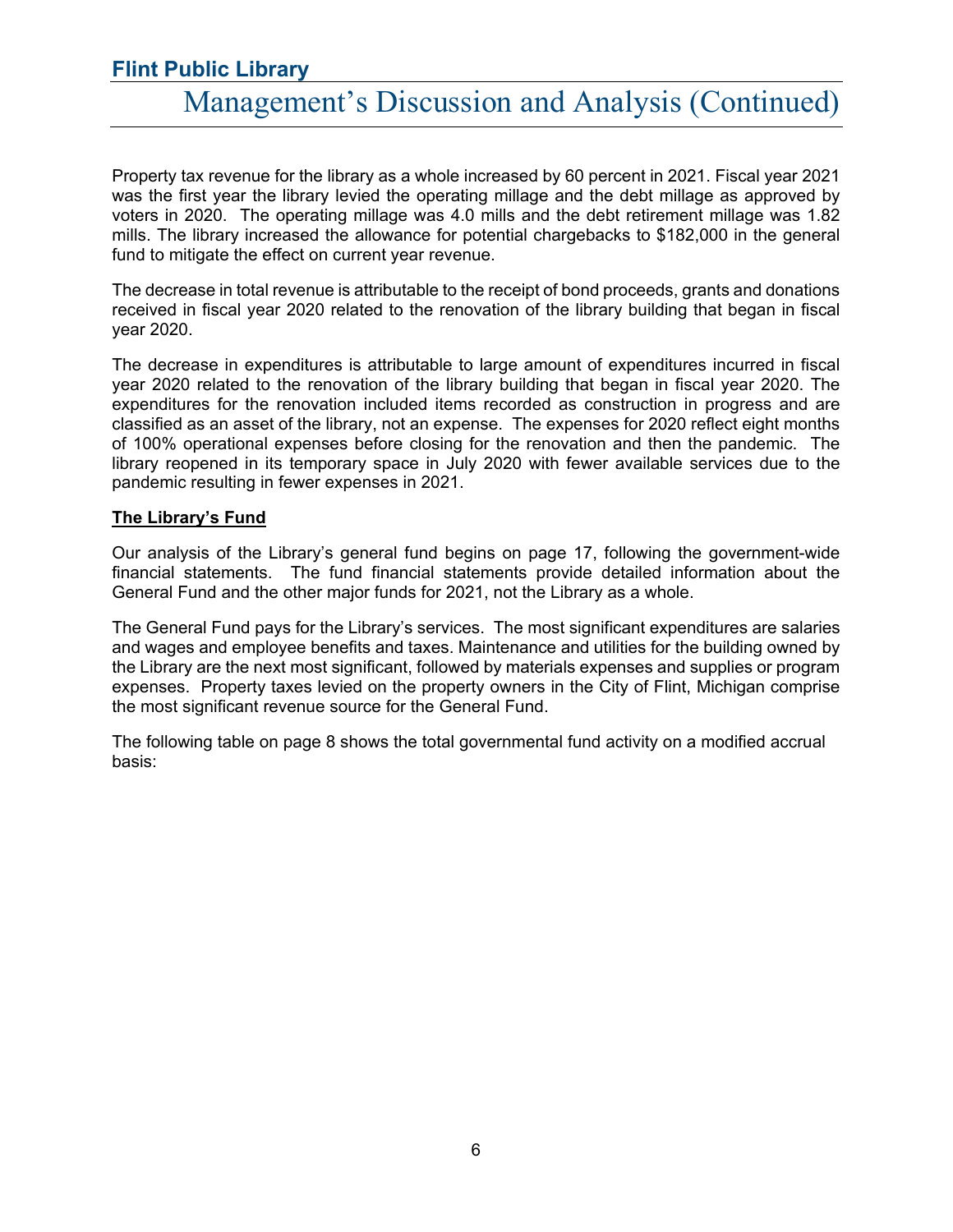Property tax revenue for the library as a whole increased by 60 percent in 2021. Fiscal year 2021 was the first year the library levied the operating millage and the debt millage as approved by voters in 2020. The operating millage was 4.0 mills and the debt retirement millage was 1.82 mills. The library increased the allowance for potential chargebacks to $182,000 in the general fund to mitigate the effect on current year revenue.

The decrease in total revenue is attributable to the receipt of bond proceeds, grants and donations received in fiscal year 2020 related to the renovation of the library building that began in fiscal year 2020.

The decrease in expenditures is attributable to large amount of expenditures incurred in fiscal year 2020 related to the renovation of the library building that began in fiscal year 2020. The expenditures for the renovation included items recorded as construction in progress and are classified as an asset of the library, not an expense. The expenses for 2020 reflect eight months of 100% operational expenses before closing for the renovation and then the pandemic. The library reopened in its temporary space in July 2020 with fewer available services due to the pandemic resulting in fewer expenses in 2021.

**The Library's Fund**

Our analysis of the Library's general fund begins on page 17, following the government-wide financial statements. The fund financial statements provide detailed information about the General Fund and the other major funds for 2021, not the Library as a whole.

The General Fund pays for the Library's services. The most significant expenditures are salaries and wages and employee benefits and taxes. Maintenance and utilities for the building owned by the Library are the next most significant, followed by materials expenses and supplies or program expenses. Property taxes levied on the property owners in the City of Flint, Michigan comprise the most significant revenue source for the General Fund.

The following table on page 8 shows the total governmental fund activity on a modified accrual basis: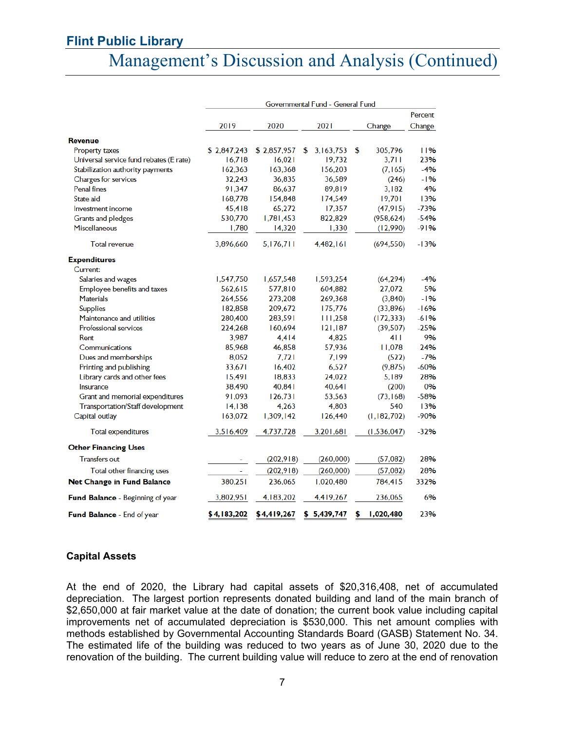## Management's Discussion and Analysis (Continued)

| | Governmental Fund - General Fund | | | | |
|---|---|---|---|---|---|
| | 2019 | 2020 | 2021 | Change | Percent Change |
| **Revenue** | | | | | |
| Property taxes | $ 2,847,243 | $ 2,857,957 | $ 3,163,753 | $ 305,796 | 11% |
| Universal service fund rebates (E rate) | 16,718 | 16,021 | 19,732 | 3,711 | 23% |
| Stabilization authority payments | 162,363 | 163,368 | 156,203 | (7,165) | -4% |
| Charges for services | 32,243 | 36,835 | 36,589 | (246) | -1% |
| Penal fines | 91,347 | 86,637 | 89,819 | 3,182 | 4% |
| State aid | 168,778 | 154,848 | 174,549 | 19,701 | 13% |
| Investment income | 45,418 | 65,272 | 17,357 | (47,915) | -73% |
| Grants and pledges | 530,770 | 1,781,453 | 822,829 | (958,624) | -54% |
| Miscellaneous | 1,780 | 14,320 | 1,330 | (12,990) | -91% |
| Total revenue | 3,896,660 | 5,176,711 | 4,482,161 | (694,550) | -13% |
| **Expenditures** | | | | | |
| Current: | | | | | |
| Salaries and wages | 1,547,750 | 1,657,548 | 1,593,254 | (64,294) | -4% |
| Employee benefits and taxes | 562,615 | 577,810 | 604,882 | 27,072 | 5% |
| Materials | 264,556 | 273,208 | 269,368 | (3,840) | -1% |
| Supplies | 182,858 | 209,672 | 175,776 | (33,896) | -16% |
| Maintenance and utilities | 280,400 | 283,591 | 111,258 | (172,333) | -61% |
| Professional services | 224,268 | 160,694 | 121,187 | (39,507) | -25% |
| Rent | 3,987 | 4,414 | 4,825 | 411 | 9% |
| Communications | 85,968 | 46,858 | 57,936 | 11,078 | 24% |
| Dues and memberships | 8,052 | 7,721 | 7,199 | (522) | -7% |
| Printing and publishing | 33,671 | 16,402 | 6,527 | (9,875) | -60% |
| Library cards and other fees | 15,491 | 18,833 | 24,022 | 5,189 | 28% |
| Insurance | 38,490 | 40,841 | 40,641 | (200) | 0% |
| Grant and memorial expenditures | 91,093 | 126,731 | 53,563 | (73,168) | -58% |
| Transportation/Staff development | 14,138 | 4,263 | 4,803 | 540 | 13% |
| Capital outlay | 163,072 | 1,309,142 | 126,440 | (1,182,702) | -90% |
| Total expenditures | 3,516,409 | 4,737,728 | 3,201,681 | (1,536,047) | -32% |
| **Other Financing Uses** | | | | | |
| Transfers out | - | (202,918) | (260,000) | (57,082) | 28% |
| Total other financing uses | - | (202,918) | (260,000) | (57,082) | 28% |
| **Net Change in Fund Balance** | 380,251 | 236,065 | 1,020,480 | 784,415 | 332% |
| **Fund Balance** - Beginning of year | 3,802,951 | 4,183,202 | 4,419,267 | 236,065 | 6% |
| **Fund Balance** - End of year | $ 4,183,202 | $ 4,419,267 | $ 5,439,747 | $ 1,020,480 | 23% |

### Capital Assets

At the end of 2020, the Library had capital assets of $20,316,408, net of accumulated depreciation. The largest portion represents donated building and land of the main branch of $2,650,000 at fair market value at the date of donation; the current book value including capital improvements net of accumulated depreciation is $530,000. This net amount complies with methods established by Governmental Accounting Standards Board (GASB) Statement No. 34. The estimated life of the building was reduced to two years as of June 30, 2020 due to the renovation of the building. The current building value will reduce to zero at the end of renovation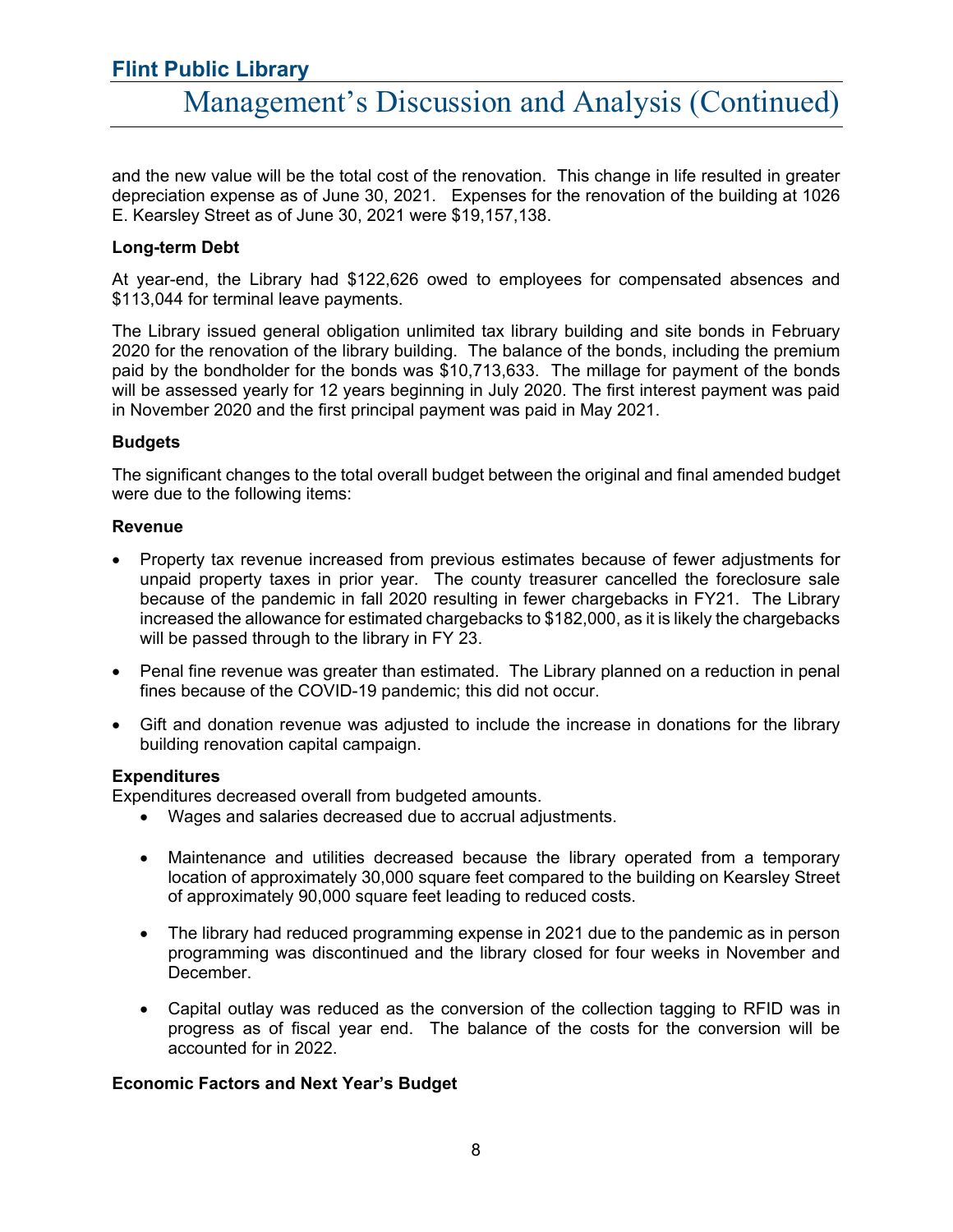and the new value will be the total cost of the renovation. This change in life resulted in greater depreciation expense as of June 30, 2021. Expenses for the renovation of the building at 1026 E. Kearsley Street as of June 30, 2021 were $19,157,138.

### Long-term Debt

At year-end, the Library had $122,626 owed to employees for compensated absences and $113,044 for terminal leave payments.

The Library issued general obligation unlimited tax library building and site bonds in February 2020 for the renovation of the library building. The balance of the bonds, including the premium paid by the bondholder for the bonds was $10,713,633. The millage for payment of the bonds will be assessed yearly for 12 years beginning in July 2020. The first interest payment was paid in November 2020 and the first principal payment was paid in May 2021.

### Budgets

The significant changes to the total overall budget between the original and final amended budget were due to the following items:

### Revenue

- Property tax revenue increased from previous estimates because of fewer adjustments for unpaid property taxes in prior year. The county treasurer cancelled the foreclosure sale because of the pandemic in fall 2020 resulting in fewer chargebacks in FY21. The Library increased the allowance for estimated chargebacks to $182,000, as it is likely the chargebacks will be passed through to the library in FY 23.
- Penal fine revenue was greater than estimated. The Library planned on a reduction in penal fines because of the COVID-19 pandemic; this did not occur.
- Gift and donation revenue was adjusted to include the increase in donations for the library building renovation capital campaign.

### Expenditures

Expenditures decreased overall from budgeted amounts.

- Wages and salaries decreased due to accrual adjustments.
- Maintenance and utilities decreased because the library operated from a temporary location of approximately 30,000 square feet compared to the building on Kearsley Street of approximately 90,000 square feet leading to reduced costs.
- The library had reduced programming expense in 2021 due to the pandemic as in person programming was discontinued and the library closed for four weeks in November and December.
- Capital outlay was reduced as the conversion of the collection tagging to RFID was in progress as of fiscal year end. The balance of the costs for the conversion will be accounted for in 2022.

### Economic Factors and Next Year's Budget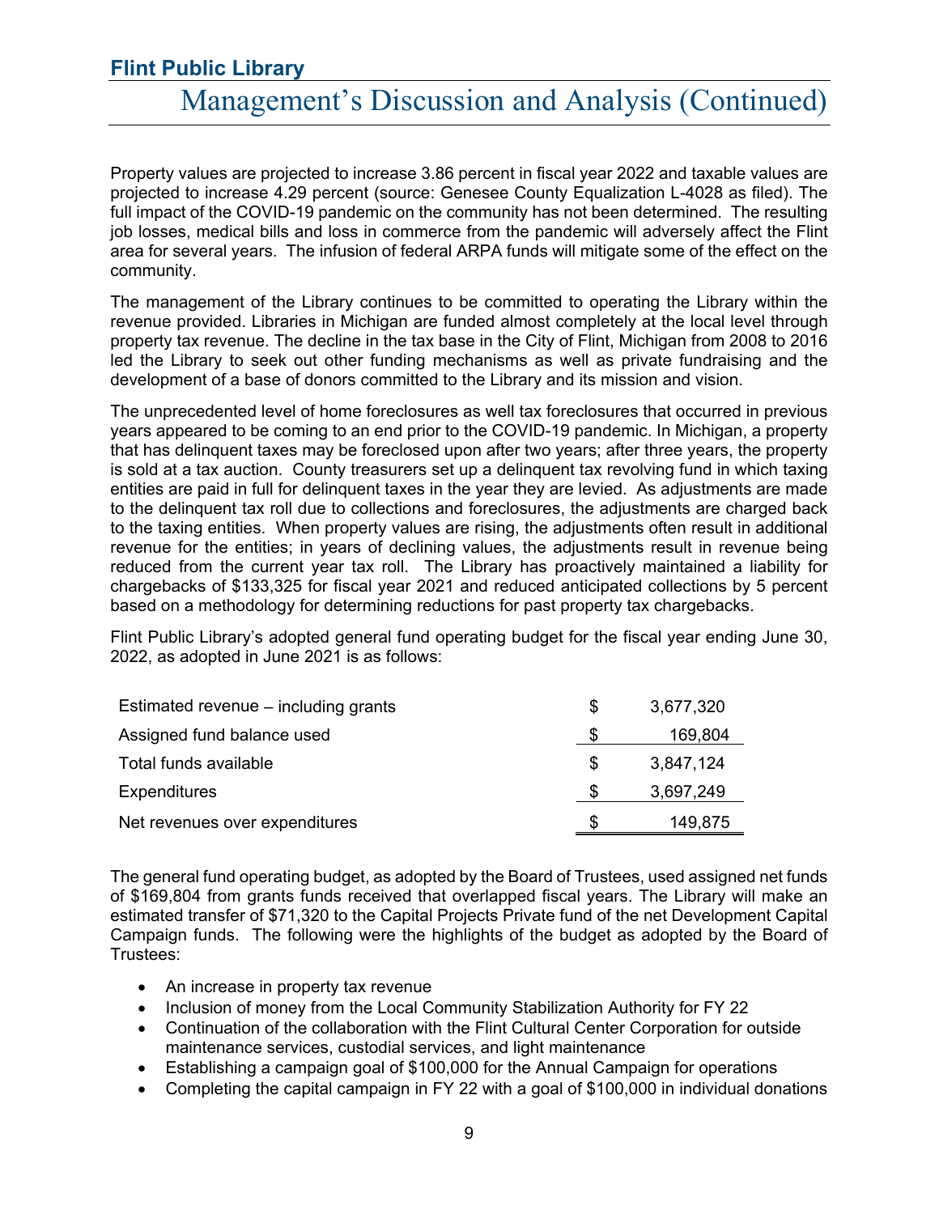Property values are projected to increase 3.86 percent in fiscal year 2022 and taxable values are projected to increase 4.29 percent (source: Genesee County Equalization L-4028 as filed). The full impact of the COVID-19 pandemic on the community has not been determined. The resulting job losses, medical bills and loss in commerce from the pandemic will adversely affect the Flint area for several years. The infusion of federal ARPA funds will mitigate some of the effect on the community.

The management of the Library continues to be committed to operating the Library within the revenue provided. Libraries in Michigan are funded almost completely at the local level through property tax revenue. The decline in the tax base in the City of Flint, Michigan from 2008 to 2016 led the Library to seek out other funding mechanisms as well as private fundraising and the development of a base of donors committed to the Library and its mission and vision.

The unprecedented level of home foreclosures as well tax foreclosures that occurred in previous years appeared to be coming to an end prior to the COVID-19 pandemic. In Michigan, a property that has delinquent taxes may be foreclosed upon after two years; after three years, the property is sold at a tax auction. County treasurers set up a delinquent tax revolving fund in which taxing entities are paid in full for delinquent taxes in the year they are levied. As adjustments are made to the delinquent tax roll due to collections and foreclosures, the adjustments are charged back to the taxing entities. When property values are rising, the adjustments often result in additional revenue for the entities; in years of declining values, the adjustments result in revenue being reduced from the current year tax roll. The Library has proactively maintained a liability for chargebacks of $133,325 for fiscal year 2021 and reduced anticipated collections by 5 percent based on a methodology for determining reductions for past property tax chargebacks.

Flint Public Library's adopted general fund operating budget for the fiscal year ending June 30, 2022, as adopted in June 2021 is as follows:

| | | |
|---|---|---|
| Estimated revenue – including grants | $ | 3,677,320 |
| Assigned fund balance used | $ | 169,804 |
| Total funds available | $ | 3,847,124 |
| Expenditures | $ | 3,697,249 |
| Net revenues over expenditures | $ | 149,875 |

The general fund operating budget, as adopted by the Board of Trustees, used assigned net funds of $169,804 from grants funds received that overlapped fiscal years. The Library will make an estimated transfer of $71,320 to the Capital Projects Private fund of the net Development Capital Campaign funds. The following were the highlights of the budget as adopted by the Board of Trustees:

- An increase in property tax revenue
- Inclusion of money from the Local Community Stabilization Authority for FY 22
- Continuation of the collaboration with the Flint Cultural Center Corporation for outside maintenance services, custodial services, and light maintenance
- Establishing a campaign goal of $100,000 for the Annual Campaign for operations
- Completing the capital campaign in FY 22 with a goal of $100,000 in individual donations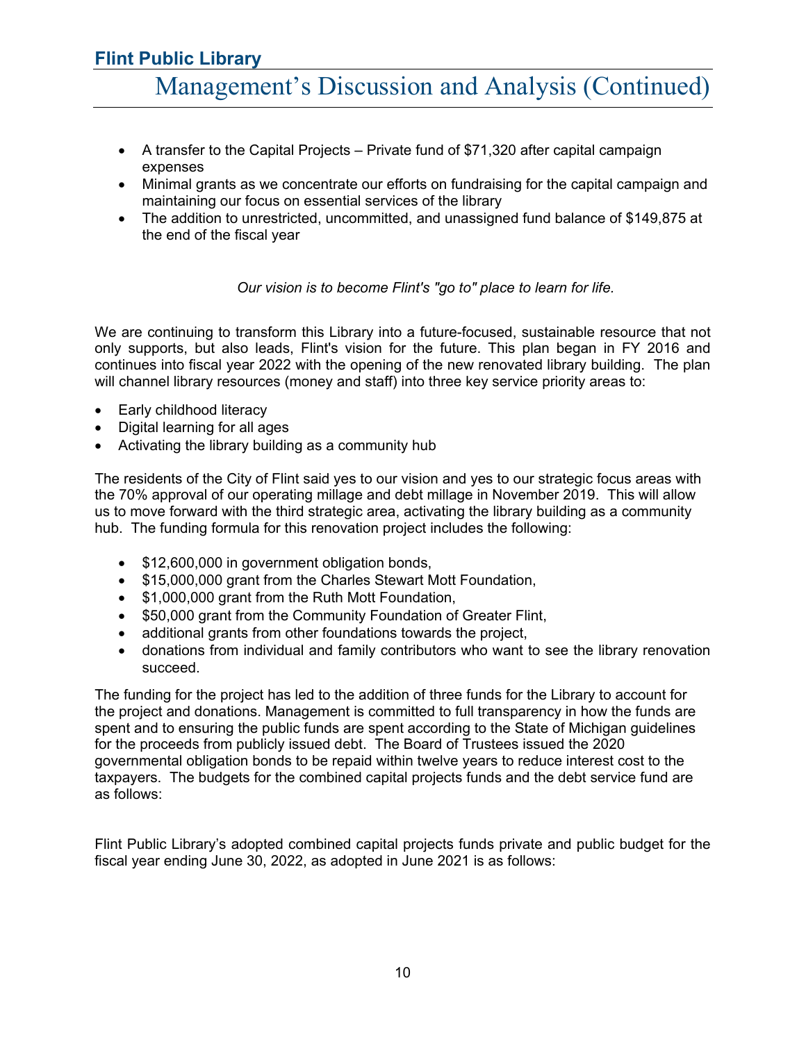- A transfer to the Capital Projects – Private fund of $71,320 after capital campaign expenses
- Minimal grants as we concentrate our efforts on fundraising for the capital campaign and maintaining our focus on essential services of the library
- The addition to unrestricted, uncommitted, and unassigned fund balance of $149,875 at the end of the fiscal year

*Our vision is to become Flint's "go to" place to learn for life.*

We are continuing to transform this Library into a future-focused, sustainable resource that not only supports, but also leads, Flint's vision for the future. This plan began in FY 2016 and continues into fiscal year 2022 with the opening of the new renovated library building. The plan will channel library resources (money and staff) into three key service priority areas to:

- Early childhood literacy
- Digital learning for all ages
- Activating the library building as a community hub

The residents of the City of Flint said yes to our vision and yes to our strategic focus areas with the 70% approval of our operating millage and debt millage in November 2019. This will allow us to move forward with the third strategic area, activating the library building as a community hub. The funding formula for this renovation project includes the following:

- $12,600,000 in government obligation bonds,
- $15,000,000 grant from the Charles Stewart Mott Foundation,
- $1,000,000 grant from the Ruth Mott Foundation,
- $50,000 grant from the Community Foundation of Greater Flint,
- additional grants from other foundations towards the project,
- donations from individual and family contributors who want to see the library renovation succeed.

The funding for the project has led to the addition of three funds for the Library to account for the project and donations. Management is committed to full transparency in how the funds are spent and to ensuring the public funds are spent according to the State of Michigan guidelines for the proceeds from publicly issued debt. The Board of Trustees issued the 2020 governmental obligation bonds to be repaid within twelve years to reduce interest cost to the taxpayers. The budgets for the combined capital projects funds and the debt service fund are as follows:

Flint Public Library's adopted combined capital projects funds private and public budget for the fiscal year ending June 30, 2022, as adopted in June 2021 is as follows: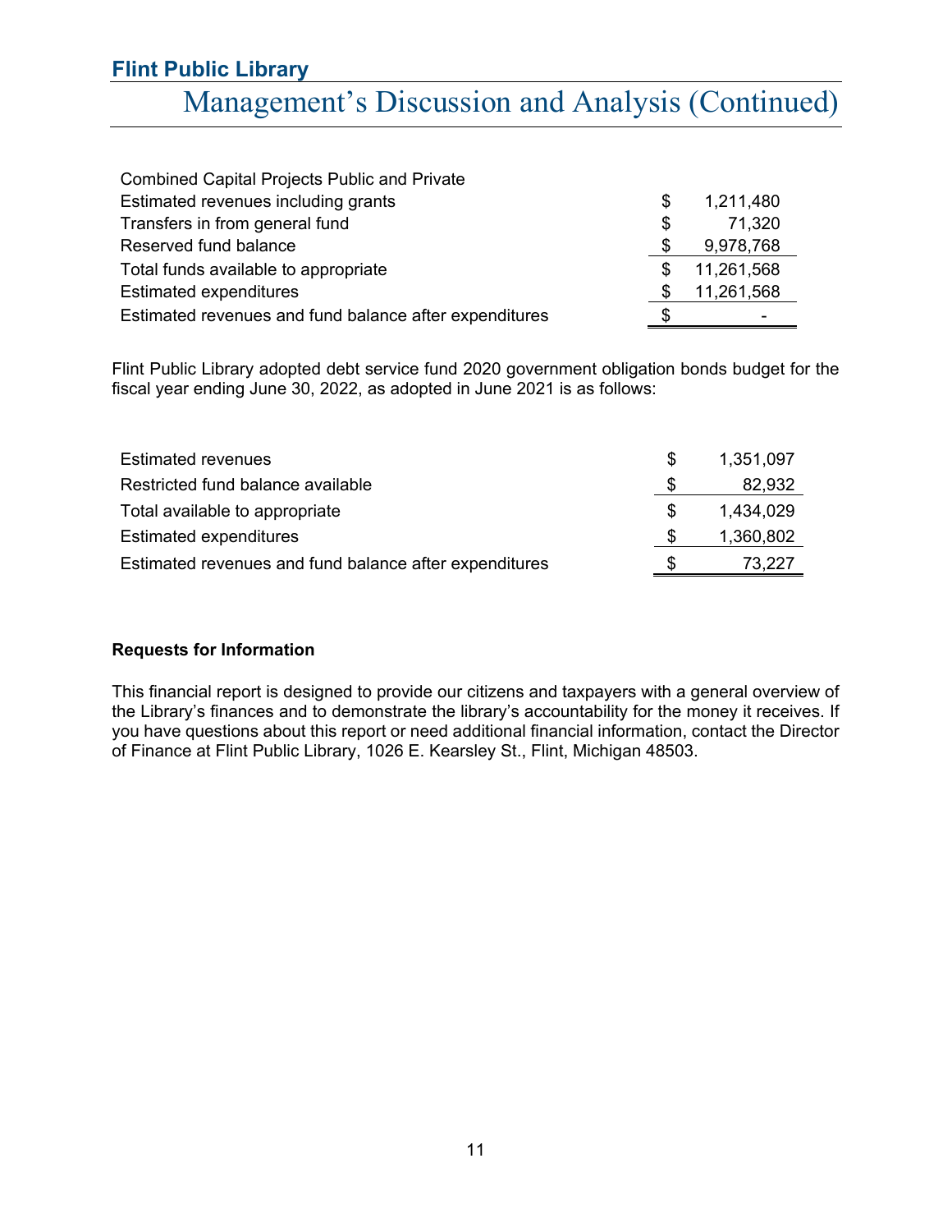| Combined Capital Projects Public and Private | | |
|---|---|---|
| Estimated revenues including grants | $ | 1,211,480 |
| Transfers in from general fund | $ | 71,320 |
| Reserved fund balance | $ | 9,978,768 |
| Total funds available to appropriate | $ | 11,261,568 |
| Estimated expenditures | $ | 11,261,568 |
| Estimated revenues and fund balance after expenditures | $ | - |

Flint Public Library adopted debt service fund 2020 government obligation bonds budget for the fiscal year ending June 30, 2022, as adopted in June 2021 is as follows:

| | | |
|---|---|---|
| Estimated revenues | $ | 1,351,097 |
| Restricted fund balance available | $ | 82,932 |
| Total available to appropriate | $ | 1,434,029 |
| Estimated expenditures | $ | 1,360,802 |
| Estimated revenues and fund balance after expenditures | $ | 73,227 |

**Requests for Information**

This financial report is designed to provide our citizens and taxpayers with a general overview of the Library's finances and to demonstrate the library's accountability for the money it receives. If you have questions about this report or need additional financial information, contact the Director of Finance at Flint Public Library, 1026 E. Kearsley St., Flint, Michigan 48503.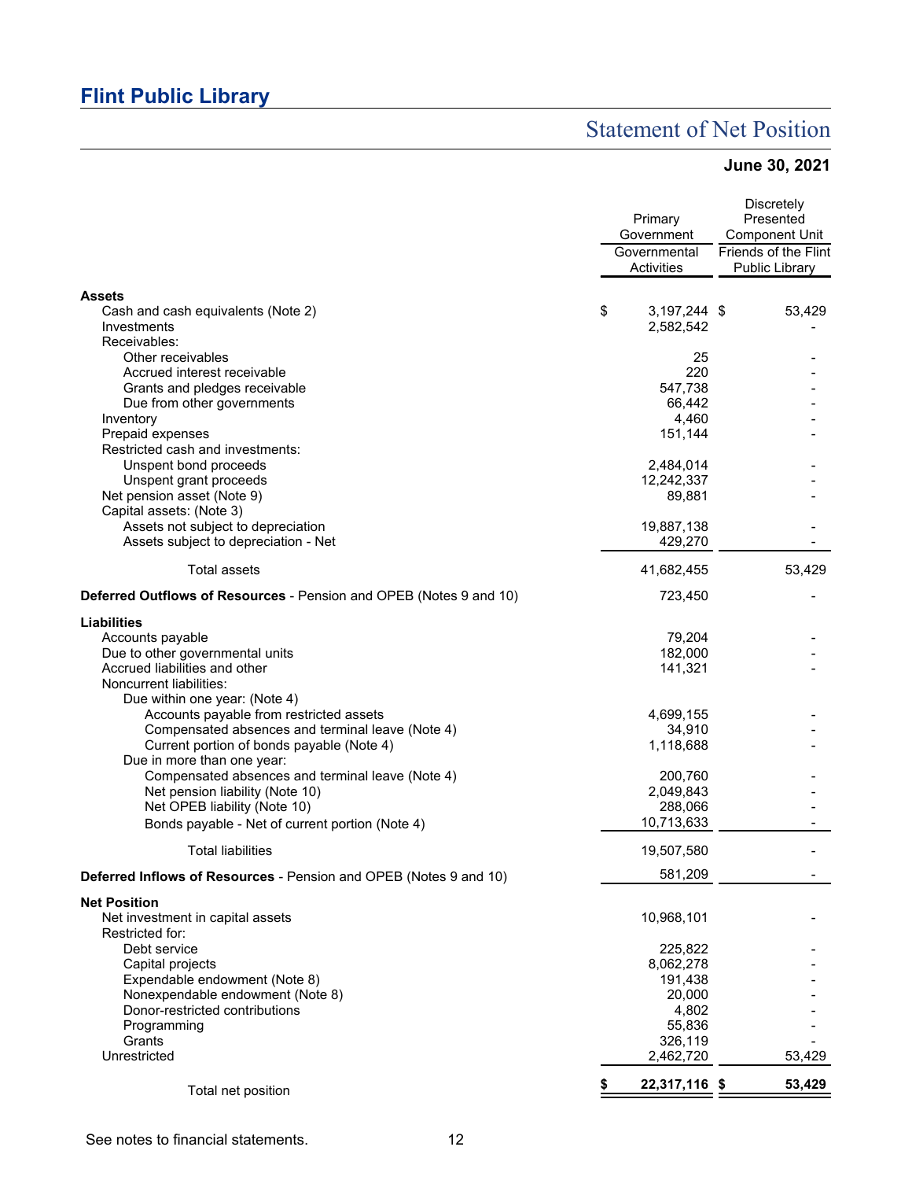# Flint Public Library

## Statement of Net Position

**June 30, 2021**

| | Primary Government | Discretely Presented Component Unit |
|---|---|---|
| | Governmental Activities | Friends of the Flint Public Library |
| **Assets** | | |
| Cash and cash equivalents (Note 2) | $ 3,197,244 | $ 53,429 |
| Investments | 2,582,542 | - |
| Receivables: | | |
| Other receivables | 25 | - |
| Accrued interest receivable | 220 | - |
| Grants and pledges receivable | 547,738 | - |
| Due from other governments | 66,442 | - |
| Inventory | 4,460 | - |
| Prepaid expenses | 151,144 | - |
| Restricted cash and investments: | | |
| Unspent bond proceeds | 2,484,014 | - |
| Unspent grant proceeds | 12,242,337 | - |
| Net pension asset (Note 9) | 89,881 | - |
| Capital assets: (Note 3) | | |
| Assets not subject to depreciation | 19,887,138 | - |
| Assets subject to depreciation - Net | 429,270 | - |
| Total assets | 41,682,455 | 53,429 |
| **Deferred Outflows of Resources** - Pension and OPEB (Notes 9 and 10) | 723,450 | - |
| **Liabilities** | | |
| Accounts payable | 79,204 | - |
| Due to other governmental units | 182,000 | - |
| Accrued liabilities and other | 141,321 | - |
| Noncurrent liabilities: | | |
| Due within one year: (Note 4) | | |
| Accounts payable from restricted assets | 4,699,155 | - |
| Compensated absences and terminal leave (Note 4) | 34,910 | - |
| Current portion of bonds payable (Note 4) | 1,118,688 | - |
| Due in more than one year: | | |
| Compensated absences and terminal leave (Note 4) | 200,760 | - |
| Net pension liability (Note 10) | 2,049,843 | - |
| Net OPEB liability (Note 10) | 288,066 | - |
| Bonds payable - Net of current portion (Note 4) | 10,713,633 | - |
| Total liabilities | 19,507,580 | - |
| **Deferred Inflows of Resources** - Pension and OPEB (Notes 9 and 10) | 581,209 | - |
| **Net Position** | | |
| Net investment in capital assets | 10,968,101 | - |
| Restricted for: | | |
| Debt service | 225,822 | - |
| Capital projects | 8,062,278 | - |
| Expendable endowment (Note 8) | 191,438 | - |
| Nonexpendable endowment (Note 8) | 20,000 | - |
| Donor-restricted contributions | 4,802 | - |
| Programming | 55,836 | - |
| Grants | 326,119 | - |
| Unrestricted | 2,462,720 | 53,429 |
| Total net position | **$ 22,317,116** | **$ 53,429** |

See notes to financial statements.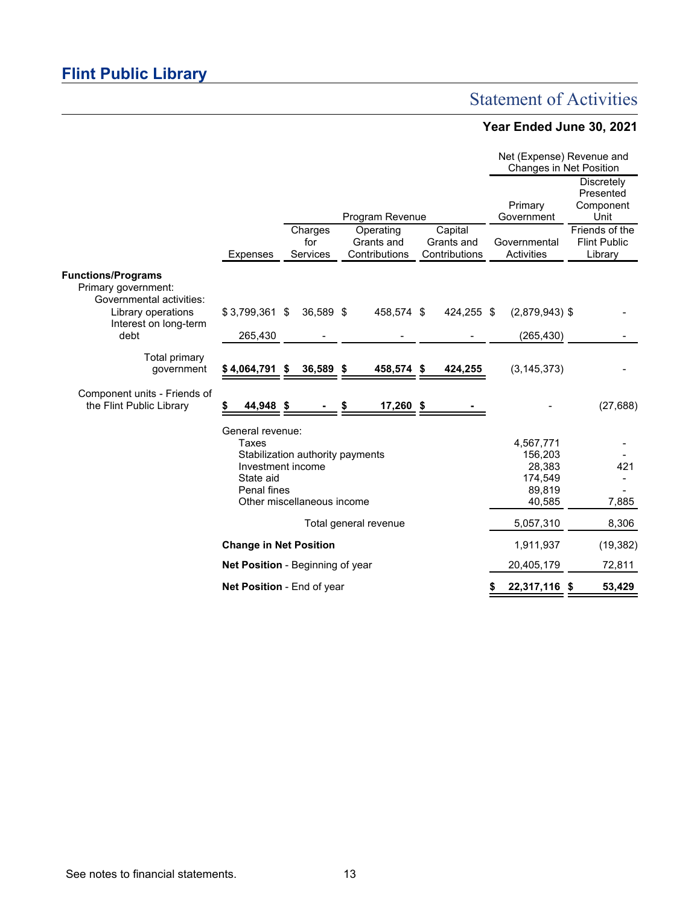# Flint Public Library

## Statement of Activities

### Year Ended June 30, 2021

| | Expenses | Program Revenue: Charges for Services | Program Revenue: Operating Grants and Contributions | Program Revenue: Capital Grants and Contributions | Net (Expense) Revenue and Changes in Net Position: Primary Government - Governmental Activities | Net (Expense) Revenue and Changes in Net Position: Discretely Presented Component Unit - Friends of the Flint Public Library |
|---|---|---|---|---|---|---|
| **Functions/Programs** | | | | | | |
| Primary government: | | | | | | |
| Governmental activities: | | | | | | |
| Library operations | $ 3,799,361 | $ 36,589 | $ 458,574 | $ 424,255 | $ (2,879,943) | $ - |
| Interest on long-term debt | 265,430 | - | - | - | (265,430) | - |
| Total primary government | **$ 4,064,791** | **$ 36,589** | **$ 458,574** | **$ 424,255** | (3,145,373) | - |
| Component units - Friends of the Flint Public Library | **$ 44,948** | **$ -** | **$ 17,260** | **$ -** | - | (27,688) |
| General revenue: | | | | | | |
| Taxes | | | | | 4,567,771 | - |
| Stabilization authority payments | | | | | 156,203 | - |
| Investment income | | | | | 28,383 | 421 |
| State aid | | | | | 174,549 | - |
| Penal fines | | | | | 89,819 | - |
| Other miscellaneous income | | | | | 40,585 | 7,885 |
| Total general revenue | | | | | 5,057,310 | 8,306 |
| **Change in Net Position** | | | | | 1,911,937 | (19,382) |
| **Net Position** - Beginning of year | | | | | 20,405,179 | 72,811 |
| **Net Position** - End of year | | | | | **$ 22,317,116** | **$ 53,429** |

See notes to financial statements.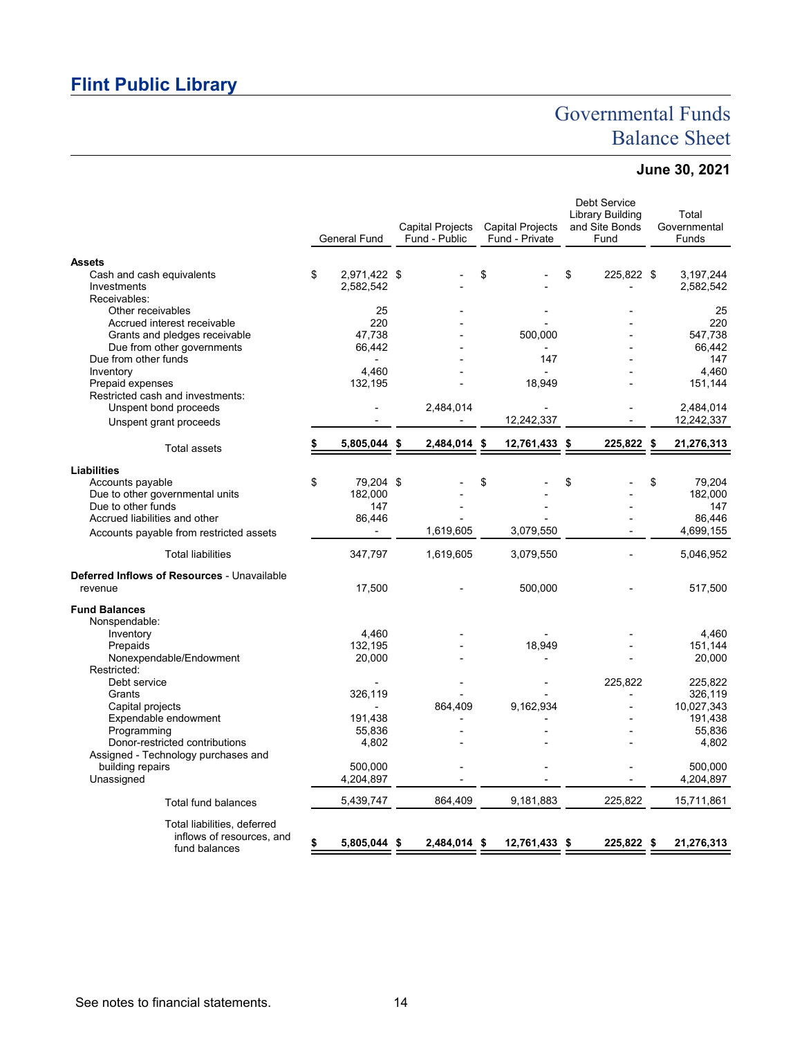# Flint Public Library

## Governmental Funds Balance Sheet

### June 30, 2021

| | General Fund | Capital Projects Fund - Public | Capital Projects Fund - Private | Debt Service Library Building and Site Bonds Fund | Total Governmental Funds |
|---|---|---|---|---|---|
| **Assets** | | | | | |
| Cash and cash equivalents | $ 2,971,422 | $ - | $ - | $ 225,822 | $ 3,197,244 |
| Investments | 2,582,542 | - | - | - | 2,582,542 |
| Receivables: | | | | | |
| Other receivables | 25 | - | - | - | 25 |
| Accrued interest receivable | 220 | - | - | - | 220 |
| Grants and pledges receivable | 47,738 | - | 500,000 | - | 547,738 |
| Due from other governments | 66,442 | - | - | - | 66,442 |
| Due from other funds | - | - | 147 | - | 147 |
| Inventory | 4,460 | - | - | - | 4,460 |
| Prepaid expenses | 132,195 | - | 18,949 | - | 151,144 |
| Restricted cash and investments: | | | | | |
| Unspent bond proceeds | - | 2,484,014 | - | - | 2,484,014 |
| Unspent grant proceeds | - | - | 12,242,337 | - | 12,242,337 |
| Total assets | **$ 5,805,044** | **$ 2,484,014** | **$ 12,761,433** | **$ 225,822** | **$ 21,276,313** |
| **Liabilities** | | | | | |
| Accounts payable | $ 79,204 | $ - | $ - | $ - | $ 79,204 |
| Due to other governmental units | 182,000 | - | - | - | 182,000 |
| Due to other funds | 147 | - | - | - | 147 |
| Accrued liabilities and other | 86,446 | - | - | - | 86,446 |
| Accounts payable from restricted assets | - | 1,619,605 | 3,079,550 | - | 4,699,155 |
| Total liabilities | 347,797 | 1,619,605 | 3,079,550 | - | 5,046,952 |
| **Deferred Inflows of Resources** - Unavailable revenue | 17,500 | - | 500,000 | - | 517,500 |
| **Fund Balances** | | | | | |
| Nonspendable: | | | | | |
| Inventory | 4,460 | - | - | - | 4,460 |
| Prepaids | 132,195 | - | 18,949 | - | 151,144 |
| Nonexpendable/Endowment | 20,000 | - | - | - | 20,000 |
| Restricted: | | | | | |
| Debt service | - | - | - | 225,822 | 225,822 |
| Grants | 326,119 | - | - | - | 326,119 |
| Capital projects | - | 864,409 | 9,162,934 | - | 10,027,343 |
| Expendable endowment | 191,438 | - | - | - | 191,438 |
| Programming | 55,836 | - | - | - | 55,836 |
| Donor-restricted contributions | 4,802 | - | - | - | 4,802 |
| Assigned - Technology purchases and building repairs | 500,000 | - | - | - | 500,000 |
| Unassigned | 4,204,897 | - | - | - | 4,204,897 |
| Total fund balances | 5,439,747 | 864,409 | 9,181,883 | 225,822 | 15,711,861 |
| Total liabilities, deferred inflows of resources, and fund balances | **$ 5,805,044** | **$ 2,484,014** | **$ 12,761,433** | **$ 225,822** | **$ 21,276,313** |

See notes to financial statements.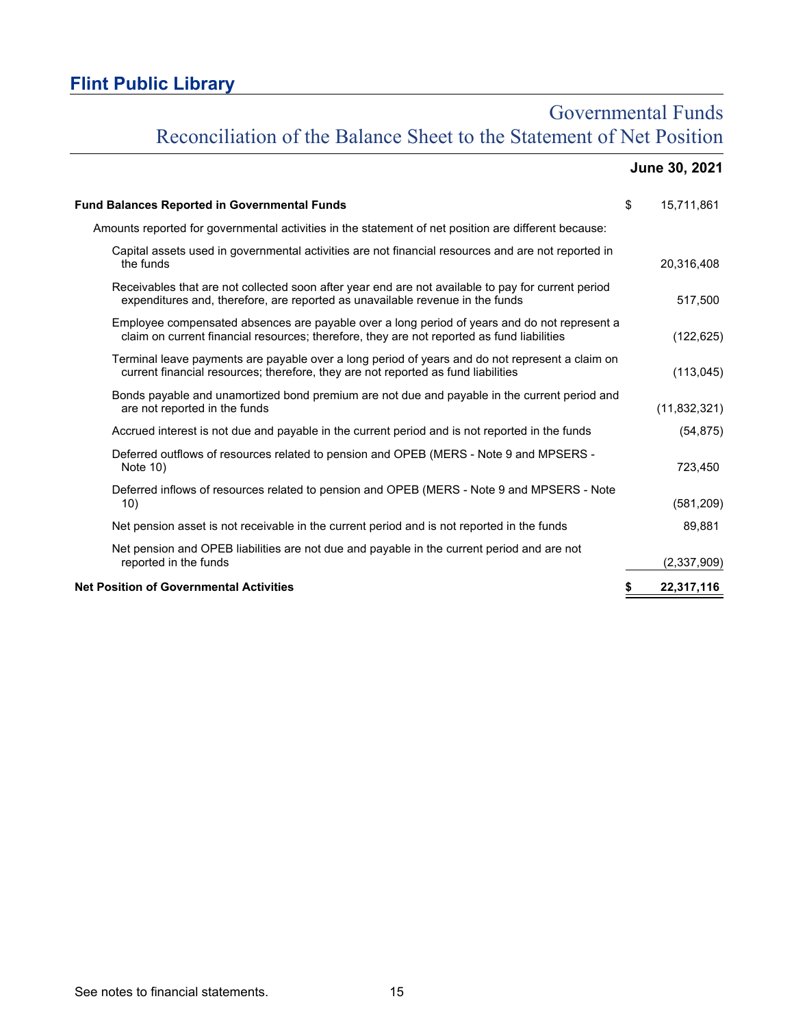# Flint Public Library

## Governmental Funds
## Reconciliation of the Balance Sheet to the Statement of Net Position

| | June 30, 2021 |
|---|---|
| **Fund Balances Reported in Governmental Funds** | $ 15,711,861 |
| Amounts reported for governmental activities in the statement of net position are different because: | |
| Capital assets used in governmental activities are not financial resources and are not reported in the funds | 20,316,408 |
| Receivables that are not collected soon after year end are not available to pay for current period expenditures and, therefore, are reported as unavailable revenue in the funds | 517,500 |
| Employee compensated absences are payable over a long period of years and do not represent a claim on current financial resources; therefore, they are not reported as fund liabilities | (122,625) |
| Terminal leave payments are payable over a long period of years and do not represent a claim on current financial resources; therefore, they are not reported as fund liabilities | (113,045) |
| Bonds payable and unamortized bond premium are not due and payable in the current period and are not reported in the funds | (11,832,321) |
| Accrued interest is not due and payable in the current period and is not reported in the funds | (54,875) |
| Deferred outflows of resources related to pension and OPEB (MERS - Note 9 and MPSERS - Note 10) | 723,450 |
| Deferred inflows of resources related to pension and OPEB (MERS - Note 9 and MPSERS - Note 10) | (581,209) |
| Net pension asset is not receivable in the current period and is not reported in the funds | 89,881 |
| Net pension and OPEB liabilities are not due and payable in the current period and are not reported in the funds | (2,337,909) |
| **Net Position of Governmental Activities** | **$ 22,317,116** |

See notes to financial statements.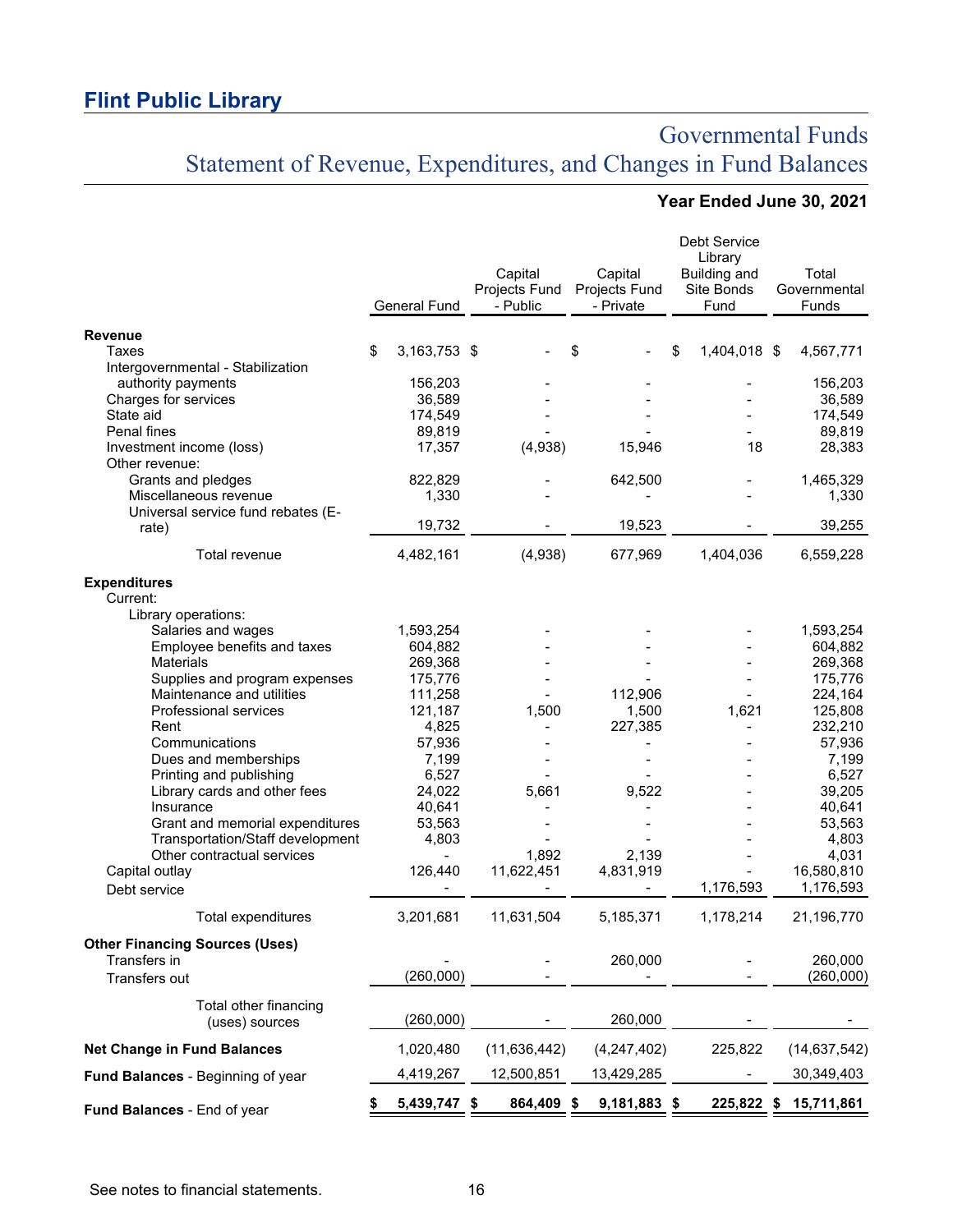## Flint Public Library

# Governmental Funds
## Statement of Revenue, Expenditures, and Changes in Fund Balances

**Year Ended June 30, 2021**

| | General Fund | Capital Projects Fund - Public | Capital Projects Fund - Private | Debt Service Library Building and Site Bonds Fund | Total Governmental Funds |
|---|---|---|---|---|---|
| **Revenue** | | | | | |
| Taxes | $ 3,163,753 | $ - | $ - | $ 1,404,018 | $ 4,567,771 |
| Intergovernmental - Stabilization authority payments | 156,203 | - | - | - | 156,203 |
| Charges for services | 36,589 | - | - | - | 36,589 |
| State aid | 174,549 | - | - | - | 174,549 |
| Penal fines | 89,819 | - | - | - | 89,819 |
| Investment income (loss) | 17,357 | (4,938) | 15,946 | 18 | 28,383 |
| Other revenue: | | | | | |
| Grants and pledges | 822,829 | - | 642,500 | - | 1,465,329 |
| Miscellaneous revenue | 1,330 | - | - | - | 1,330 |
| Universal service fund rebates (E-rate) | 19,732 | - | 19,523 | - | 39,255 |
| Total revenue | 4,482,161 | (4,938) | 677,969 | 1,404,036 | 6,559,228 |
| **Expenditures** | | | | | |
| Current: | | | | | |
| Library operations: | | | | | |
| Salaries and wages | 1,593,254 | - | - | - | 1,593,254 |
| Employee benefits and taxes | 604,882 | - | - | - | 604,882 |
| Materials | 269,368 | - | - | - | 269,368 |
| Supplies and program expenses | 175,776 | - | - | - | 175,776 |
| Maintenance and utilities | 111,258 | - | 112,906 | - | 224,164 |
| Professional services | 121,187 | 1,500 | 1,500 | 1,621 | 125,808 |
| Rent | 4,825 | - | 227,385 | - | 232,210 |
| Communications | 57,936 | - | - | - | 57,936 |
| Dues and memberships | 7,199 | - | - | - | 7,199 |
| Printing and publishing | 6,527 | - | - | - | 6,527 |
| Library cards and other fees | 24,022 | 5,661 | 9,522 | - | 39,205 |
| Insurance | 40,641 | - | - | - | 40,641 |
| Grant and memorial expenditures | 53,563 | - | - | - | 53,563 |
| Transportation/Staff development | 4,803 | - | - | - | 4,803 |
| Other contractual services | - | 1,892 | 2,139 | - | 4,031 |
| Capital outlay | 126,440 | 11,622,451 | 4,831,919 | - | 16,580,810 |
| Debt service | - | - | - | 1,176,593 | 1,176,593 |
| Total expenditures | 3,201,681 | 11,631,504 | 5,185,371 | 1,178,214 | 21,196,770 |
| **Other Financing Sources (Uses)** | | | | | |
| Transfers in | - | - | 260,000 | - | 260,000 |
| Transfers out | (260,000) | - | - | - | (260,000) |
| Total other financing (uses) sources | (260,000) | - | 260,000 | - | - |
| **Net Change in Fund Balances** | 1,020,480 | (11,636,442) | (4,247,402) | 225,822 | (14,637,542) |
| **Fund Balances** - Beginning of year | 4,419,267 | 12,500,851 | 13,429,285 | - | 30,349,403 |
| **Fund Balances** - End of year | **$ 5,439,747** | **$ 864,409** | **$ 9,181,883** | **$ 225,822** | **$ 15,711,861** |

See notes to financial statements.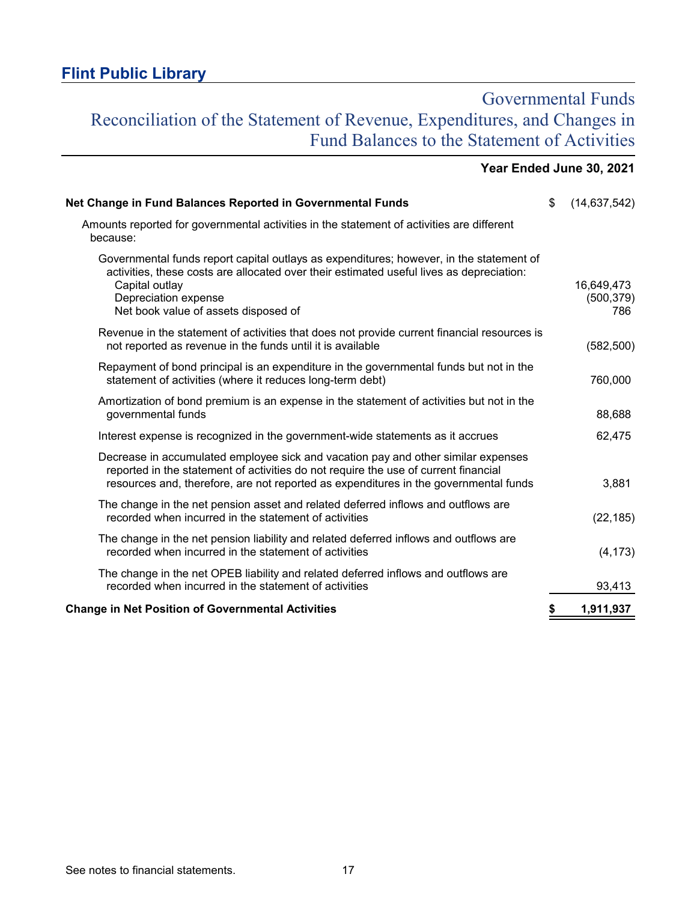# Flint Public Library

## Governmental Funds
## Reconciliation of the Statement of Revenue, Expenditures, and Changes in Fund Balances to the Statement of Activities

**Year Ended June 30, 2021**

| | |
|---|---|
| **Net Change in Fund Balances Reported in Governmental Funds** | $ (14,637,542) |
| Amounts reported for governmental activities in the statement of activities are different because: | |
| Governmental funds report capital outlays as expenditures; however, in the statement of activities, these costs are allocated over their estimated useful lives as depreciation: | |
| Capital outlay | 16,649,473 |
| Depreciation expense | (500,379) |
| Net book value of assets disposed of | 786 |
| Revenue in the statement of activities that does not provide current financial resources is not reported as revenue in the funds until it is available | (582,500) |
| Repayment of bond principal is an expenditure in the governmental funds but not in the statement of activities (where it reduces long-term debt) | 760,000 |
| Amortization of bond premium is an expense in the statement of activities but not in the governmental funds | 88,688 |
| Interest expense is recognized in the government-wide statements as it accrues | 62,475 |
| Decrease in accumulated employee sick and vacation pay and other similar expenses reported in the statement of activities do not require the use of current financial resources and, therefore, are not reported as expenditures in the governmental funds | 3,881 |
| The change in the net pension asset and related deferred inflows and outflows are recorded when incurred in the statement of activities | (22,185) |
| The change in the net pension liability and related deferred inflows and outflows are recorded when incurred in the statement of activities | (4,173) |
| The change in the net OPEB liability and related deferred inflows and outflows are recorded when incurred in the statement of activities | 93,413 |
| **Change in Net Position of Governmental Activities** | **$ 1,911,937** |

See notes to financial statements.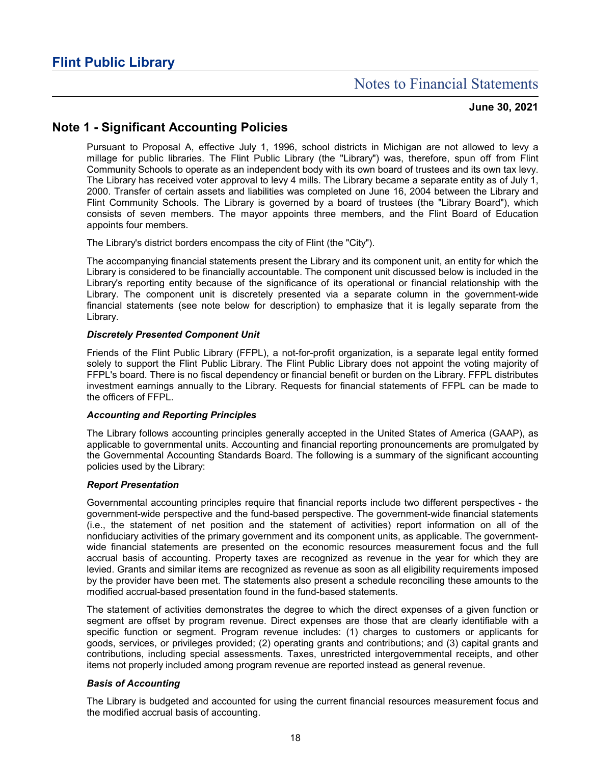## Note 1 - Significant Accounting Policies

Pursuant to Proposal A, effective July 1, 1996, school districts in Michigan are not allowed to levy a millage for public libraries. The Flint Public Library (the "Library") was, therefore, spun off from Flint Community Schools to operate as an independent body with its own board of trustees and its own tax levy. The Library has received voter approval to levy 4 mills. The Library became a separate entity as of July 1, 2000. Transfer of certain assets and liabilities was completed on June 16, 2004 between the Library and Flint Community Schools. The Library is governed by a board of trustees (the "Library Board"), which consists of seven members. The mayor appoints three members, and the Flint Board of Education appoints four members.

The Library's district borders encompass the city of Flint (the "City").

The accompanying financial statements present the Library and its component unit, an entity for which the Library is considered to be financially accountable. The component unit discussed below is included in the Library's reporting entity because of the significance of its operational or financial relationship with the Library. The component unit is discretely presented via a separate column in the government-wide financial statements (see note below for description) to emphasize that it is legally separate from the Library.

### *Discretely Presented Component Unit*

Friends of the Flint Public Library (FFPL), a not-for-profit organization, is a separate legal entity formed solely to support the Flint Public Library. The Flint Public Library does not appoint the voting majority of FFPL's board. There is no fiscal dependency or financial benefit or burden on the Library. FFPL distributes investment earnings annually to the Library. Requests for financial statements of FFPL can be made to the officers of FFPL.

### *Accounting and Reporting Principles*

The Library follows accounting principles generally accepted in the United States of America (GAAP), as applicable to governmental units. Accounting and financial reporting pronouncements are promulgated by the Governmental Accounting Standards Board. The following is a summary of the significant accounting policies used by the Library:

### *Report Presentation*

Governmental accounting principles require that financial reports include two different perspectives - the government-wide perspective and the fund-based perspective. The government-wide financial statements (i.e., the statement of net position and the statement of activities) report information on all of the nonfiduciary activities of the primary government and its component units, as applicable. The government-wide financial statements are presented on the economic resources measurement focus and the full accrual basis of accounting. Property taxes are recognized as revenue in the year for which they are levied. Grants and similar items are recognized as revenue as soon as all eligibility requirements imposed by the provider have been met. The statements also present a schedule reconciling these amounts to the modified accrual-based presentation found in the fund-based statements.

The statement of activities demonstrates the degree to which the direct expenses of a given function or segment are offset by program revenue. Direct expenses are those that are clearly identifiable with a specific function or segment. Program revenue includes: (1) charges to customers or applicants for goods, services, or privileges provided; (2) operating grants and contributions; and (3) capital grants and contributions, including special assessments. Taxes, unrestricted intergovernmental receipts, and other items not properly included among program revenue are reported instead as general revenue.

### *Basis of Accounting*

The Library is budgeted and accounted for using the current financial resources measurement focus and the modified accrual basis of accounting.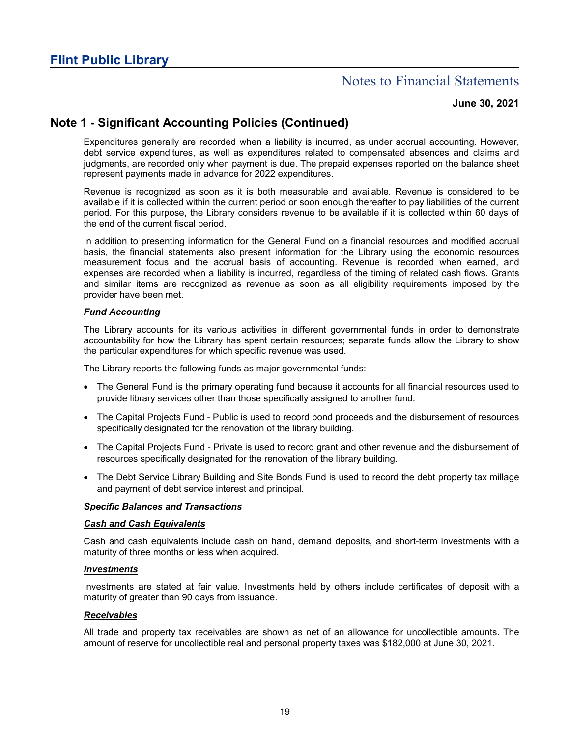## Note 1 - Significant Accounting Policies (Continued)

Expenditures generally are recorded when a liability is incurred, as under accrual accounting. However, debt service expenditures, as well as expenditures related to compensated absences and claims and judgments, are recorded only when payment is due. The prepaid expenses reported on the balance sheet represent payments made in advance for 2022 expenditures.

Revenue is recognized as soon as it is both measurable and available. Revenue is considered to be available if it is collected within the current period or soon enough thereafter to pay liabilities of the current period. For this purpose, the Library considers revenue to be available if it is collected within 60 days of the end of the current fiscal period.

In addition to presenting information for the General Fund on a financial resources and modified accrual basis, the financial statements also present information for the Library using the economic resources measurement focus and the accrual basis of accounting. Revenue is recorded when earned, and expenses are recorded when a liability is incurred, regardless of the timing of related cash flows. Grants and similar items are recognized as revenue as soon as all eligibility requirements imposed by the provider have been met.

***Fund Accounting***

The Library accounts for its various activities in different governmental funds in order to demonstrate accountability for how the Library has spent certain resources; separate funds allow the Library to show the particular expenditures for which specific revenue was used.

The Library reports the following funds as major governmental funds:

- The General Fund is the primary operating fund because it accounts for all financial resources used to provide library services other than those specifically assigned to another fund.
- The Capital Projects Fund - Public is used to record bond proceeds and the disbursement of resources specifically designated for the renovation of the library building.
- The Capital Projects Fund - Private is used to record grant and other revenue and the disbursement of resources specifically designated for the renovation of the library building.
- The Debt Service Library Building and Site Bonds Fund is used to record the debt property tax millage and payment of debt service interest and principal.

***Specific Balances and Transactions***

***Cash and Cash Equivalents***

Cash and cash equivalents include cash on hand, demand deposits, and short-term investments with a maturity of three months or less when acquired.

***Investments***

Investments are stated at fair value. Investments held by others include certificates of deposit with a maturity of greater than 90 days from issuance.

***Receivables***

All trade and property tax receivables are shown as net of an allowance for uncollectible amounts. The amount of reserve for uncollectible real and personal property taxes was $182,000 at June 30, 2021.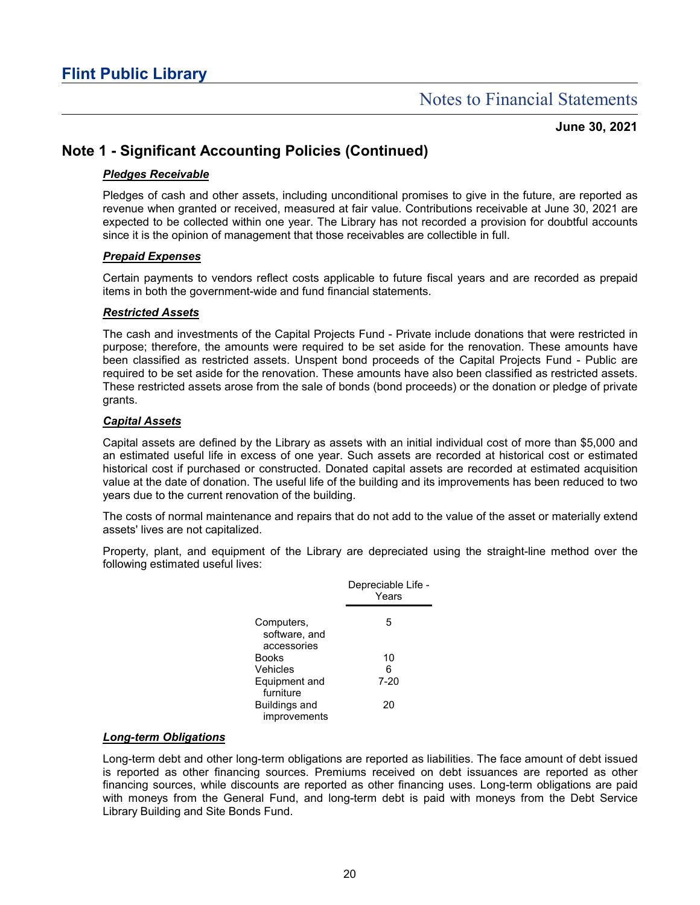## Note 1 - Significant Accounting Policies (Continued)

***Pledges Receivable***

Pledges of cash and other assets, including unconditional promises to give in the future, are reported as revenue when granted or received, measured at fair value. Contributions receivable at June 30, 2021 are expected to be collected within one year. The Library has not recorded a provision for doubtful accounts since it is the opinion of management that those receivables are collectible in full.

***Prepaid Expenses***

Certain payments to vendors reflect costs applicable to future fiscal years and are recorded as prepaid items in both the government-wide and fund financial statements.

***Restricted Assets***

The cash and investments of the Capital Projects Fund - Private include donations that were restricted in purpose; therefore, the amounts were required to be set aside for the renovation. These amounts have been classified as restricted assets. Unspent bond proceeds of the Capital Projects Fund - Public are required to be set aside for the renovation. These amounts have also been classified as restricted assets. These restricted assets arose from the sale of bonds (bond proceeds) or the donation or pledge of private grants.

***Capital Assets***

Capital assets are defined by the Library as assets with an initial individual cost of more than $5,000 and an estimated useful life in excess of one year. Such assets are recorded at historical cost or estimated historical cost if purchased or constructed. Donated capital assets are recorded at estimated acquisition value at the date of donation. The useful life of the building and its improvements has been reduced to two years due to the current renovation of the building.

The costs of normal maintenance and repairs that do not add to the value of the asset or materially extend assets' lives are not capitalized.

Property, plant, and equipment of the Library are depreciated using the straight-line method over the following estimated useful lives:

| | Depreciable Life - Years |
|---|---|
| Computers, software, and accessories | 5 |
| Books | 10 |
| Vehicles | 6 |
| Equipment and furniture | 7-20 |
| Buildings and improvements | 20 |

***Long-term Obligations***

Long-term debt and other long-term obligations are reported as liabilities. The face amount of debt issued is reported as other financing sources. Premiums received on debt issuances are reported as other financing sources, while discounts are reported as other financing uses. Long-term obligations are paid with moneys from the General Fund, and long-term debt is paid with moneys from the Debt Service Library Building and Site Bonds Fund.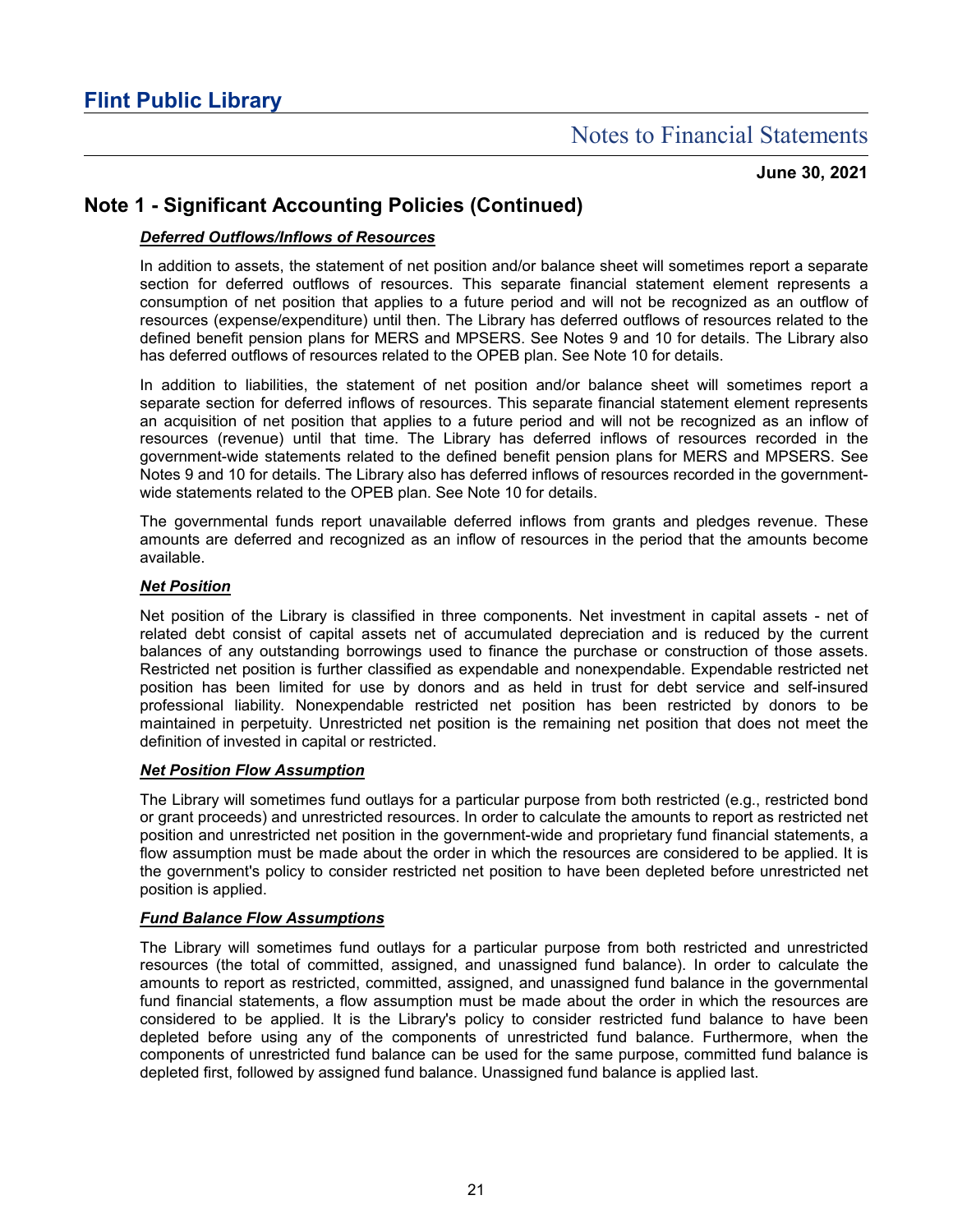## Note 1 - Significant Accounting Policies (Continued)

***Deferred Outflows/Inflows of Resources***

In addition to assets, the statement of net position and/or balance sheet will sometimes report a separate section for deferred outflows of resources. This separate financial statement element represents a consumption of net position that applies to a future period and will not be recognized as an outflow of resources (expense/expenditure) until then. The Library has deferred outflows of resources related to the defined benefit pension plans for MERS and MPSERS. See Notes 9 and 10 for details. The Library also has deferred outflows of resources related to the OPEB plan. See Note 10 for details.

In addition to liabilities, the statement of net position and/or balance sheet will sometimes report a separate section for deferred inflows of resources. This separate financial statement element represents an acquisition of net position that applies to a future period and will not be recognized as an inflow of resources (revenue) until that time. The Library has deferred inflows of resources recorded in the government-wide statements related to the defined benefit pension plans for MERS and MPSERS. See Notes 9 and 10 for details. The Library also has deferred inflows of resources recorded in the government-wide statements related to the OPEB plan. See Note 10 for details.

The governmental funds report unavailable deferred inflows from grants and pledges revenue. These amounts are deferred and recognized as an inflow of resources in the period that the amounts become available.

***Net Position***

Net position of the Library is classified in three components. Net investment in capital assets - net of related debt consist of capital assets net of accumulated depreciation and is reduced by the current balances of any outstanding borrowings used to finance the purchase or construction of those assets. Restricted net position is further classified as expendable and nonexpendable. Expendable restricted net position has been limited for use by donors and as held in trust for debt service and self-insured professional liability. Nonexpendable restricted net position has been restricted by donors to be maintained in perpetuity. Unrestricted net position is the remaining net position that does not meet the definition of invested in capital or restricted.

***Net Position Flow Assumption***

The Library will sometimes fund outlays for a particular purpose from both restricted (e.g., restricted bond or grant proceeds) and unrestricted resources. In order to calculate the amounts to report as restricted net position and unrestricted net position in the government-wide and proprietary fund financial statements, a flow assumption must be made about the order in which the resources are considered to be applied. It is the government's policy to consider restricted net position to have been depleted before unrestricted net position is applied.

***Fund Balance Flow Assumptions***

The Library will sometimes fund outlays for a particular purpose from both restricted and unrestricted resources (the total of committed, assigned, and unassigned fund balance). In order to calculate the amounts to report as restricted, committed, assigned, and unassigned fund balance in the governmental fund financial statements, a flow assumption must be made about the order in which the resources are considered to be applied. It is the Library's policy to consider restricted fund balance to have been depleted before using any of the components of unrestricted fund balance. Furthermore, when the components of unrestricted fund balance can be used for the same purpose, committed fund balance is depleted first, followed by assigned fund balance. Unassigned fund balance is applied last.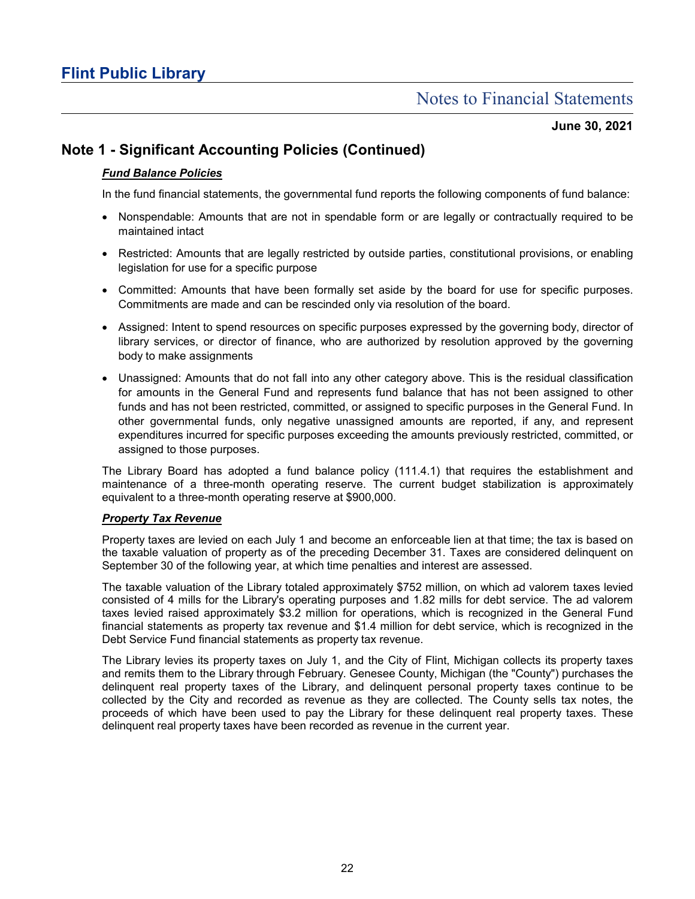## Note 1 - Significant Accounting Policies (Continued)

### ***Fund Balance Policies***

In the fund financial statements, the governmental fund reports the following components of fund balance:

- Nonspendable: Amounts that are not in spendable form or are legally or contractually required to be maintained intact
- Restricted: Amounts that are legally restricted by outside parties, constitutional provisions, or enabling legislation for use for a specific purpose
- Committed: Amounts that have been formally set aside by the board for use for specific purposes. Commitments are made and can be rescinded only via resolution of the board.
- Assigned: Intent to spend resources on specific purposes expressed by the governing body, director of library services, or director of finance, who are authorized by resolution approved by the governing body to make assignments
- Unassigned: Amounts that do not fall into any other category above. This is the residual classification for amounts in the General Fund and represents fund balance that has not been assigned to other funds and has not been restricted, committed, or assigned to specific purposes in the General Fund. In other governmental funds, only negative unassigned amounts are reported, if any, and represent expenditures incurred for specific purposes exceeding the amounts previously restricted, committed, or assigned to those purposes.

The Library Board has adopted a fund balance policy (111.4.1) that requires the establishment and maintenance of a three-month operating reserve. The current budget stabilization is approximately equivalent to a three-month operating reserve at $900,000.

### ***Property Tax Revenue***

Property taxes are levied on each July 1 and become an enforceable lien at that time; the tax is based on the taxable valuation of property as of the preceding December 31. Taxes are considered delinquent on September 30 of the following year, at which time penalties and interest are assessed.

The taxable valuation of the Library totaled approximately $752 million, on which ad valorem taxes levied consisted of 4 mills for the Library's operating purposes and 1.82 mills for debt service. The ad valorem taxes levied raised approximately $3.2 million for operations, which is recognized in the General Fund financial statements as property tax revenue and $1.4 million for debt service, which is recognized in the Debt Service Fund financial statements as property tax revenue.

The Library levies its property taxes on July 1, and the City of Flint, Michigan collects its property taxes and remits them to the Library through February. Genesee County, Michigan (the "County") purchases the delinquent real property taxes of the Library, and delinquent personal property taxes continue to be collected by the City and recorded as revenue as they are collected. The County sells tax notes, the proceeds of which have been used to pay the Library for these delinquent real property taxes. These delinquent real property taxes have been recorded as revenue in the current year.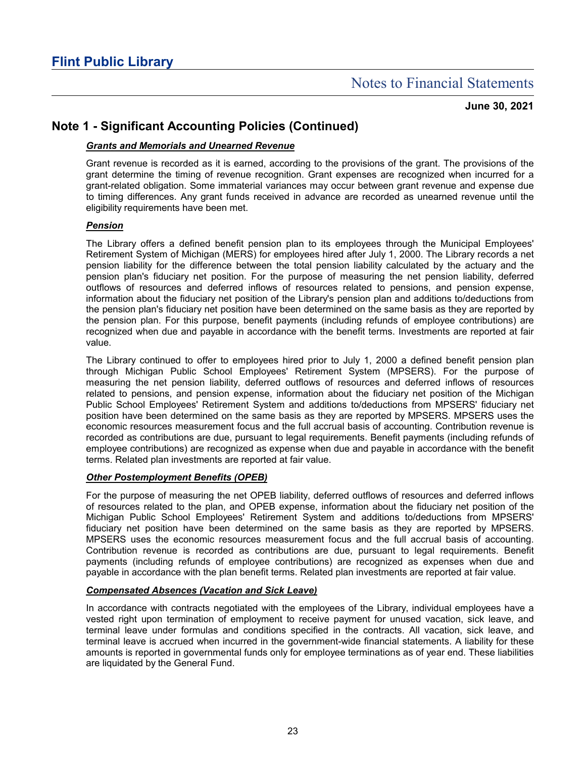## Note 1 - Significant Accounting Policies (Continued)

***Grants and Memorials and Unearned Revenue***

Grant revenue is recorded as it is earned, according to the provisions of the grant. The provisions of the grant determine the timing of revenue recognition. Grant expenses are recognized when incurred for a grant-related obligation. Some immaterial variances may occur between grant revenue and expense due to timing differences. Any grant funds received in advance are recorded as unearned revenue until the eligibility requirements have been met.

***Pension***

The Library offers a defined benefit pension plan to its employees through the Municipal Employees' Retirement System of Michigan (MERS) for employees hired after July 1, 2000. The Library records a net pension liability for the difference between the total pension liability calculated by the actuary and the pension plan's fiduciary net position. For the purpose of measuring the net pension liability, deferred outflows of resources and deferred inflows of resources related to pensions, and pension expense, information about the fiduciary net position of the Library's pension plan and additions to/deductions from the pension plan's fiduciary net position have been determined on the same basis as they are reported by the pension plan. For this purpose, benefit payments (including refunds of employee contributions) are recognized when due and payable in accordance with the benefit terms. Investments are reported at fair value.

The Library continued to offer to employees hired prior to July 1, 2000 a defined benefit pension plan through Michigan Public School Employees' Retirement System (MPSERS). For the purpose of measuring the net pension liability, deferred outflows of resources and deferred inflows of resources related to pensions, and pension expense, information about the fiduciary net position of the Michigan Public School Employees' Retirement System and additions to/deductions from MPSERS' fiduciary net position have been determined on the same basis as they are reported by MPSERS. MPSERS uses the economic resources measurement focus and the full accrual basis of accounting. Contribution revenue is recorded as contributions are due, pursuant to legal requirements. Benefit payments (including refunds of employee contributions) are recognized as expense when due and payable in accordance with the benefit terms. Related plan investments are reported at fair value.

***Other Postemployment Benefits (OPEB)***

For the purpose of measuring the net OPEB liability, deferred outflows of resources and deferred inflows of resources related to the plan, and OPEB expense, information about the fiduciary net position of the Michigan Public School Employees' Retirement System and additions to/deductions from MPSERS' fiduciary net position have been determined on the same basis as they are reported by MPSERS. MPSERS uses the economic resources measurement focus and the full accrual basis of accounting. Contribution revenue is recorded as contributions are due, pursuant to legal requirements. Benefit payments (including refunds of employee contributions) are recognized as expenses when due and payable in accordance with the plan benefit terms. Related plan investments are reported at fair value.

***Compensated Absences (Vacation and Sick Leave)***

In accordance with contracts negotiated with the employees of the Library, individual employees have a vested right upon termination of employment to receive payment for unused vacation, sick leave, and terminal leave under formulas and conditions specified in the contracts. All vacation, sick leave, and terminal leave is accrued when incurred in the government-wide financial statements. A liability for these amounts is reported in governmental funds only for employee terminations as of year end. These liabilities are liquidated by the General Fund.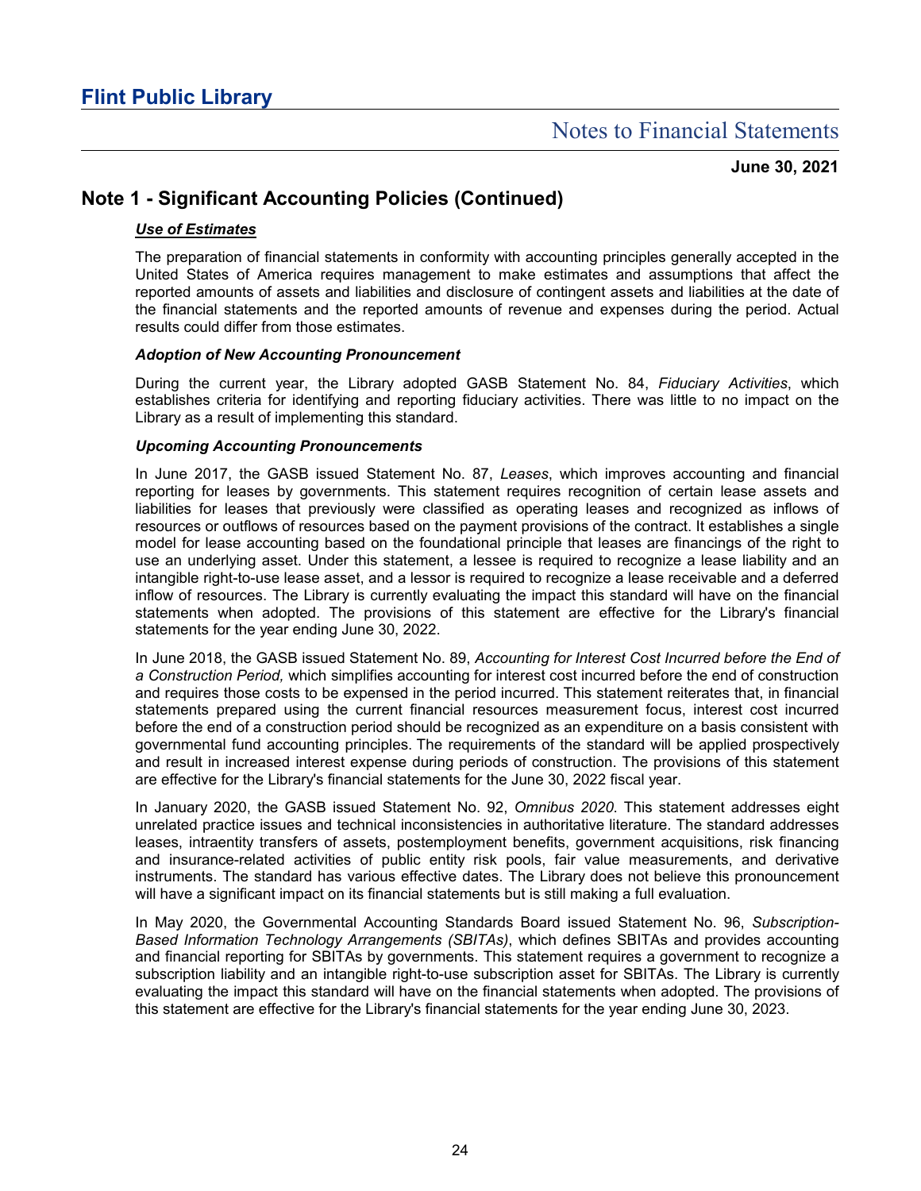# Flint Public Library

## Notes to Financial Statements

**June 30, 2021**

## Note 1 - Significant Accounting Policies (Continued)

***Use of Estimates***

The preparation of financial statements in conformity with accounting principles generally accepted in the United States of America requires management to make estimates and assumptions that affect the reported amounts of assets and liabilities and disclosure of contingent assets and liabilities at the date of the financial statements and the reported amounts of revenue and expenses during the period. Actual results could differ from those estimates.

***Adoption of New Accounting Pronouncement***

During the current year, the Library adopted GASB Statement No. 84, *Fiduciary Activities*, which establishes criteria for identifying and reporting fiduciary activities. There was little to no impact on the Library as a result of implementing this standard.

***Upcoming Accounting Pronouncements***

In June 2017, the GASB issued Statement No. 87, *Leases*, which improves accounting and financial reporting for leases by governments. This statement requires recognition of certain lease assets and liabilities for leases that previously were classified as operating leases and recognized as inflows of resources or outflows of resources based on the payment provisions of the contract. It establishes a single model for lease accounting based on the foundational principle that leases are financings of the right to use an underlying asset. Under this statement, a lessee is required to recognize a lease liability and an intangible right-to-use lease asset, and a lessor is required to recognize a lease receivable and a deferred inflow of resources. The Library is currently evaluating the impact this standard will have on the financial statements when adopted. The provisions of this statement are effective for the Library's financial statements for the year ending June 30, 2022.

In June 2018, the GASB issued Statement No. 89, *Accounting for Interest Cost Incurred before the End of a Construction Period,* which simplifies accounting for interest cost incurred before the end of construction and requires those costs to be expensed in the period incurred. This statement reiterates that, in financial statements prepared using the current financial resources measurement focus, interest cost incurred before the end of a construction period should be recognized as an expenditure on a basis consistent with governmental fund accounting principles. The requirements of the standard will be applied prospectively and result in increased interest expense during periods of construction. The provisions of this statement are effective for the Library's financial statements for the June 30, 2022 fiscal year.

In January 2020, the GASB issued Statement No. 92, *Omnibus 2020*. This statement addresses eight unrelated practice issues and technical inconsistencies in authoritative literature. The standard addresses leases, intraentity transfers of assets, postemployment benefits, government acquisitions, risk financing and insurance-related activities of public entity risk pools, fair value measurements, and derivative instruments. The standard has various effective dates. The Library does not believe this pronouncement will have a significant impact on its financial statements but is still making a full evaluation.

In May 2020, the Governmental Accounting Standards Board issued Statement No. 96, *Subscription-Based Information Technology Arrangements (SBITAs)*, which defines SBITAs and provides accounting and financial reporting for SBITAs by governments. This statement requires a government to recognize a subscription liability and an intangible right-to-use subscription asset for SBITAs. The Library is currently evaluating the impact this standard will have on the financial statements when adopted. The provisions of this statement are effective for the Library's financial statements for the year ending June 30, 2023.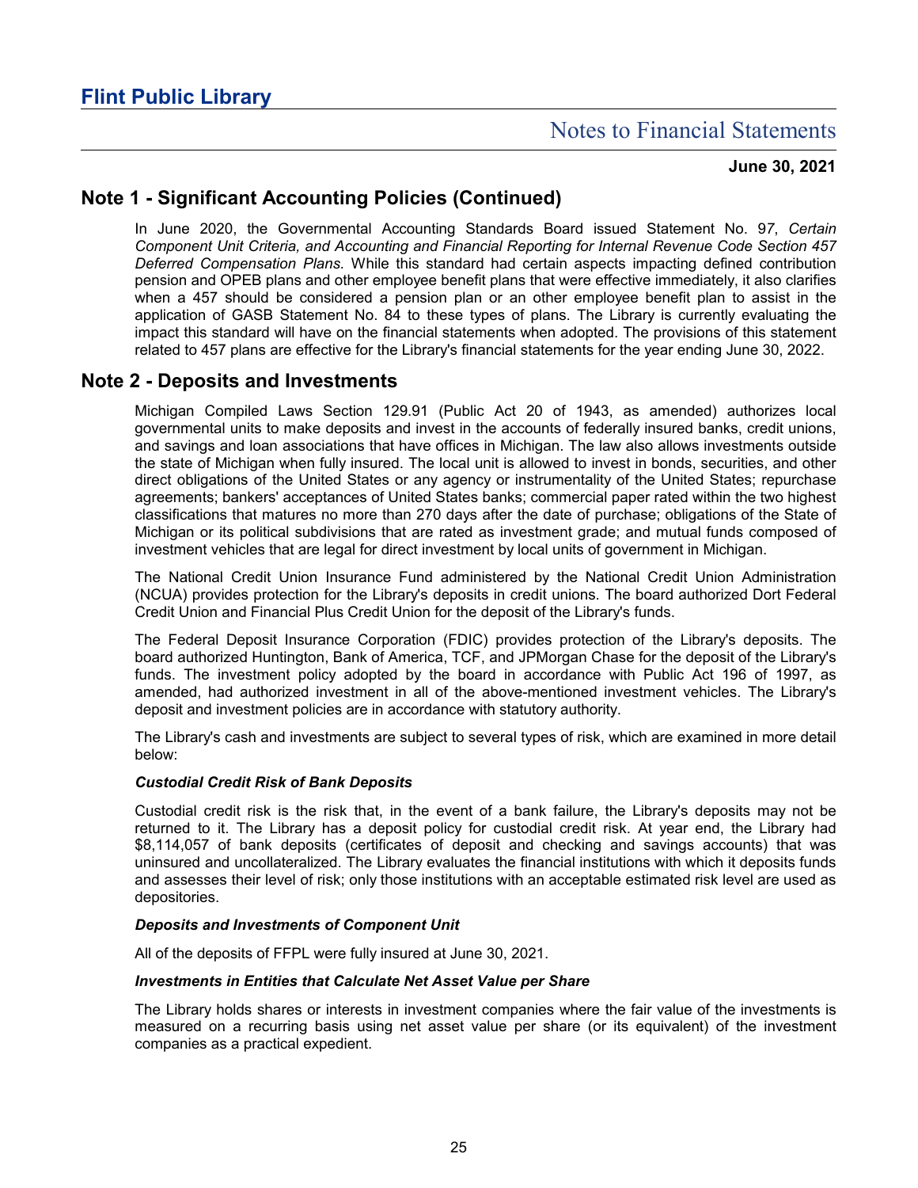# Flint Public Library

## Notes to Financial Statements

**June 30, 2021**

## Note 1 - Significant Accounting Policies (Continued)

In June 2020, the Governmental Accounting Standards Board issued Statement No. 97, *Certain Component Unit Criteria, and Accounting and Financial Reporting for Internal Revenue Code Section 457 Deferred Compensation Plans.* While this standard had certain aspects impacting defined contribution pension and OPEB plans and other employee benefit plans that were effective immediately, it also clarifies when a 457 should be considered a pension plan or an other employee benefit plan to assist in the application of GASB Statement No. 84 to these types of plans. The Library is currently evaluating the impact this standard will have on the financial statements when adopted. The provisions of this statement related to 457 plans are effective for the Library's financial statements for the year ending June 30, 2022.

## Note 2 - Deposits and Investments

Michigan Compiled Laws Section 129.91 (Public Act 20 of 1943, as amended) authorizes local governmental units to make deposits and invest in the accounts of federally insured banks, credit unions, and savings and loan associations that have offices in Michigan. The law also allows investments outside the state of Michigan when fully insured. The local unit is allowed to invest in bonds, securities, and other direct obligations of the United States or any agency or instrumentality of the United States; repurchase agreements; bankers' acceptances of United States banks; commercial paper rated within the two highest classifications that matures no more than 270 days after the date of purchase; obligations of the State of Michigan or its political subdivisions that are rated as investment grade; and mutual funds composed of investment vehicles that are legal for direct investment by local units of government in Michigan.

The National Credit Union Insurance Fund administered by the National Credit Union Administration (NCUA) provides protection for the Library's deposits in credit unions. The board authorized Dort Federal Credit Union and Financial Plus Credit Union for the deposit of the Library's funds.

The Federal Deposit Insurance Corporation (FDIC) provides protection of the Library's deposits. The board authorized Huntington, Bank of America, TCF, and JPMorgan Chase for the deposit of the Library's funds. The investment policy adopted by the board in accordance with Public Act 196 of 1997, as amended, had authorized investment in all of the above-mentioned investment vehicles. The Library's deposit and investment policies are in accordance with statutory authority.

The Library's cash and investments are subject to several types of risk, which are examined in more detail below:

***Custodial Credit Risk of Bank Deposits***

Custodial credit risk is the risk that, in the event of a bank failure, the Library's deposits may not be returned to it. The Library has a deposit policy for custodial credit risk. At year end, the Library had $8,114,057 of bank deposits (certificates of deposit and checking and savings accounts) that was uninsured and uncollateralized. The Library evaluates the financial institutions with which it deposits funds and assesses their level of risk; only those institutions with an acceptable estimated risk level are used as depositories.

***Deposits and Investments of Component Unit***

All of the deposits of FFPL were fully insured at June 30, 2021.

***Investments in Entities that Calculate Net Asset Value per Share***

The Library holds shares or interests in investment companies where the fair value of the investments is measured on a recurring basis using net asset value per share (or its equivalent) of the investment companies as a practical expedient.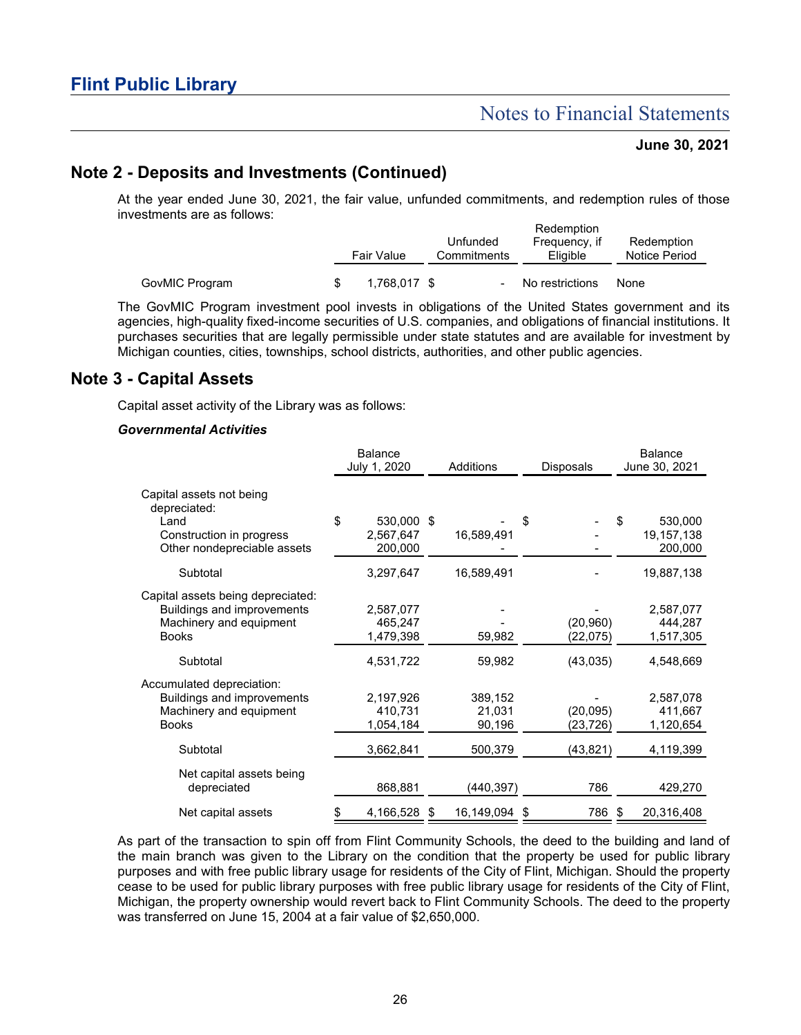## Note 2 - Deposits and Investments (Continued)

At the year ended June 30, 2021, the fair value, unfunded commitments, and redemption rules of those investments are as follows:

| | Fair Value | Unfunded Commitments | Redemption Frequency, if Eligible | Redemption Notice Period |
|---|---|---|---|---|
| GovMIC Program | $ 1,768,017 | $ - | No restrictions | None |

The GovMIC Program investment pool invests in obligations of the United States government and its agencies, high-quality fixed-income securities of U.S. companies, and obligations of financial institutions. It purchases securities that are legally permissible under state statutes and are available for investment by Michigan counties, cities, townships, school districts, authorities, and other public agencies.

## Note 3 - Capital Assets

Capital asset activity of the Library was as follows:

***Governmental Activities***

| | Balance July 1, 2020 | Additions | Disposals | Balance June 30, 2021 |
|---|---|---|---|---|
| Capital assets not being depreciated: | | | | |
| Land | $ 530,000 | $ - | $ - | $ 530,000 |
| Construction in progress | 2,567,647 | 16,589,491 | - | 19,157,138 |
| Other nondepreciable assets | 200,000 | - | - | 200,000 |
| Subtotal | 3,297,647 | 16,589,491 | - | 19,887,138 |
| Capital assets being depreciated: | | | | |
| Buildings and improvements | 2,587,077 | - | - | 2,587,077 |
| Machinery and equipment | 465,247 | - | (20,960) | 444,287 |
| Books | 1,479,398 | 59,982 | (22,075) | 1,517,305 |
| Subtotal | 4,531,722 | 59,982 | (43,035) | 4,548,669 |
| Accumulated depreciation: | | | | |
| Buildings and improvements | 2,197,926 | 389,152 | - | 2,587,078 |
| Machinery and equipment | 410,731 | 21,031 | (20,095) | 411,667 |
| Books | 1,054,184 | 90,196 | (23,726) | 1,120,654 |
| Subtotal | 3,662,841 | 500,379 | (43,821) | 4,119,399 |
| Net capital assets being depreciated | 868,881 | (440,397) | 786 | 429,270 |
| Net capital assets | $ 4,166,528 | $ 16,149,094 | $ 786 | $ 20,316,408 |

As part of the transaction to spin off from Flint Community Schools, the deed to the building and land of the main branch was given to the Library on the condition that the property be used for public library purposes and with free public library usage for residents of the City of Flint, Michigan. Should the property cease to be used for public library purposes with free public library usage for residents of the City of Flint, Michigan, the property ownership would revert back to Flint Community Schools. The deed to the property was transferred on June 15, 2004 at a fair value of $2,650,000.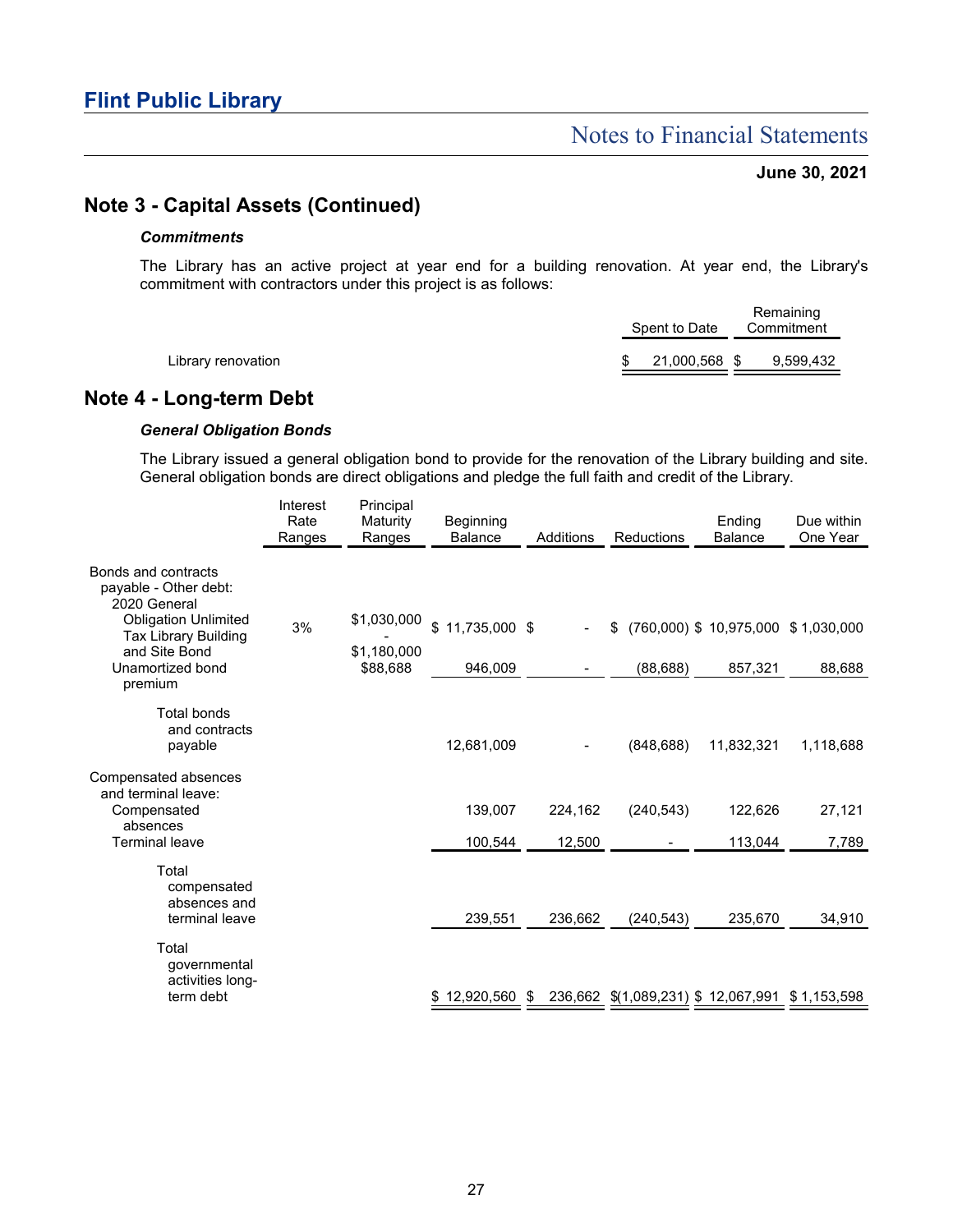## Note 3 - Capital Assets (Continued)

***Commitments***

The Library has an active project at year end for a building renovation. At year end, the Library's commitment with contractors under this project is as follows:

| | Spent to Date | Remaining Commitment |
|---|---|---|
| Library renovation | $ 21,000,568 | $ 9,599,432 |

## Note 4 - Long-term Debt

***General Obligation Bonds***

The Library issued a general obligation bond to provide for the renovation of the Library building and site. General obligation bonds are direct obligations and pledge the full faith and credit of the Library.

| | Interest Rate Ranges | Principal Maturity Ranges | Beginning Balance | Additions | Reductions | Ending Balance | Due within One Year |
|---|---|---|---|---|---|---|---|
| Bonds and contracts payable - Other debt: | | | | | | | |
| 2020 General Obligation Unlimited Tax Library Building and Site Bond | 3% | $1,030,000 - $1,180,000 | $ 11,735,000 | $ - | $ (760,000) | $ 10,975,000 | $ 1,030,000 |
| Unamortized bond premium | | $88,688 | 946,009 | - | (88,688) | 857,321 | 88,688 |
| Total bonds and contracts payable | | | 12,681,009 | - | (848,688) | 11,832,321 | 1,118,688 |
| Compensated absences and terminal leave: | | | | | | | |
| Compensated absences | | | 139,007 | 224,162 | (240,543) | 122,626 | 27,121 |
| Terminal leave | | | 100,544 | 12,500 | - | 113,044 | 7,789 |
| Total compensated absences and terminal leave | | | 239,551 | 236,662 | (240,543) | 235,670 | 34,910 |
| Total governmental activities long-term debt | | | $ 12,920,560 | $ 236,662 | $(1,089,231) | $ 12,067,991 | $ 1,153,598 |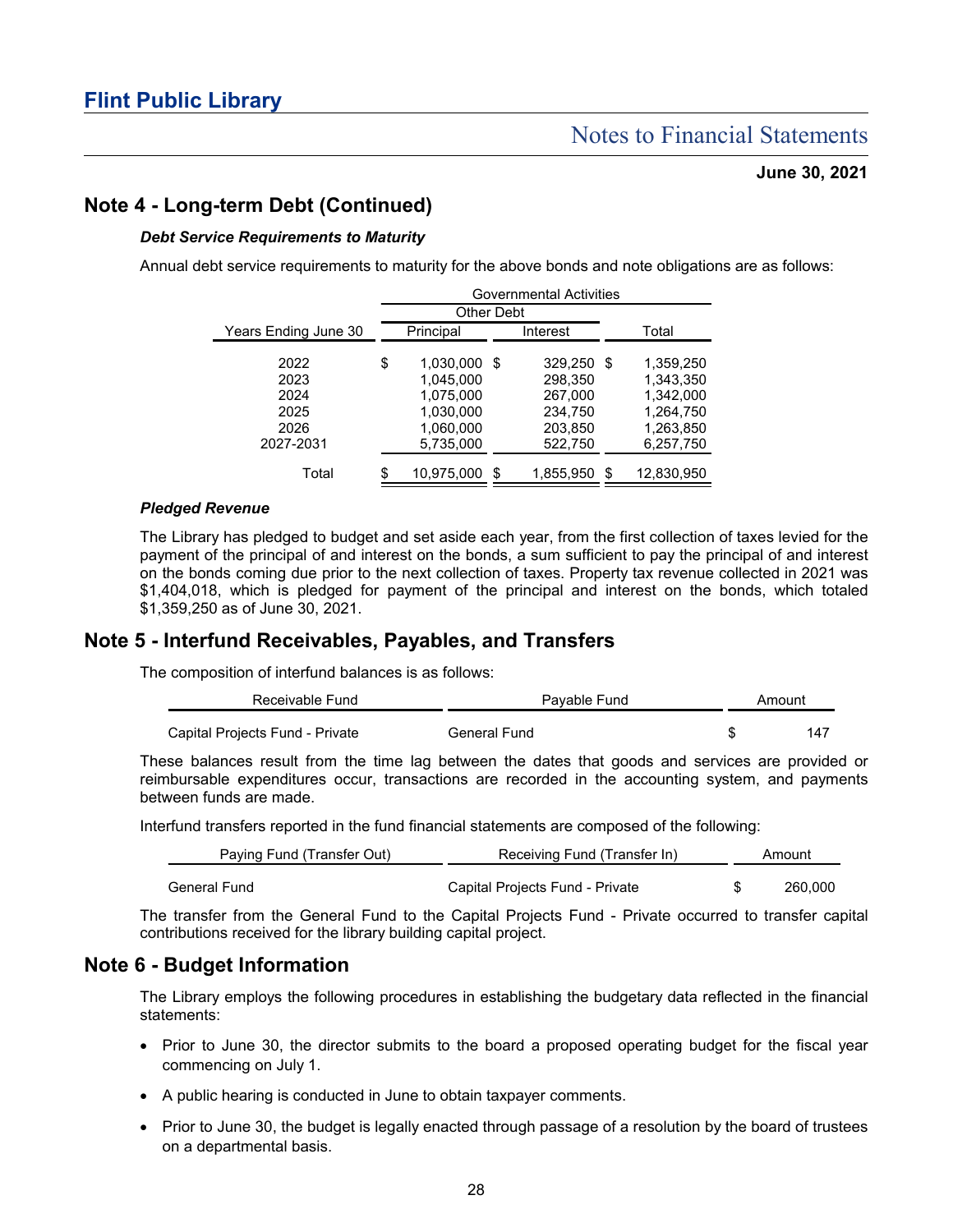## Note 4 - Long-term Debt (Continued)

### *Debt Service Requirements to Maturity*

Annual debt service requirements to maturity for the above bonds and note obligations are as follows:

| | Governmental Activities | | |
|---|---|---|---|
| | Other Debt | | |
| Years Ending June 30 | Principal | Interest | Total |
| 2022 | $ 1,030,000 | $ 329,250 | $ 1,359,250 |
| 2023 | 1,045,000 | 298,350 | 1,343,350 |
| 2024 | 1,075,000 | 267,000 | 1,342,000 |
| 2025 | 1,030,000 | 234,750 | 1,264,750 |
| 2026 | 1,060,000 | 203,850 | 1,263,850 |
| 2027-2031 | 5,735,000 | 522,750 | 6,257,750 |
| Total | $ 10,975,000 | $ 1,855,950 | $ 12,830,950 |

### *Pledged Revenue*

The Library has pledged to budget and set aside each year, from the first collection of taxes levied for the payment of the principal of and interest on the bonds, a sum sufficient to pay the principal of and interest on the bonds coming due prior to the next collection of taxes. Property tax revenue collected in 2021 was $1,404,018, which is pledged for payment of the principal and interest on the bonds, which totaled $1,359,250 as of June 30, 2021.

## Note 5 - Interfund Receivables, Payables, and Transfers

The composition of interfund balances is as follows:

| Receivable Fund | Payable Fund | Amount |
|---|---|---|
| Capital Projects Fund - Private | General Fund | $ 147 |

These balances result from the time lag between the dates that goods and services are provided or reimbursable expenditures occur, transactions are recorded in the accounting system, and payments between funds are made.

Interfund transfers reported in the fund financial statements are composed of the following:

| Paying Fund (Transfer Out) | Receiving Fund (Transfer In) | Amount |
|---|---|---|
| General Fund | Capital Projects Fund - Private | $ 260,000 |

The transfer from the General Fund to the Capital Projects Fund - Private occurred to transfer capital contributions received for the library building capital project.

## Note 6 - Budget Information

The Library employs the following procedures in establishing the budgetary data reflected in the financial statements:

- Prior to June 30, the director submits to the board a proposed operating budget for the fiscal year commencing on July 1.
- A public hearing is conducted in June to obtain taxpayer comments.
- Prior to June 30, the budget is legally enacted through passage of a resolution by the board of trustees on a departmental basis.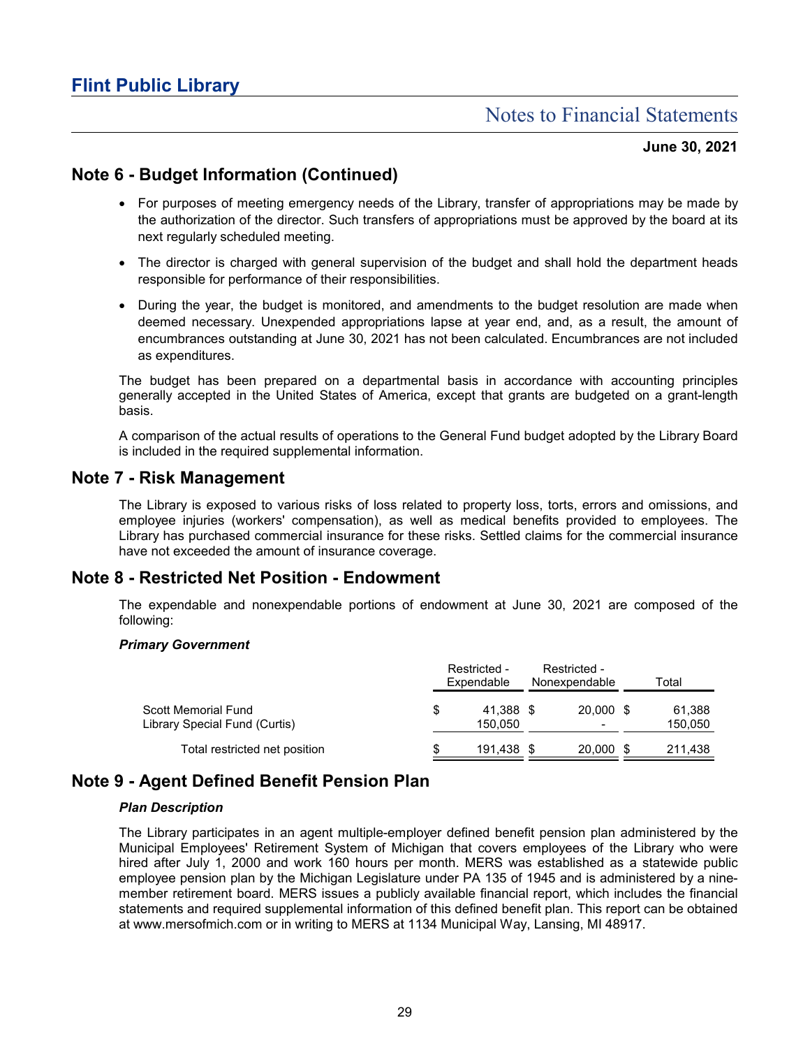## Note 6 - Budget Information (Continued)

- For purposes of meeting emergency needs of the Library, transfer of appropriations may be made by the authorization of the director. Such transfers of appropriations must be approved by the board at its next regularly scheduled meeting.
- The director is charged with general supervision of the budget and shall hold the department heads responsible for performance of their responsibilities.
- During the year, the budget is monitored, and amendments to the budget resolution are made when deemed necessary. Unexpended appropriations lapse at year end, and, as a result, the amount of encumbrances outstanding at June 30, 2021 has not been calculated. Encumbrances are not included as expenditures.

The budget has been prepared on a departmental basis in accordance with accounting principles generally accepted in the United States of America, except that grants are budgeted on a grant-length basis.

A comparison of the actual results of operations to the General Fund budget adopted by the Library Board is included in the required supplemental information.

## Note 7 - Risk Management

The Library is exposed to various risks of loss related to property loss, torts, errors and omissions, and employee injuries (workers' compensation), as well as medical benefits provided to employees. The Library has purchased commercial insurance for these risks. Settled claims for the commercial insurance have not exceeded the amount of insurance coverage.

## Note 8 - Restricted Net Position - Endowment

The expendable and nonexpendable portions of endowment at June 30, 2021 are composed of the following:

***Primary Government***

| | Restricted - Expendable | Restricted - Nonexpendable | Total |
|---|---|---|---|
| Scott Memorial Fund | $ 41,388 | $ 20,000 | $ 61,388 |
| Library Special Fund (Curtis) | 150,050 | - | 150,050 |
| Total restricted net position | $ 191,438 | $ 20,000 | $ 211,438 |

## Note 9 - Agent Defined Benefit Pension Plan

***Plan Description***

The Library participates in an agent multiple-employer defined benefit pension plan administered by the Municipal Employees' Retirement System of Michigan that covers employees of the Library who were hired after July 1, 2000 and work 160 hours per month. MERS was established as a statewide public employee pension plan by the Michigan Legislature under PA 135 of 1945 and is administered by a nine-member retirement board. MERS issues a publicly available financial report, which includes the financial statements and required supplemental information of this defined benefit plan. This report can be obtained at www.mersofmich.com or in writing to MERS at 1134 Municipal Way, Lansing, MI 48917.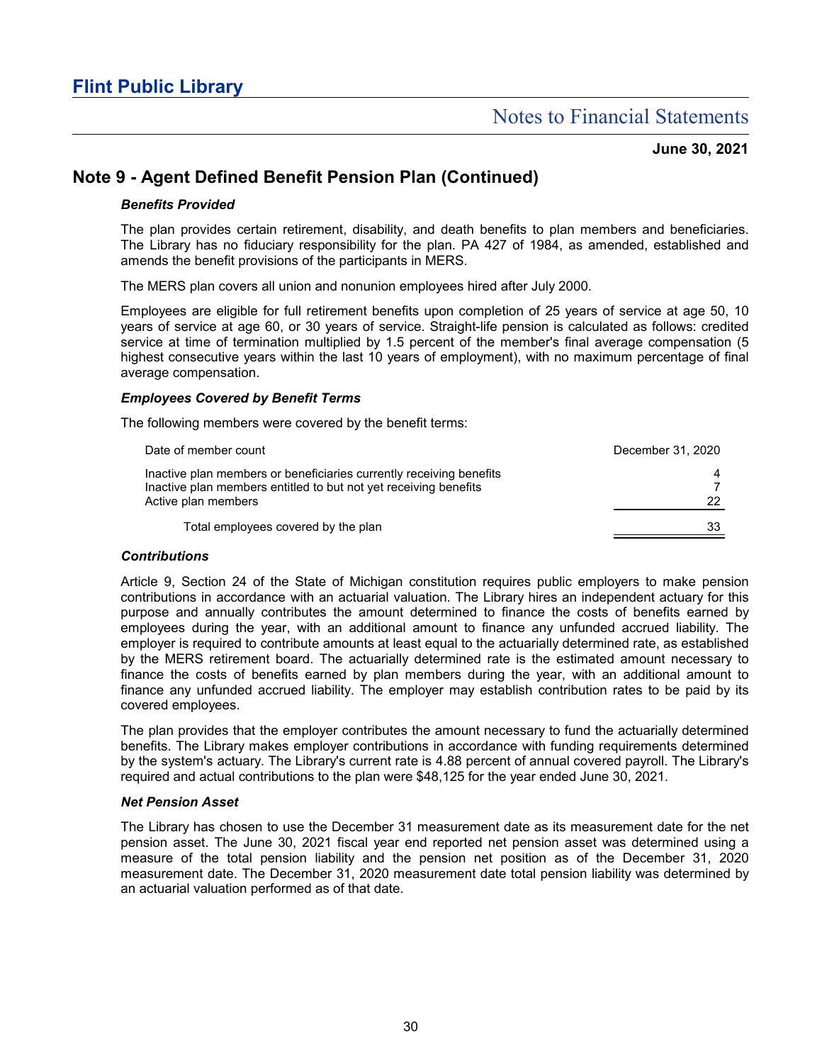## Note 9 - Agent Defined Benefit Pension Plan (Continued)

### *Benefits Provided*

The plan provides certain retirement, disability, and death benefits to plan members and beneficiaries. The Library has no fiduciary responsibility for the plan. PA 427 of 1984, as amended, established and amends the benefit provisions of the participants in MERS.

The MERS plan covers all union and nonunion employees hired after July 2000.

Employees are eligible for full retirement benefits upon completion of 25 years of service at age 50, 10 years of service at age 60, or 30 years of service. Straight-life pension is calculated as follows: credited service at time of termination multiplied by 1.5 percent of the member's final average compensation (5 highest consecutive years within the last 10 years of employment), with no maximum percentage of final average compensation.

### *Employees Covered by Benefit Terms*

The following members were covered by the benefit terms:

| Date of member count | December 31, 2020 |
|---|---|
| Inactive plan members or beneficiaries currently receiving benefits | 4 |
| Inactive plan members entitled to but not yet receiving benefits | 7 |
| Active plan members | 22 |
| Total employees covered by the plan | 33 |

### *Contributions*

Article 9, Section 24 of the State of Michigan constitution requires public employers to make pension contributions in accordance with an actuarial valuation. The Library hires an independent actuary for this purpose and annually contributes the amount determined to finance the costs of benefits earned by employees during the year, with an additional amount to finance any unfunded accrued liability. The employer is required to contribute amounts at least equal to the actuarially determined rate, as established by the MERS retirement board. The actuarially determined rate is the estimated amount necessary to finance the costs of benefits earned by plan members during the year, with an additional amount to finance any unfunded accrued liability. The employer may establish contribution rates to be paid by its covered employees.

The plan provides that the employer contributes the amount necessary to fund the actuarially determined benefits. The Library makes employer contributions in accordance with funding requirements determined by the system's actuary. The Library's current rate is 4.88 percent of annual covered payroll. The Library's required and actual contributions to the plan were $48,125 for the year ended June 30, 2021.

### *Net Pension Asset*

The Library has chosen to use the December 31 measurement date as its measurement date for the net pension asset. The June 30, 2021 fiscal year end reported net pension asset was determined using a measure of the total pension liability and the pension net position as of the December 31, 2020 measurement date. The December 31, 2020 measurement date total pension liability was determined by an actuarial valuation performed as of that date.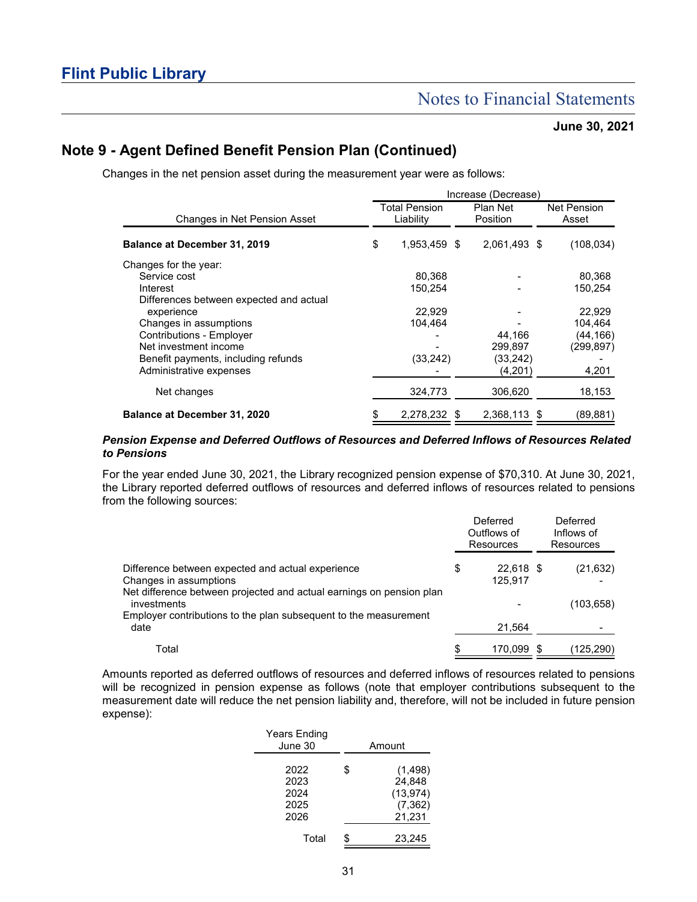## Note 9 - Agent Defined Benefit Pension Plan (Continued)

Changes in the net pension asset during the measurement year were as follows:

| | Increase (Decrease) | | |
|---|---|---|---|
| Changes in Net Pension Asset | Total Pension Liability | Plan Net Position | Net Pension Asset |
| **Balance at December 31, 2019** | $ 1,953,459 | $ 2,061,493 | $ (108,034) |
| Changes for the year: | | | |
| Service cost | 80,368 | - | 80,368 |
| Interest | 150,254 | - | 150,254 |
| Differences between expected and actual experience | 22,929 | - | 22,929 |
| Changes in assumptions | 104,464 | - | 104,464 |
| Contributions - Employer | - | 44,166 | (44,166) |
| Net investment income | - | 299,897 | (299,897) |
| Benefit payments, including refunds | (33,242) | (33,242) | - |
| Administrative expenses | - | (4,201) | 4,201 |
| Net changes | 324,773 | 306,620 | 18,153 |
| **Balance at December 31, 2020** | $ 2,278,232 | $ 2,368,113 | $ (89,881) |

### *Pension Expense and Deferred Outflows of Resources and Deferred Inflows of Resources Related to Pensions*

For the year ended June 30, 2021, the Library recognized pension expense of $70,310. At June 30, 2021, the Library reported deferred outflows of resources and deferred inflows of resources related to pensions from the following sources:

| | Deferred Outflows of Resources | Deferred Inflows of Resources |
|---|---|---|
| Difference between expected and actual experience | $ 22,618 | $ (21,632) |
| Changes in assumptions | 125,917 | - |
| Net difference between projected and actual earnings on pension plan investments | - | (103,658) |
| Employer contributions to the plan subsequent to the measurement date | 21,564 | - |
| Total | $ 170,099 | $ (125,290) |

Amounts reported as deferred outflows of resources and deferred inflows of resources related to pensions will be recognized in pension expense as follows (note that employer contributions subsequent to the measurement date will reduce the net pension liability and, therefore, will not be included in future pension expense):

| Years Ending June 30 | Amount |
|---|---|
| 2022 | $ (1,498) |
| 2023 | 24,848 |
| 2024 | (13,974) |
| 2025 | (7,362) |
| 2026 | 21,231 |
| Total | $ 23,245 |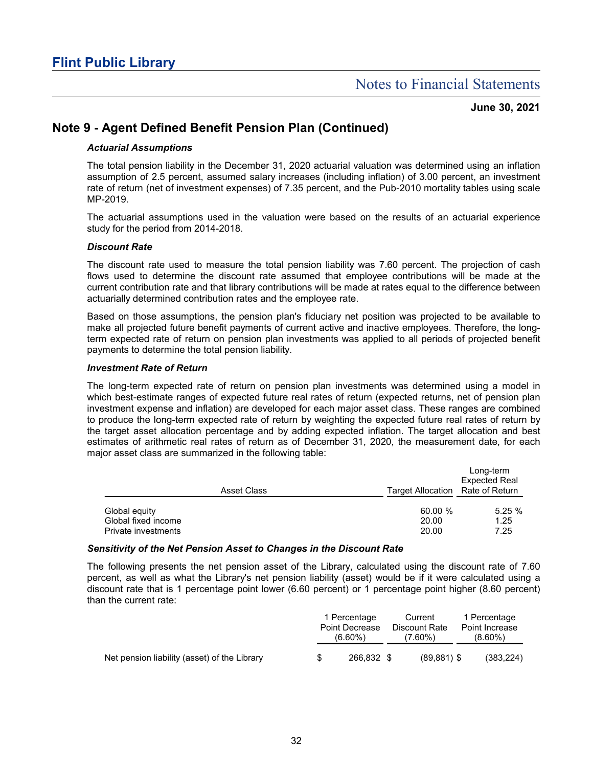# Flint Public Library

## Notes to Financial Statements

**June 30, 2021**

## Note 9 - Agent Defined Benefit Pension Plan (Continued)

***Actuarial Assumptions***

The total pension liability in the December 31, 2020 actuarial valuation was determined using an inflation assumption of 2.5 percent, assumed salary increases (including inflation) of 3.00 percent, an investment rate of return (net of investment expenses) of 7.35 percent, and the Pub-2010 mortality tables using scale MP-2019.

The actuarial assumptions used in the valuation were based on the results of an actuarial experience study for the period from 2014-2018.

***Discount Rate***

The discount rate used to measure the total pension liability was 7.60 percent. The projection of cash flows used to determine the discount rate assumed that employee contributions will be made at the current contribution rate and that library contributions will be made at rates equal to the difference between actuarially determined contribution rates and the employee rate.

Based on those assumptions, the pension plan's fiduciary net position was projected to be available to make all projected future benefit payments of current active and inactive employees. Therefore, the long-term expected rate of return on pension plan investments was applied to all periods of projected benefit payments to determine the total pension liability.

***Investment Rate of Return***

The long-term expected rate of return on pension plan investments was determined using a model in which best-estimate ranges of expected future real rates of return (expected returns, net of pension plan investment expense and inflation) are developed for each major asset class. These ranges are combined to produce the long-term expected rate of return by weighting the expected future real rates of return by the target asset allocation percentage and by adding expected inflation. The target allocation and best estimates of arithmetic real rates of return as of December 31, 2020, the measurement date, for each major asset class are summarized in the following table:

| Asset Class | Target Allocation | Long-term Expected Real Rate of Return |
|---|---|---|
| Global equity | 60.00 % | 5.25 % |
| Global fixed income | 20.00 | 1.25 |
| Private investments | 20.00 | 7.25 |

***Sensitivity of the Net Pension Asset to Changes in the Discount Rate***

The following presents the net pension asset of the Library, calculated using the discount rate of 7.60 percent, as well as what the Library's net pension liability (asset) would be if it were calculated using a discount rate that is 1 percentage point lower (6.60 percent) or 1 percentage point higher (8.60 percent) than the current rate:

| | 1 Percentage Point Decrease (6.60%) | Current Discount Rate (7.60%) | 1 Percentage Point Increase (8.60%) |
|---|---|---|---|
| Net pension liability (asset) of the Library | $ 266,832 | $ (89,881) | $ (383,224) |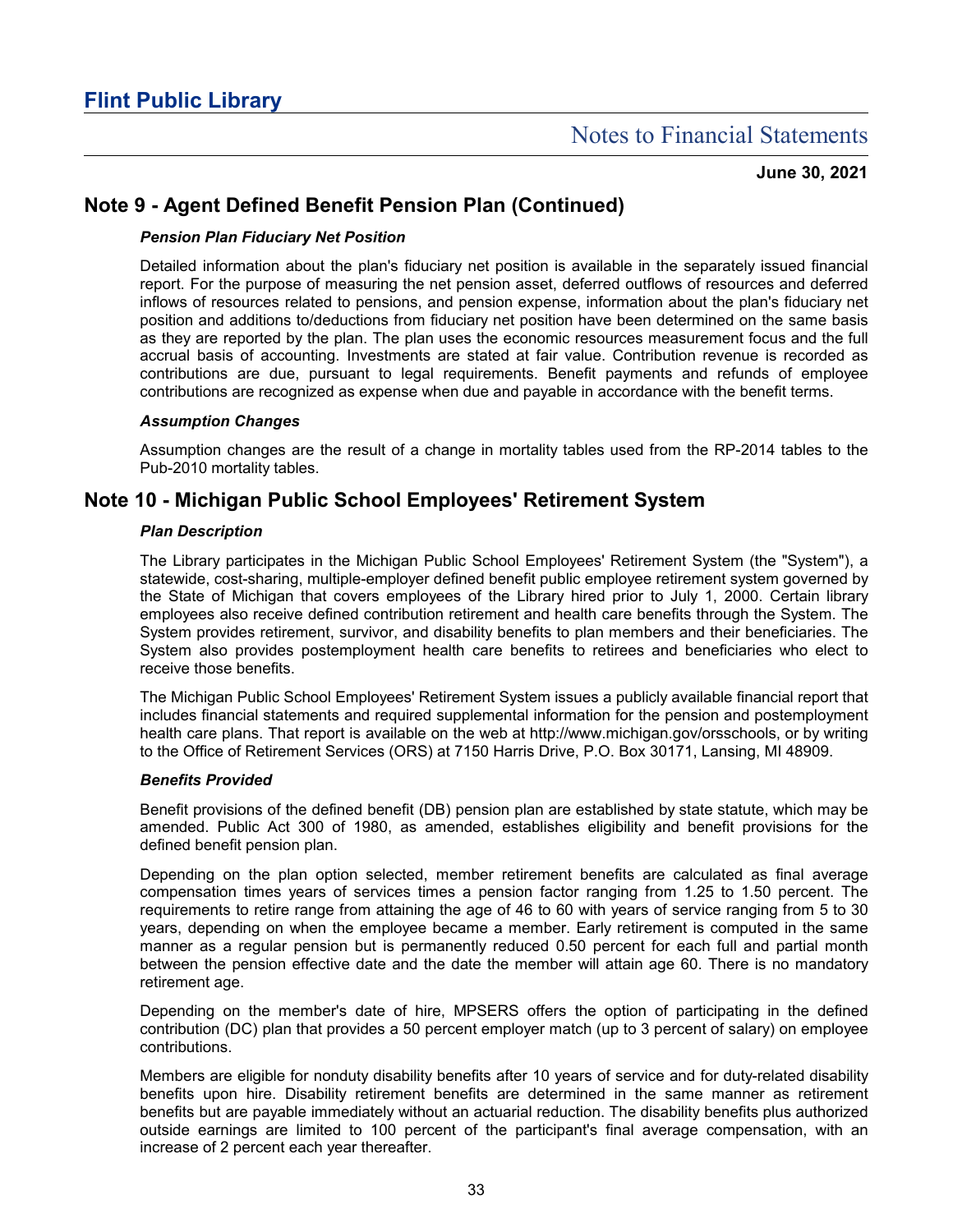## Note 9 - Agent Defined Benefit Pension Plan (Continued)

### *Pension Plan Fiduciary Net Position*

Detailed information about the plan's fiduciary net position is available in the separately issued financial report. For the purpose of measuring the net pension asset, deferred outflows of resources and deferred inflows of resources related to pensions, and pension expense, information about the plan's fiduciary net position and additions to/deductions from fiduciary net position have been determined on the same basis as they are reported by the plan. The plan uses the economic resources measurement focus and the full accrual basis of accounting. Investments are stated at fair value. Contribution revenue is recorded as contributions are due, pursuant to legal requirements. Benefit payments and refunds of employee contributions are recognized as expense when due and payable in accordance with the benefit terms.

### *Assumption Changes*

Assumption changes are the result of a change in mortality tables used from the RP-2014 tables to the Pub-2010 mortality tables.

## Note 10 - Michigan Public School Employees' Retirement System

### *Plan Description*

The Library participates in the Michigan Public School Employees' Retirement System (the "System"), a statewide, cost-sharing, multiple-employer defined benefit public employee retirement system governed by the State of Michigan that covers employees of the Library hired prior to July 1, 2000. Certain library employees also receive defined contribution retirement and health care benefits through the System. The System provides retirement, survivor, and disability benefits to plan members and their beneficiaries. The System also provides postemployment health care benefits to retirees and beneficiaries who elect to receive those benefits.

The Michigan Public School Employees' Retirement System issues a publicly available financial report that includes financial statements and required supplemental information for the pension and postemployment health care plans. That report is available on the web at http://www.michigan.gov/orsschools, or by writing to the Office of Retirement Services (ORS) at 7150 Harris Drive, P.O. Box 30171, Lansing, MI 48909.

### *Benefits Provided*

Benefit provisions of the defined benefit (DB) pension plan are established by state statute, which may be amended. Public Act 300 of 1980, as amended, establishes eligibility and benefit provisions for the defined benefit pension plan.

Depending on the plan option selected, member retirement benefits are calculated as final average compensation times years of services times a pension factor ranging from 1.25 to 1.50 percent. The requirements to retire range from attaining the age of 46 to 60 with years of service ranging from 5 to 30 years, depending on when the employee became a member. Early retirement is computed in the same manner as a regular pension but is permanently reduced 0.50 percent for each full and partial month between the pension effective date and the date the member will attain age 60. There is no mandatory retirement age.

Depending on the member's date of hire, MPSERS offers the option of participating in the defined contribution (DC) plan that provides a 50 percent employer match (up to 3 percent of salary) on employee contributions.

Members are eligible for nonduty disability benefits after 10 years of service and for duty-related disability benefits upon hire. Disability retirement benefits are determined in the same manner as retirement benefits but are payable immediately without an actuarial reduction. The disability benefits plus authorized outside earnings are limited to 100 percent of the participant's final average compensation, with an increase of 2 percent each year thereafter.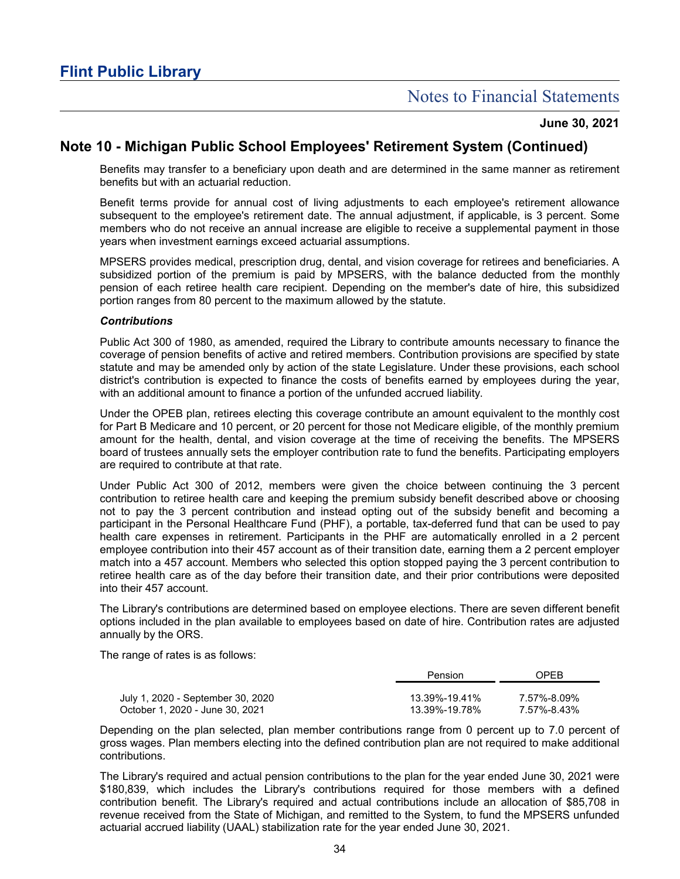## Note 10 - Michigan Public School Employees' Retirement System (Continued)

Benefits may transfer to a beneficiary upon death and are determined in the same manner as retirement benefits but with an actuarial reduction.

Benefit terms provide for annual cost of living adjustments to each employee's retirement allowance subsequent to the employee's retirement date. The annual adjustment, if applicable, is 3 percent. Some members who do not receive an annual increase are eligible to receive a supplemental payment in those years when investment earnings exceed actuarial assumptions.

MPSERS provides medical, prescription drug, dental, and vision coverage for retirees and beneficiaries. A subsidized portion of the premium is paid by MPSERS, with the balance deducted from the monthly pension of each retiree health care recipient. Depending on the member's date of hire, this subsidized portion ranges from 80 percent to the maximum allowed by the statute.

### *Contributions*

Public Act 300 of 1980, as amended, required the Library to contribute amounts necessary to finance the coverage of pension benefits of active and retired members. Contribution provisions are specified by state statute and may be amended only by action of the state Legislature. Under these provisions, each school district's contribution is expected to finance the costs of benefits earned by employees during the year, with an additional amount to finance a portion of the unfunded accrued liability.

Under the OPEB plan, retirees electing this coverage contribute an amount equivalent to the monthly cost for Part B Medicare and 10 percent, or 20 percent for those not Medicare eligible, of the monthly premium amount for the health, dental, and vision coverage at the time of receiving the benefits. The MPSERS board of trustees annually sets the employer contribution rate to fund the benefits. Participating employers are required to contribute at that rate.

Under Public Act 300 of 2012, members were given the choice between continuing the 3 percent contribution to retiree health care and keeping the premium subsidy benefit described above or choosing not to pay the 3 percent contribution and instead opting out of the subsidy benefit and becoming a participant in the Personal Healthcare Fund (PHF), a portable, tax-deferred fund that can be used to pay health care expenses in retirement. Participants in the PHF are automatically enrolled in a 2 percent employee contribution into their 457 account as of their transition date, earning them a 2 percent employer match into a 457 account. Members who selected this option stopped paying the 3 percent contribution to retiree health care as of the day before their transition date, and their prior contributions were deposited into their 457 account.

The Library's contributions are determined based on employee elections. There are seven different benefit options included in the plan available to employees based on date of hire. Contribution rates are adjusted annually by the ORS.

The range of rates is as follows:

| | Pension | OPEB |
|---|---|---|
| July 1, 2020 - September 30, 2020 | 13.39%-19.41% | 7.57%-8.09% |
| October 1, 2020 - June 30, 2021 | 13.39%-19.78% | 7.57%-8.43% |

Depending on the plan selected, plan member contributions range from 0 percent up to 7.0 percent of gross wages. Plan members electing into the defined contribution plan are not required to make additional contributions.

The Library's required and actual pension contributions to the plan for the year ended June 30, 2021 were $180,839, which includes the Library's contributions required for those members with a defined contribution benefit. The Library's required and actual contributions include an allocation of $85,708 in revenue received from the State of Michigan, and remitted to the System, to fund the MPSERS unfunded actuarial accrued liability (UAAL) stabilization rate for the year ended June 30, 2021.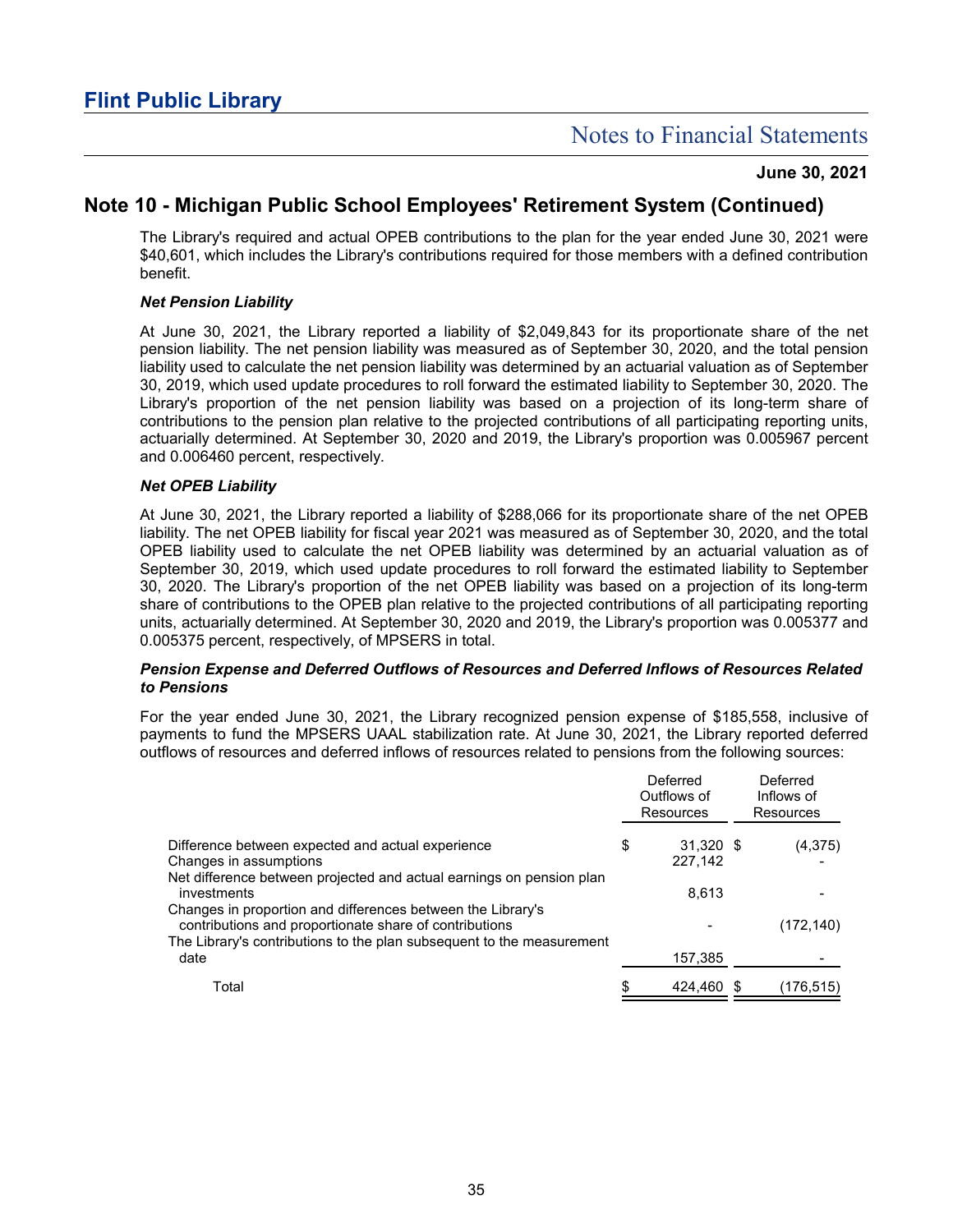## Note 10 - Michigan Public School Employees' Retirement System (Continued)

The Library's required and actual OPEB contributions to the plan for the year ended June 30, 2021 were $40,601, which includes the Library's contributions required for those members with a defined contribution benefit.

### *Net Pension Liability*

At June 30, 2021, the Library reported a liability of $2,049,843 for its proportionate share of the net pension liability. The net pension liability was measured as of September 30, 2020, and the total pension liability used to calculate the net pension liability was determined by an actuarial valuation as of September 30, 2019, which used update procedures to roll forward the estimated liability to September 30, 2020. The Library's proportion of the net pension liability was based on a projection of its long-term share of contributions to the pension plan relative to the projected contributions of all participating reporting units, actuarially determined. At September 30, 2020 and 2019, the Library's proportion was 0.005967 percent and 0.006460 percent, respectively.

### *Net OPEB Liability*

At June 30, 2021, the Library reported a liability of $288,066 for its proportionate share of the net OPEB liability. The net OPEB liability for fiscal year 2021 was measured as of September 30, 2020, and the total OPEB liability used to calculate the net OPEB liability was determined by an actuarial valuation as of September 30, 2019, which used update procedures to roll forward the estimated liability to September 30, 2020. The Library's proportion of the net OPEB liability was based on a projection of its long-term share of contributions to the OPEB plan relative to the projected contributions of all participating reporting units, actuarially determined. At September 30, 2020 and 2019, the Library's proportion was 0.005377 and 0.005375 percent, respectively, of MPSERS in total.

### *Pension Expense and Deferred Outflows of Resources and Deferred Inflows of Resources Related to Pensions*

For the year ended June 30, 2021, the Library recognized pension expense of $185,558, inclusive of payments to fund the MPSERS UAAL stabilization rate. At June 30, 2021, the Library reported deferred outflows of resources and deferred inflows of resources related to pensions from the following sources:

| | Deferred Outflows of Resources | Deferred Inflows of Resources |
|---|---|---|
| Difference between expected and actual experience | $ 31,320 | $ (4,375) |
| Changes in assumptions | 227,142 | - |
| Net difference between projected and actual earnings on pension plan investments | 8,613 | - |
| Changes in proportion and differences between the Library's contributions and proportionate share of contributions | - | (172,140) |
| The Library's contributions to the plan subsequent to the measurement date | 157,385 | - |
| Total | $ 424,460 | $ (176,515) |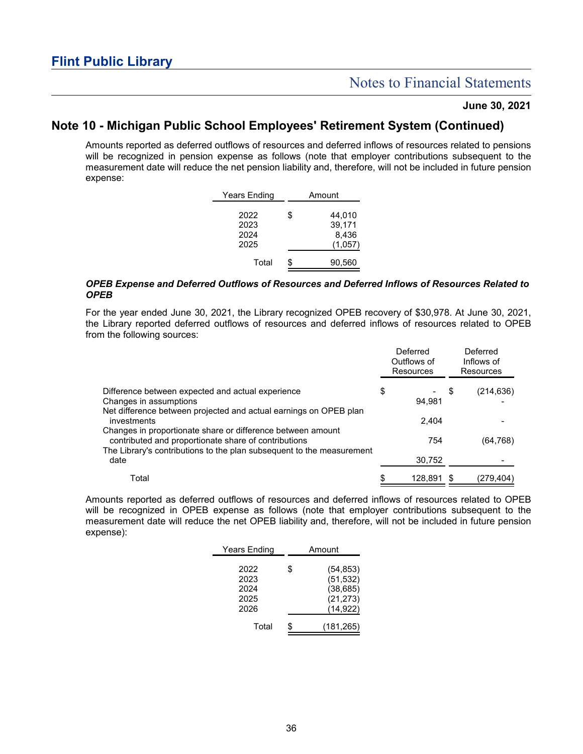## Note 10 - Michigan Public School Employees' Retirement System (Continued)

Amounts reported as deferred outflows of resources and deferred inflows of resources related to pensions will be recognized in pension expense as follows (note that employer contributions subsequent to the measurement date will reduce the net pension liability and, therefore, will not be included in future pension expense:

| Years Ending | Amount |
|---|---|
| 2022 | $ 44,010 |
| 2023 | 39,171 |
| 2024 | 8,436 |
| 2025 | (1,057) |
| Total | $ 90,560 |

### *OPEB Expense and Deferred Outflows of Resources and Deferred Inflows of Resources Related to OPEB*

For the year ended June 30, 2021, the Library recognized OPEB recovery of $30,978. At June 30, 2021, the Library reported deferred outflows of resources and deferred inflows of resources related to OPEB from the following sources:

| | Deferred Outflows of Resources | Deferred Inflows of Resources |
|---|---|---|
| Difference between expected and actual experience | $ - | $ (214,636) |
| Changes in assumptions | 94,981 | - |
| Net difference between projected and actual earnings on OPEB plan investments | 2,404 | - |
| Changes in proportionate share or difference between amount contributed and proportionate share of contributions | 754 | (64,768) |
| The Library's contributions to the plan subsequent to the measurement date | 30,752 | - |
| Total | $ 128,891 | $ (279,404) |

Amounts reported as deferred outflows of resources and deferred inflows of resources related to OPEB will be recognized in OPEB expense as follows (note that employer contributions subsequent to the measurement date will reduce the net OPEB liability and, therefore, will not be included in future pension expense):

| Years Ending | Amount |
|---|---|
| 2022 | $ (54,853) |
| 2023 | (51,532) |
| 2024 | (38,685) |
| 2025 | (21,273) |
| 2026 | (14,922) |
| Total | $ (181,265) |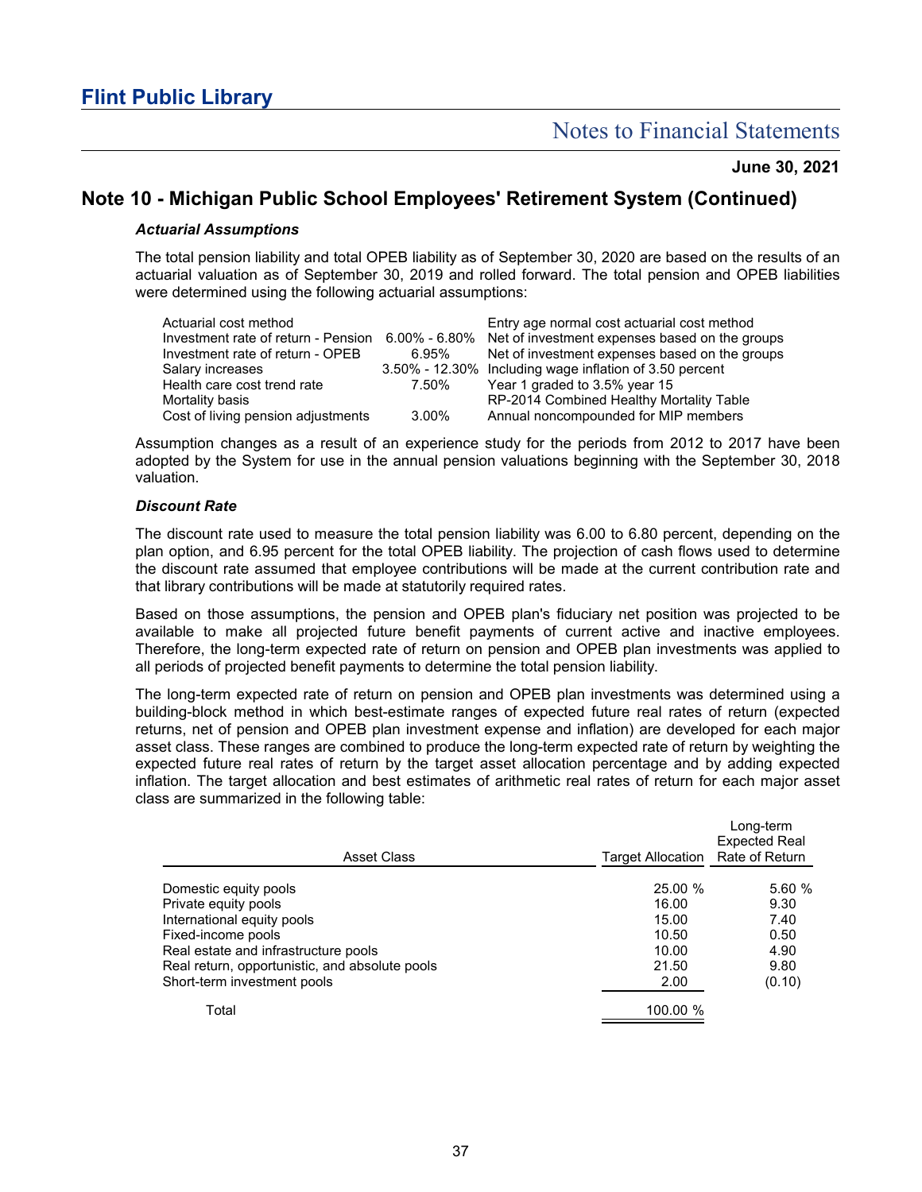# Flint Public Library

## Notes to Financial Statements

**June 30, 2021**

## Note 10 - Michigan Public School Employees' Retirement System (Continued)

### *Actuarial Assumptions*

The total pension liability and total OPEB liability as of September 30, 2020 are based on the results of an actuarial valuation as of September 30, 2019 and rolled forward. The total pension and OPEB liabilities were determined using the following actuarial assumptions:

| | | |
|---|---|---|
| Actuarial cost method | | Entry age normal cost actuarial cost method |
| Investment rate of return - Pension | 6.00% - 6.80% | Net of investment expenses based on the groups |
| Investment rate of return - OPEB | 6.95% | Net of investment expenses based on the groups |
| Salary increases | 3.50% - 12.30% | Including wage inflation of 3.50 percent |
| Health care cost trend rate | 7.50% | Year 1 graded to 3.5% year 15 |
| Mortality basis | | RP-2014 Combined Healthy Mortality Table |
| Cost of living pension adjustments | 3.00% | Annual noncompounded for MIP members |

Assumption changes as a result of an experience study for the periods from 2012 to 2017 have been adopted by the System for use in the annual pension valuations beginning with the September 30, 2018 valuation.

### *Discount Rate*

The discount rate used to measure the total pension liability was 6.00 to 6.80 percent, depending on the plan option, and 6.95 percent for the total OPEB liability. The projection of cash flows used to determine the discount rate assumed that employee contributions will be made at the current contribution rate and that library contributions will be made at statutorily required rates.

Based on those assumptions, the pension and OPEB plan's fiduciary net position was projected to be available to make all projected future benefit payments of current active and inactive employees. Therefore, the long-term expected rate of return on pension and OPEB plan investments was applied to all periods of projected benefit payments to determine the total pension liability.

The long-term expected rate of return on pension and OPEB plan investments was determined using a building-block method in which best-estimate ranges of expected future real rates of return (expected returns, net of pension and OPEB plan investment expense and inflation) are developed for each major asset class. These ranges are combined to produce the long-term expected rate of return by weighting the expected future real rates of return by the target asset allocation percentage and by adding expected inflation. The target allocation and best estimates of arithmetic real rates of return for each major asset class are summarized in the following table:

| Asset Class | Target Allocation | Long-term Expected Real Rate of Return |
|---|---|---|
| Domestic equity pools | 25.00 % | 5.60 % |
| Private equity pools | 16.00 | 9.30 |
| International equity pools | 15.00 | 7.40 |
| Fixed-income pools | 10.50 | 0.50 |
| Real estate and infrastructure pools | 10.00 | 4.90 |
| Real return, opportunistic, and absolute pools | 21.50 | 9.80 |
| Short-term investment pools | 2.00 | (0.10) |
| Total | 100.00 % | |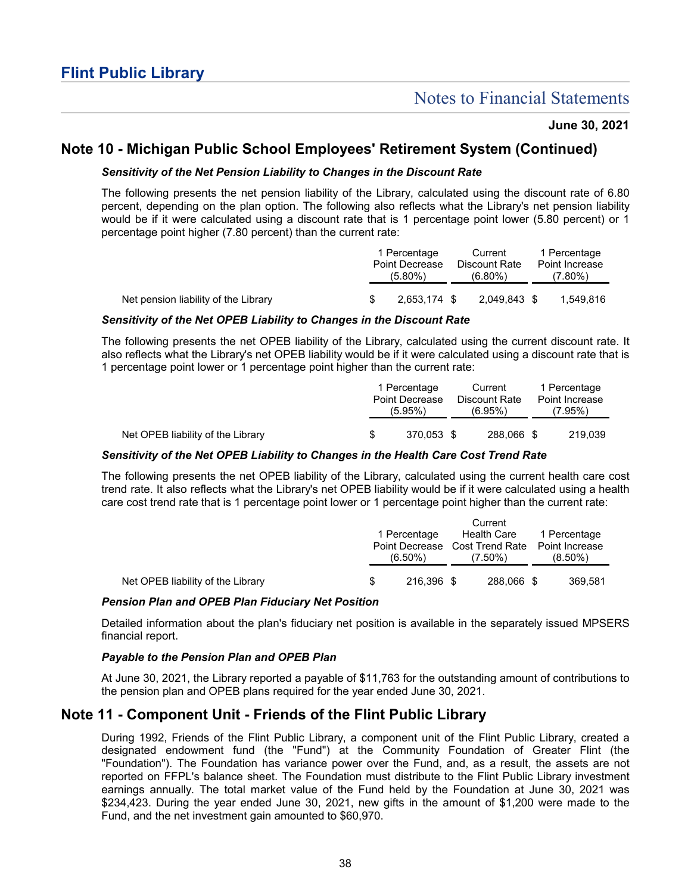## Note 10 - Michigan Public School Employees' Retirement System (Continued)

***Sensitivity of the Net Pension Liability to Changes in the Discount Rate***

The following presents the net pension liability of the Library, calculated using the discount rate of 6.80 percent, depending on the plan option. The following also reflects what the Library's net pension liability would be if it were calculated using a discount rate that is 1 percentage point lower (5.80 percent) or 1 percentage point higher (7.80 percent) than the current rate:

| | 1 Percentage Point Decrease (5.80%) | Current Discount Rate (6.80%) | 1 Percentage Point Increase (7.80%) |
|---|---|---|---|
| Net pension liability of the Library | $ 2,653,174 | $ 2,049,843 | $ 1,549,816 |

***Sensitivity of the Net OPEB Liability to Changes in the Discount Rate***

The following presents the net OPEB liability of the Library, calculated using the current discount rate. It also reflects what the Library's net OPEB liability would be if it were calculated using a discount rate that is 1 percentage point lower or 1 percentage point higher than the current rate:

| | 1 Percentage Point Decrease (5.95%) | Current Discount Rate (6.95%) | 1 Percentage Point Increase (7.95%) |
|---|---|---|---|
| Net OPEB liability of the Library | $ 370,053 | $ 288,066 | $ 219,039 |

***Sensitivity of the Net OPEB Liability to Changes in the Health Care Cost Trend Rate***

The following presents the net OPEB liability of the Library, calculated using the current health care cost trend rate. It also reflects what the Library's net OPEB liability would be if it were calculated using a health care cost trend rate that is 1 percentage point lower or 1 percentage point higher than the current rate:

| | 1 Percentage Point Decrease (6.50%) | Current Health Care Cost Trend Rate (7.50%) | 1 Percentage Point Increase (8.50%) |
|---|---|---|---|
| Net OPEB liability of the Library | $ 216,396 | $ 288,066 | $ 369,581 |

***Pension Plan and OPEB Plan Fiduciary Net Position***

Detailed information about the plan's fiduciary net position is available in the separately issued MPSERS financial report.

***Payable to the Pension Plan and OPEB Plan***

At June 30, 2021, the Library reported a payable of $11,763 for the outstanding amount of contributions to the pension plan and OPEB plans required for the year ended June 30, 2021.

## Note 11 - Component Unit - Friends of the Flint Public Library

During 1992, Friends of the Flint Public Library, a component unit of the Flint Public Library, created a designated endowment fund (the "Fund") at the Community Foundation of Greater Flint (the "Foundation"). The Foundation has variance power over the Fund, and, as a result, the assets are not reported on FFPL's balance sheet. The Foundation must distribute to the Flint Public Library investment earnings annually. The total market value of the Fund held by the Foundation at June 30, 2021 was $234,423. During the year ended June 30, 2021, new gifts in the amount of $1,200 were made to the Fund, and the net investment gain amounted to $60,970.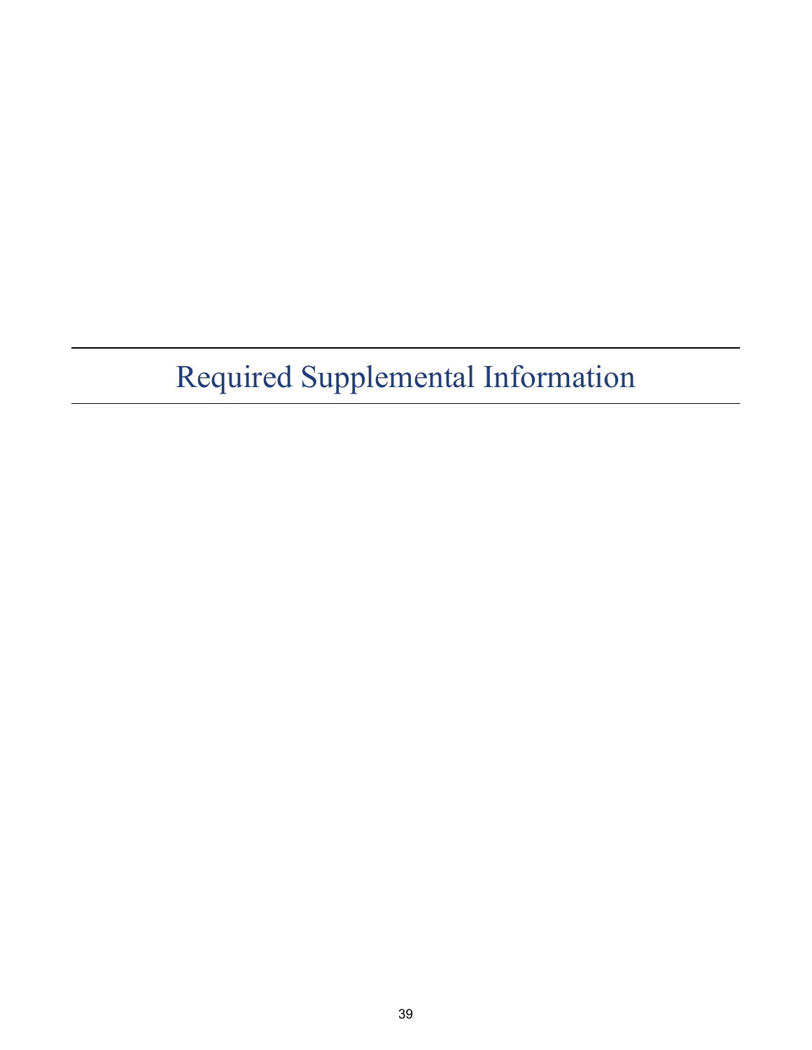# Required Supplemental Information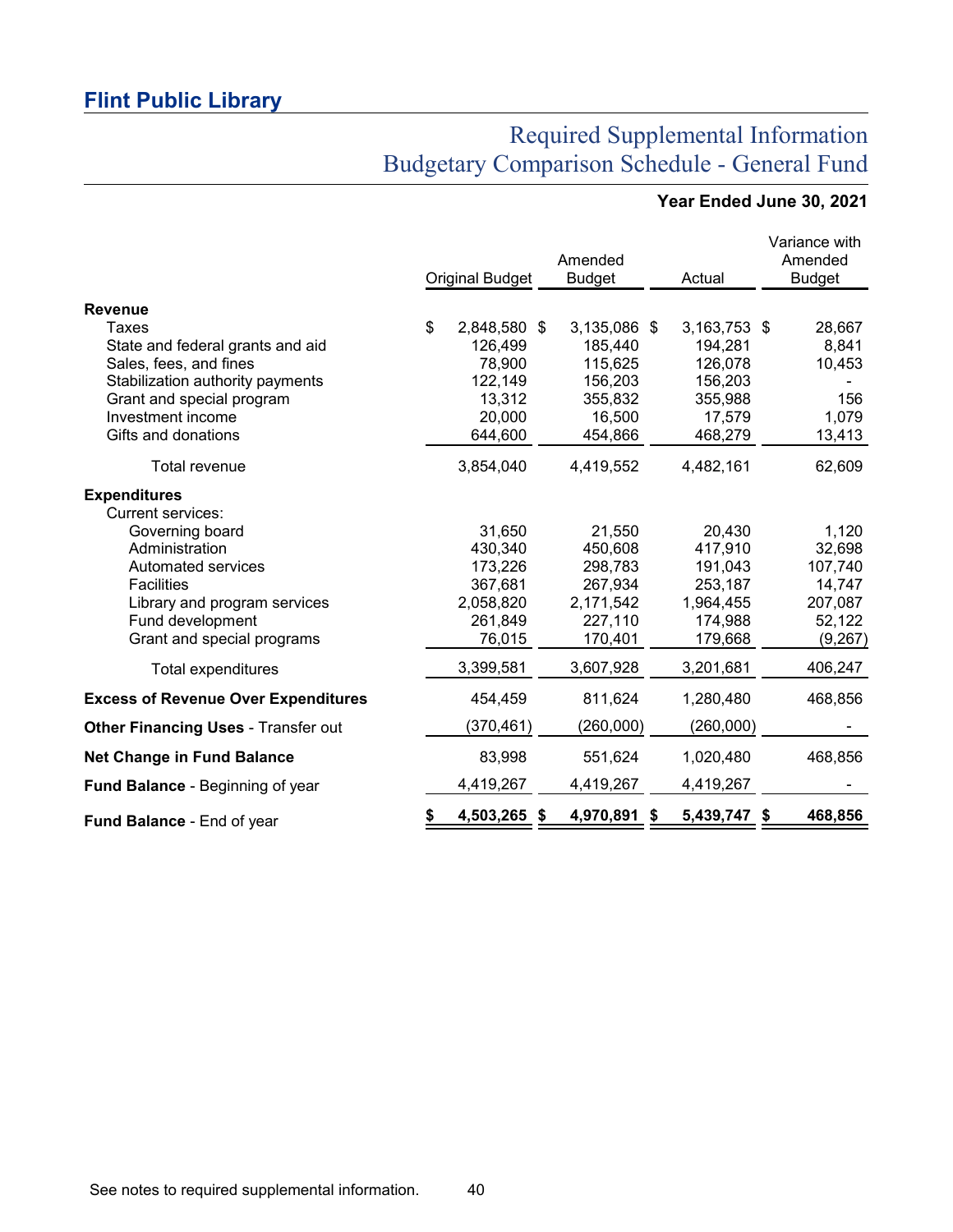# Flint Public Library

## Required Supplemental Information
## Budgetary Comparison Schedule - General Fund

**Year Ended June 30, 2021**

| | Original Budget | Amended Budget | Actual | Variance with Amended Budget |
|---|---|---|---|---|
| **Revenue** | | | | |
| Taxes | $ 2,848,580 | $ 3,135,086 | $ 3,163,753 | $ 28,667 |
| State and federal grants and aid | 126,499 | 185,440 | 194,281 | 8,841 |
| Sales, fees, and fines | 78,900 | 115,625 | 126,078 | 10,453 |
| Stabilization authority payments | 122,149 | 156,203 | 156,203 | - |
| Grant and special program | 13,312 | 355,832 | 355,988 | 156 |
| Investment income | 20,000 | 16,500 | 17,579 | 1,079 |
| Gifts and donations | 644,600 | 454,866 | 468,279 | 13,413 |
| Total revenue | 3,854,040 | 4,419,552 | 4,482,161 | 62,609 |
| **Expenditures** | | | | |
| Current services: | | | | |
| Governing board | 31,650 | 21,550 | 20,430 | 1,120 |
| Administration | 430,340 | 450,608 | 417,910 | 32,698 |
| Automated services | 173,226 | 298,783 | 191,043 | 107,740 |
| Facilities | 367,681 | 267,934 | 253,187 | 14,747 |
| Library and program services | 2,058,820 | 2,171,542 | 1,964,455 | 207,087 |
| Fund development | 261,849 | 227,110 | 174,988 | 52,122 |
| Grant and special programs | 76,015 | 170,401 | 179,668 | (9,267) |
| Total expenditures | 3,399,581 | 3,607,928 | 3,201,681 | 406,247 |
| **Excess of Revenue Over Expenditures** | 454,459 | 811,624 | 1,280,480 | 468,856 |
| **Other Financing Uses** - Transfer out | (370,461) | (260,000) | (260,000) | - |
| **Net Change in Fund Balance** | 83,998 | 551,624 | 1,020,480 | 468,856 |
| **Fund Balance** - Beginning of year | 4,419,267 | 4,419,267 | 4,419,267 | - |
| **Fund Balance** - End of year | **$ 4,503,265** | **$ 4,970,891** | **$ 5,439,747** | **$ 468,856** |

See notes to required supplemental information.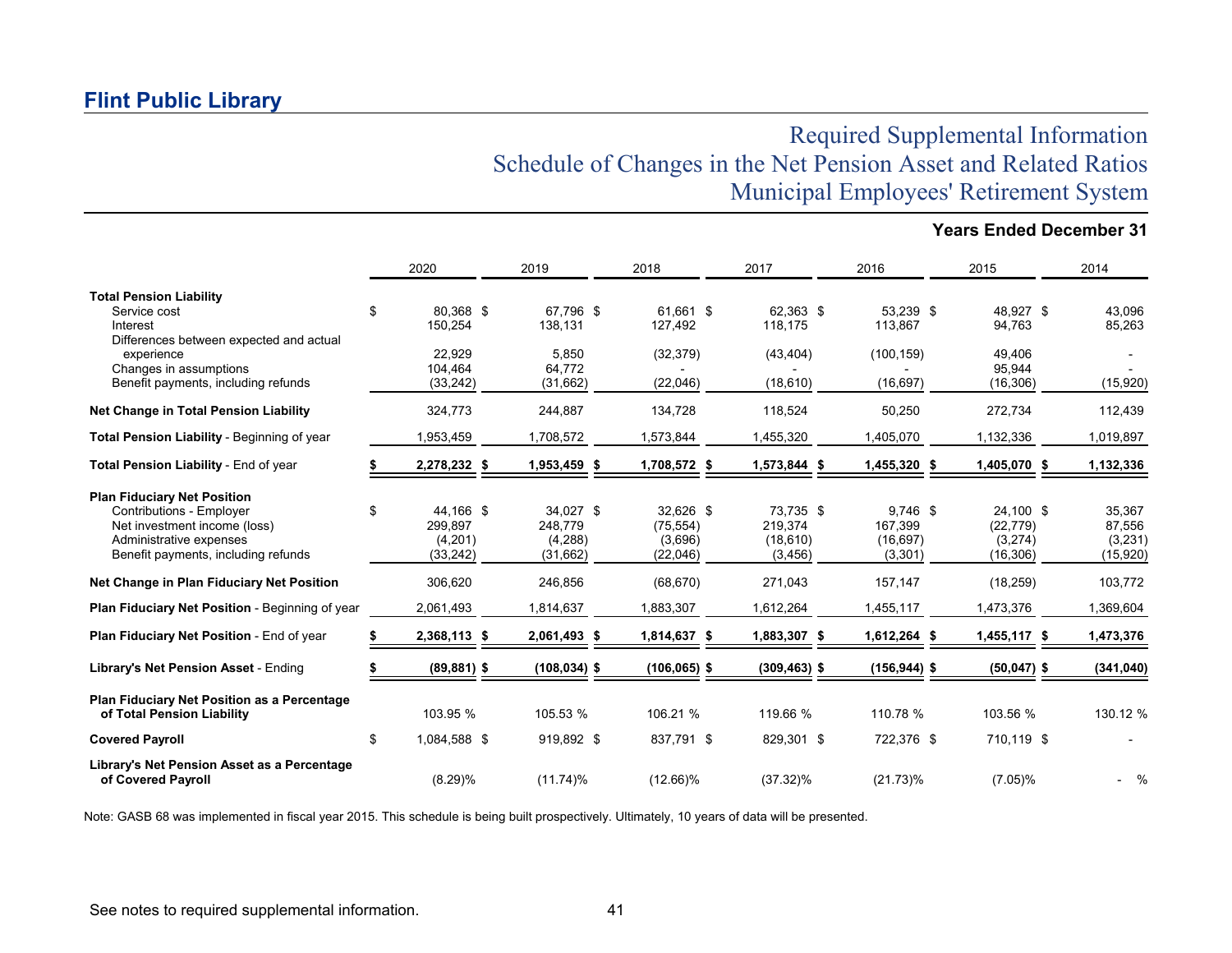## Flint Public Library

# Required Supplemental Information
# Schedule of Changes in the Net Pension Asset and Related Ratios
# Municipal Employees' Retirement System

**Years Ended December 31**

| | 2020 | 2019 | 2018 | 2017 | 2016 | 2015 | 2014 |
|---|---|---|---|---|---|---|---|
| **Total Pension Liability** | | | | | | | |
| Service cost | $ 80,368 | $ 67,796 | $ 61,661 | $ 62,363 | $ 53,239 | $ 48,927 | $ 43,096 |
| Interest | 150,254 | 138,131 | 127,492 | 118,175 | 113,867 | 94,763 | 85,263 |
| Differences between expected and actual experience | 22,929 | 5,850 | (32,379) | (43,404) | (100,159) | 49,406 | - |
| Changes in assumptions | 104,464 | 64,772 | - | - | - | 95,944 | - |
| Benefit payments, including refunds | (33,242) | (31,662) | (22,046) | (18,610) | (16,697) | (16,306) | (15,920) |
| **Net Change in Total Pension Liability** | 324,773 | 244,887 | 134,728 | 118,524 | 50,250 | 272,734 | 112,439 |
| **Total Pension Liability** - Beginning of year | 1,953,459 | 1,708,572 | 1,573,844 | 1,455,320 | 1,405,070 | 1,132,336 | 1,019,897 |
| **Total Pension Liability** - End of year | **$ 2,278,232** | **$ 1,953,459** | **$ 1,708,572** | **$ 1,573,844** | **$ 1,455,320** | **$ 1,405,070** | **$ 1,132,336** |
| **Plan Fiduciary Net Position** | | | | | | | |
| Contributions - Employer | $ 44,166 | $ 34,027 | $ 32,626 | $ 73,735 | $ 9,746 | $ 24,100 | $ 35,367 |
| Net investment income (loss) | 299,897 | 248,779 | (75,554) | 219,374 | 167,399 | (22,779) | 87,556 |
| Administrative expenses | (4,201) | (4,288) | (3,696) | (18,610) | (16,697) | (3,274) | (3,231) |
| Benefit payments, including refunds | (33,242) | (31,662) | (22,046) | (3,456) | (3,301) | (16,306) | (15,920) |
| **Net Change in Plan Fiduciary Net Position** | 306,620 | 246,856 | (68,670) | 271,043 | 157,147 | (18,259) | 103,772 |
| **Plan Fiduciary Net Position** - Beginning of year | 2,061,493 | 1,814,637 | 1,883,307 | 1,612,264 | 1,455,117 | 1,473,376 | 1,369,604 |
| **Plan Fiduciary Net Position** - End of year | **$ 2,368,113** | **$ 2,061,493** | **$ 1,814,637** | **$ 1,883,307** | **$ 1,612,264** | **$ 1,455,117** | **$ 1,473,376** |
| **Library's Net Pension Asset** - Ending | **$ (89,881)** | **$ (108,034)** | **$ (106,065)** | **$ (309,463)** | **$ (156,944)** | **$ (50,047)** | **$ (341,040)** |
| **Plan Fiduciary Net Position as a Percentage of Total Pension Liability** | 103.95 % | 105.53 % | 106.21 % | 119.66 % | 110.78 % | 103.56 % | 130.12 % |
| **Covered Payroll** | $ 1,084,588 | $ 919,892 | $ 837,791 | $ 829,301 | $ 722,376 | $ 710,119 | $ - |
| **Library's Net Pension Asset as a Percentage of Covered Payroll** | (8.29)% | (11.74)% | (12.66)% | (37.32)% | (21.73)% | (7.05)% | - % |

Note: GASB 68 was implemented in fiscal year 2015. This schedule is being built prospectively. Ultimately, 10 years of data will be presented.

See notes to required supplemental information.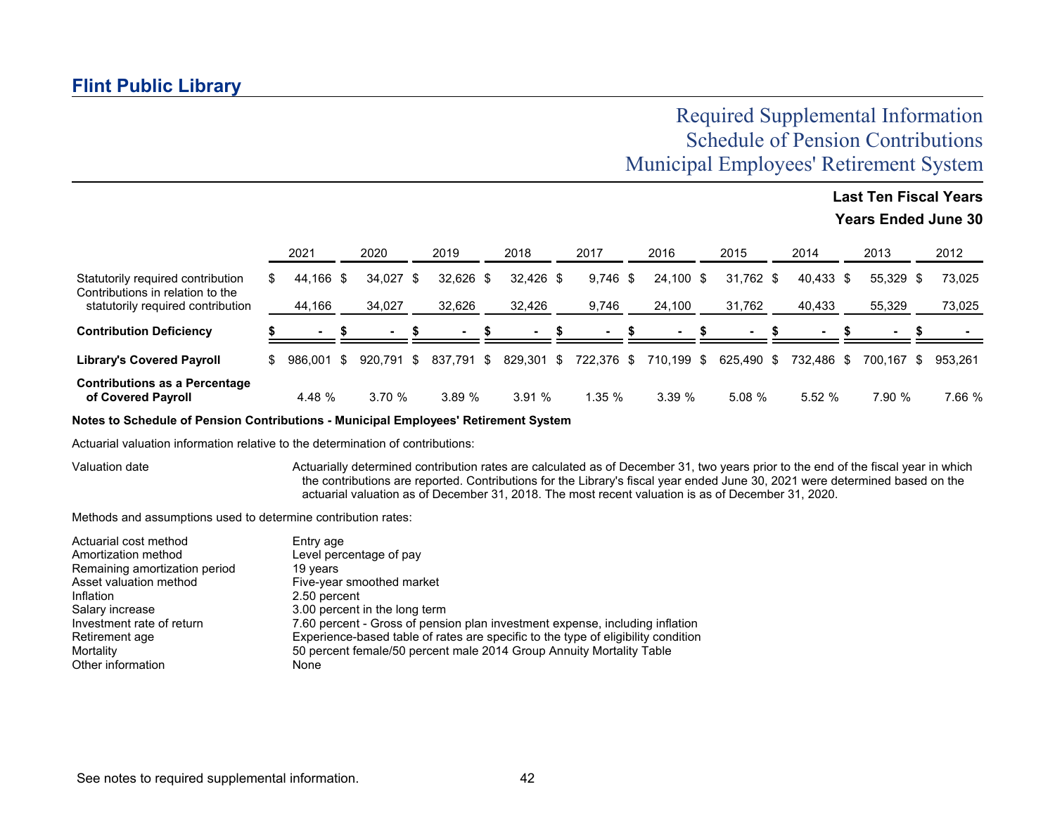# Flint Public Library

## Required Supplemental Information
## Schedule of Pension Contributions
## Municipal Employees' Retirement System

**Last Ten Fiscal Years**

**Years Ended June 30**

| | 2021 | 2020 | 2019 | 2018 | 2017 | 2016 | 2015 | 2014 | 2013 | 2012 |
|---|---|---|---|---|---|---|---|---|---|---|
| Statutorily required contribution | $ 44,166 | $ 34,027 | $ 32,626 | $ 32,426 | $ 9,746 | $ 24,100 | $ 31,762 | $ 40,433 | $ 55,329 | $ 73,025 |
| Contributions in relation to the statutorily required contribution | 44,166 | 34,027 | 32,626 | 32,426 | 9,746 | 24,100 | 31,762 | 40,433 | 55,329 | 73,025 |
| **Contribution Deficiency** | **$ -** | **$ -** | **$ -** | **$ -** | **$ -** | **$ -** | **$ -** | **$ -** | **$ -** | **$ -** |
| **Library's Covered Payroll** | $ 986,001 | $ 920,791 | $ 837,791 | $ 829,301 | $ 722,376 | $ 710,199 | $ 625,490 | $ 732,486 | $ 700,167 | $ 953,261 |
| **Contributions as a Percentage of Covered Payroll** | 4.48 % | 3.70 % | 3.89 % | 3.91 % | 1.35 % | 3.39 % | 5.08 % | 5.52 % | 7.90 % | 7.66 % |

**Notes to Schedule of Pension Contributions - Municipal Employees' Retirement System**

Actuarial valuation information relative to the determination of contributions:

| | |
|---|---|
| Valuation date | Actuarially determined contribution rates are calculated as of December 31, two years prior to the end of the fiscal year in which the contributions are reported. Contributions for the Library's fiscal year ended June 30, 2021 were determined based on the actuarial valuation as of December 31, 2018. The most recent valuation is as of December 31, 2020. |

Methods and assumptions used to determine contribution rates:

| | |
|---|---|
| Actuarial cost method | Entry age |
| Amortization method | Level percentage of pay |
| Remaining amortization period | 19 years |
| Asset valuation method | Five-year smoothed market |
| Inflation | 2.50 percent |
| Salary increase | 3.00 percent in the long term |
| Investment rate of return | 7.60 percent - Gross of pension plan investment expense, including inflation |
| Retirement age | Experience-based table of rates are specific to the type of eligibility condition |
| Mortality | 50 percent female/50 percent male 2014 Group Annuity Mortality Table |
| Other information | None |

See notes to required supplemental information.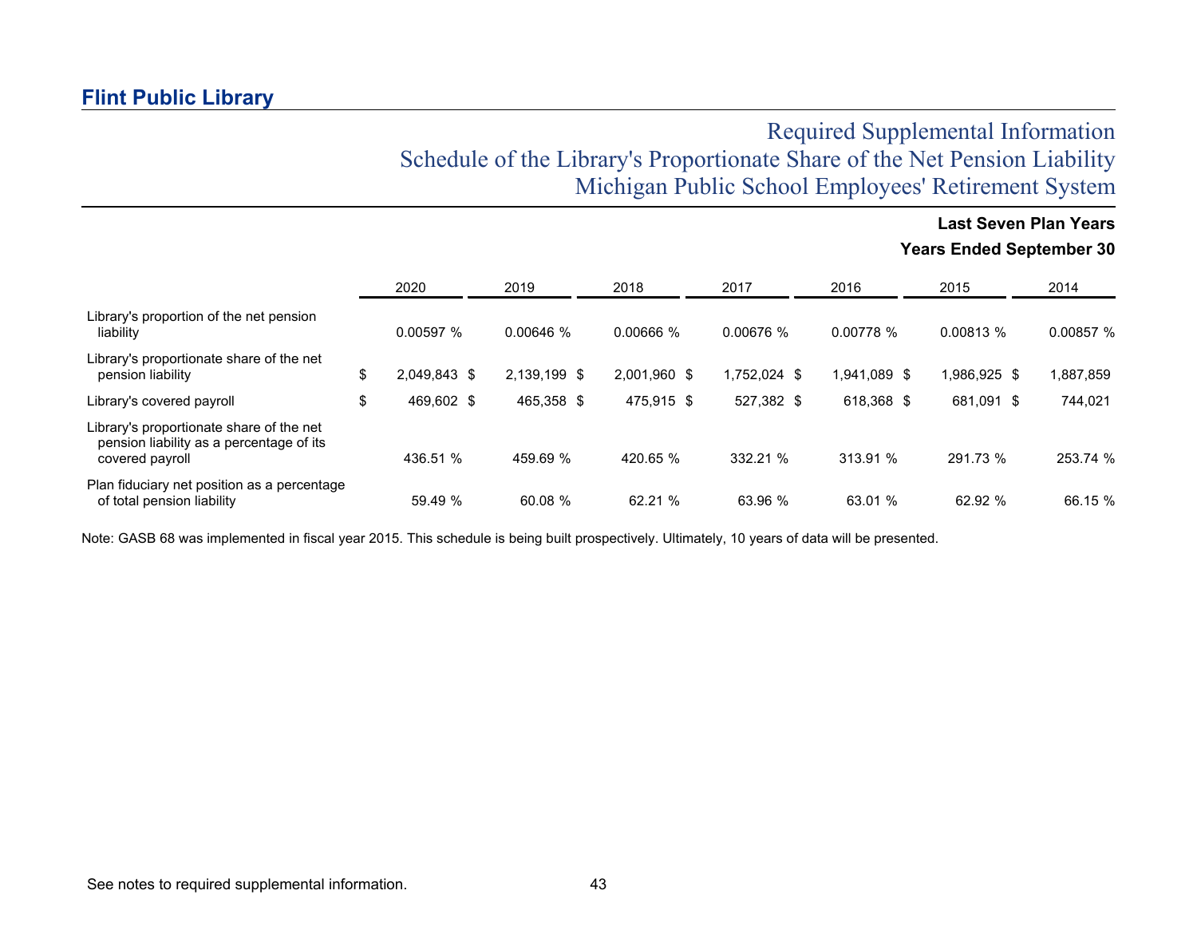# Flint Public Library

## Required Supplemental Information
## Schedule of the Library's Proportionate Share of the Net Pension Liability
## Michigan Public School Employees' Retirement System

**Last Seven Plan Years**

**Years Ended September 30**

| | 2020 | 2019 | 2018 | 2017 | 2016 | 2015 | 2014 |
|---|---|---|---|---|---|---|---|
| Library's proportion of the net pension liability | 0.00597 % | 0.00646 % | 0.00666 % | 0.00676 % | 0.00778 % | 0.00813 % | 0.00857 % |
| Library's proportionate share of the net pension liability | $ 2,049,843 | $ 2,139,199 | $ 2,001,960 | $ 1,752,024 | $ 1,941,089 | $ 1,986,925 | $ 1,887,859 |
| Library's covered payroll | $ 469,602 | $ 465,358 | $ 475,915 | $ 527,382 | $ 618,368 | $ 681,091 | $ 744,021 |
| Library's proportionate share of the net pension liability as a percentage of its covered payroll | 436.51 % | 459.69 % | 420.65 % | 332.21 % | 313.91 % | 291.73 % | 253.74 % |
| Plan fiduciary net position as a percentage of total pension liability | 59.49 % | 60.08 % | 62.21 % | 63.96 % | 63.01 % | 62.92 % | 66.15 % |

Note: GASB 68 was implemented in fiscal year 2015. This schedule is being built prospectively. Ultimately, 10 years of data will be presented.

See notes to required supplemental information.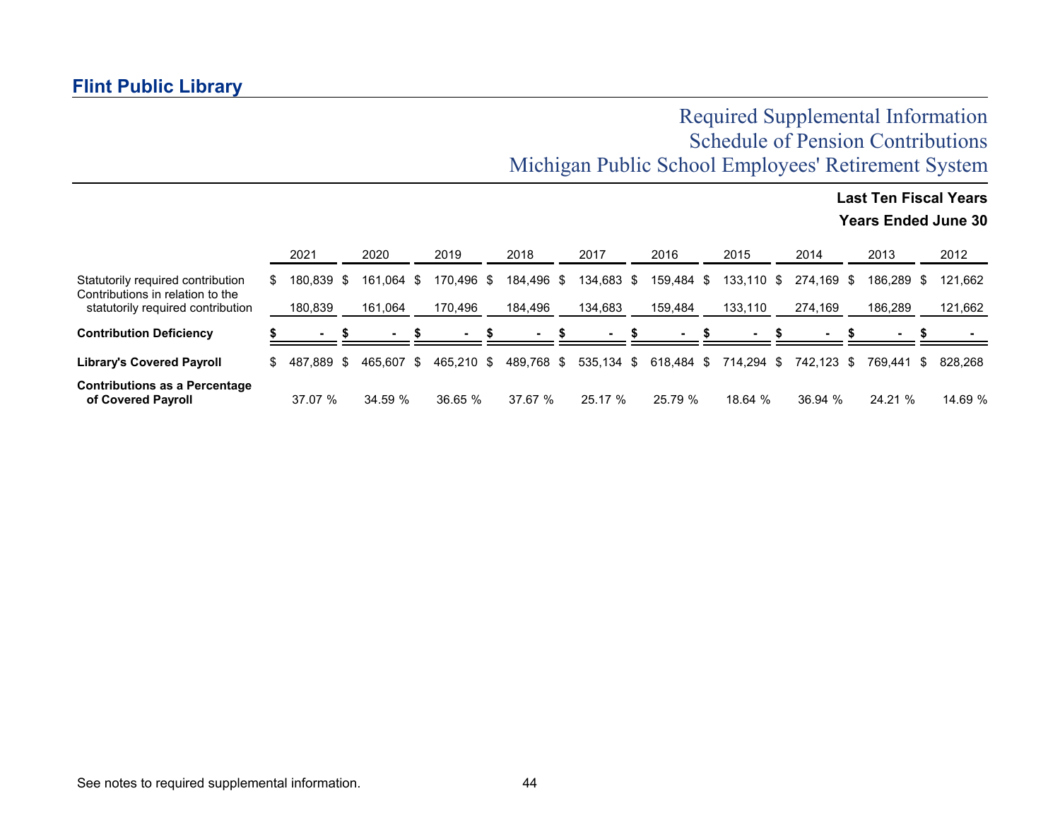## Flint Public Library

# Required Supplemental Information
# Schedule of Pension Contributions
# Michigan Public School Employees' Retirement System

**Last Ten Fiscal Years**

**Years Ended June 30**

| | 2021 | 2020 | 2019 | 2018 | 2017 | 2016 | 2015 | 2014 | 2013 | 2012 |
|---|---|---|---|---|---|---|---|---|---|---|
| Statutorily required contribution | $ 180,839 | $ 161,064 | $ 170,496 | $ 184,496 | $ 134,683 | $ 159,484 | $ 133,110 | $ 274,169 | $ 186,289 | $ 121,662 |
| Contributions in relation to the statutorily required contribution | 180,839 | 161,064 | 170,496 | 184,496 | 134,683 | 159,484 | 133,110 | 274,169 | 186,289 | 121,662 |
| **Contribution Deficiency** | **$ -** | **$ -** | **$ -** | **$ -** | **$ -** | **$ -** | **$ -** | **$ -** | **$ -** | **$ -** |
| **Library's Covered Payroll** | $ 487,889 | $ 465,607 | $ 465,210 | $ 489,768 | $ 535,134 | $ 618,484 | $ 714,294 | $ 742,123 | $ 769,441 | $ 828,268 |
| **Contributions as a Percentage of Covered Payroll** | 37.07 % | 34.59 % | 36.65 % | 37.67 % | 25.17 % | 25.79 % | 18.64 % | 36.94 % | 24.21 % | 14.69 % |

See notes to required supplemental information.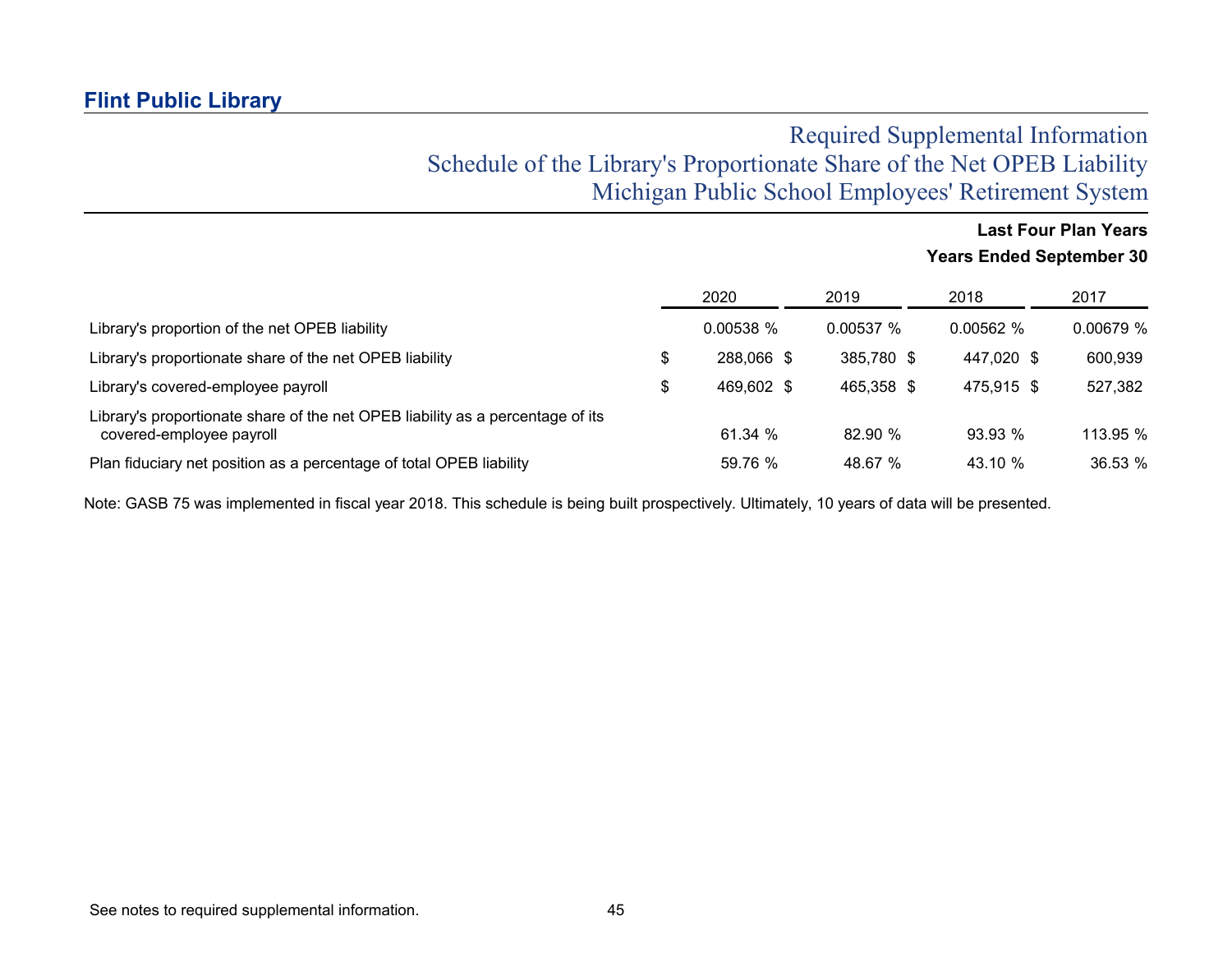## Flint Public Library

# Required Supplemental Information
# Schedule of the Library's Proportionate Share of the Net OPEB Liability
# Michigan Public School Employees' Retirement System

**Last Four Plan Years**

**Years Ended September 30**

| | 2020 | 2019 | 2018 | 2017 |
|---|---|---|---|---|
| Library's proportion of the net OPEB liability | 0.00538 % | 0.00537 % | 0.00562 % | 0.00679 % |
| Library's proportionate share of the net OPEB liability | $ 288,066 | $ 385,780 | $ 447,020 | $ 600,939 |
| Library's covered-employee payroll | $ 469,602 | $ 465,358 | $ 475,915 | $ 527,382 |
| Library's proportionate share of the net OPEB liability as a percentage of its covered-employee payroll | 61.34 % | 82.90 % | 93.93 % | 113.95 % |
| Plan fiduciary net position as a percentage of total OPEB liability | 59.76 % | 48.67 % | 43.10 % | 36.53 % |

Note: GASB 75 was implemented in fiscal year 2018. This schedule is being built prospectively. Ultimately, 10 years of data will be presented.

See notes to required supplemental information.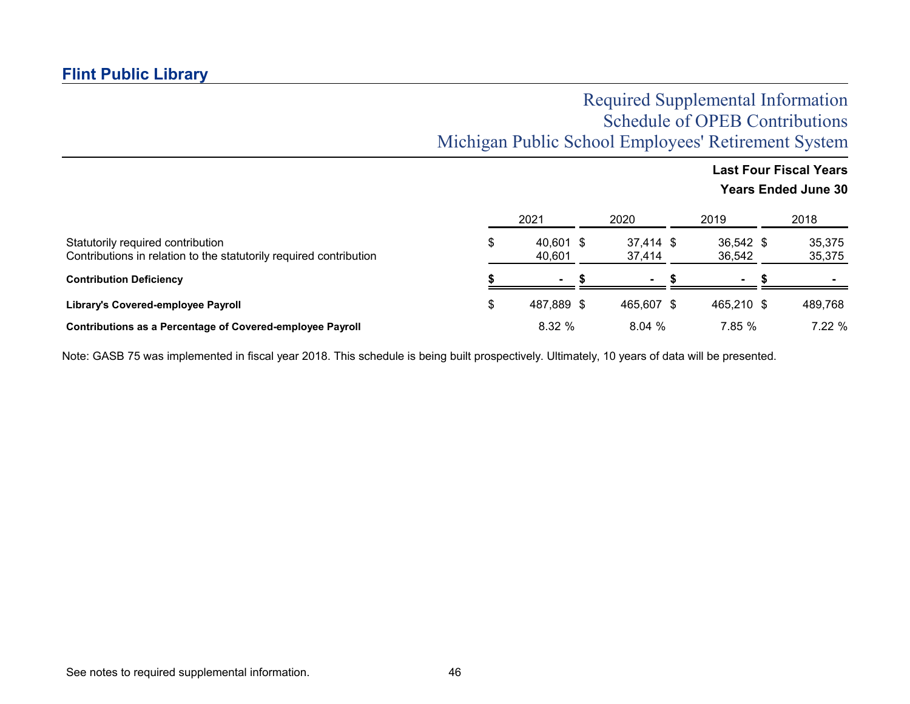# Flint Public Library

## Required Supplemental Information
## Schedule of OPEB Contributions
## Michigan Public School Employees' Retirement System

**Last Four Fiscal Years**

**Years Ended June 30**

| | 2021 | 2020 | 2019 | 2018 |
|---|---|---|---|---|
| Statutorily required contribution | $ 40,601 | $ 37,414 | $ 36,542 | $ 35,375 |
| Contributions in relation to the statutorily required contribution | 40,601 | 37,414 | 36,542 | 35,375 |
| **Contribution Deficiency** | **$ -** | **$ -** | **$ -** | **$ -** |
| **Library's Covered-employee Payroll** | $ 487,889 | $ 465,607 | $ 465,210 | $ 489,768 |
| **Contributions as a Percentage of Covered-employee Payroll** | 8.32 % | 8.04 % | 7.85 % | 7.22 % |

Note: GASB 75 was implemented in fiscal year 2018. This schedule is being built prospectively. Ultimately, 10 years of data will be presented.

See notes to required supplemental information.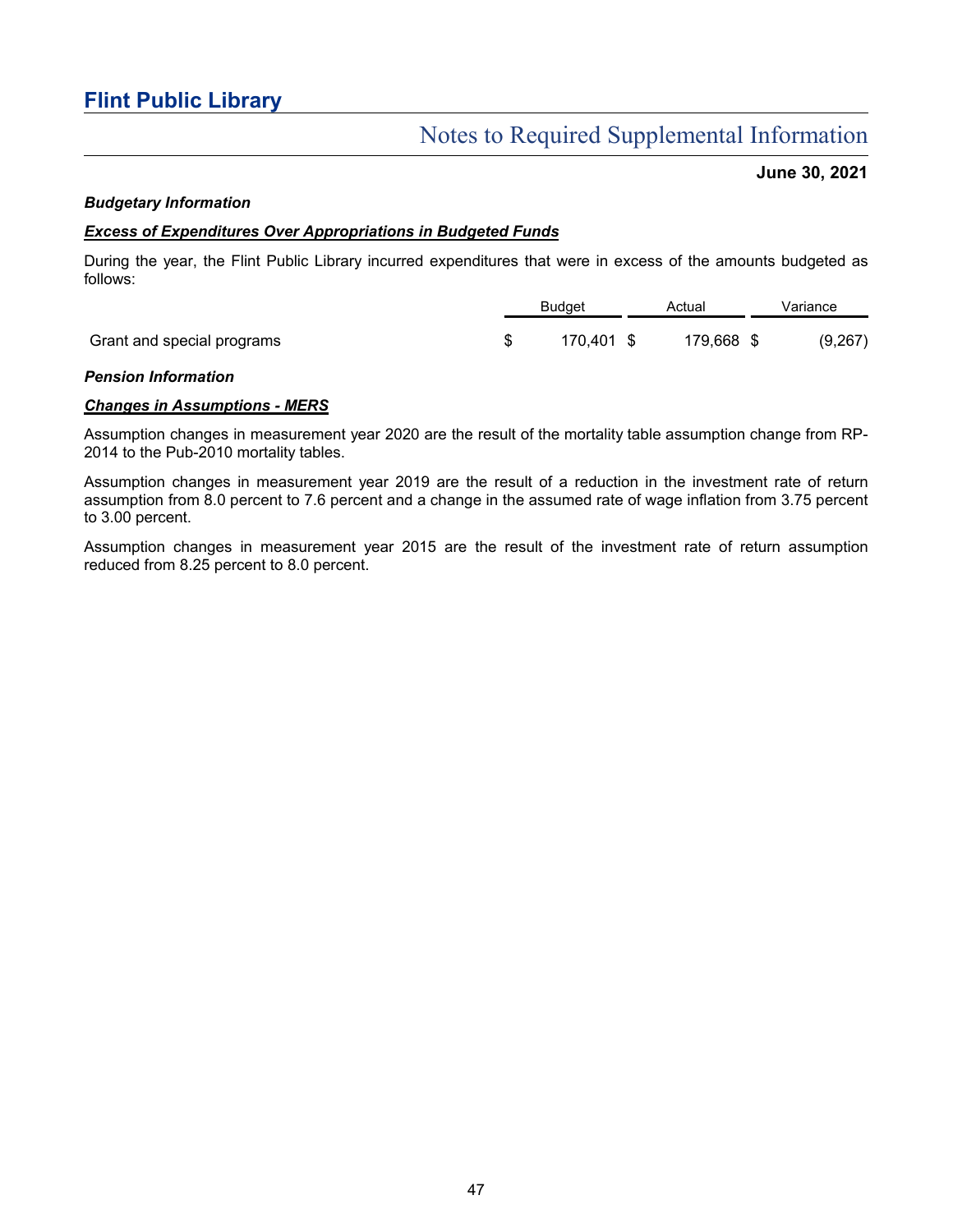# Flint Public Library

## Notes to Required Supplemental Information

**June 30, 2021**

***Budgetary Information***

***<u>Excess of Expenditures Over Appropriations in Budgeted Funds</u>***

During the year, the Flint Public Library incurred expenditures that were in excess of the amounts budgeted as follows:

| | Budget | Actual | Variance |
|---|---|---|---|
| Grant and special programs | $ 170,401 | $ 179,668 | $ (9,267) |

***Pension Information***

***<u>Changes in Assumptions - MERS</u>***

Assumption changes in measurement year 2020 are the result of the mortality table assumption change from RP-2014 to the Pub-2010 mortality tables.

Assumption changes in measurement year 2019 are the result of a reduction in the investment rate of return assumption from 8.0 percent to 7.6 percent and a change in the assumed rate of wage inflation from 3.75 percent to 3.00 percent.

Assumption changes in measurement year 2015 are the result of the investment rate of return assumption reduced from 8.25 percent to 8.0 percent.